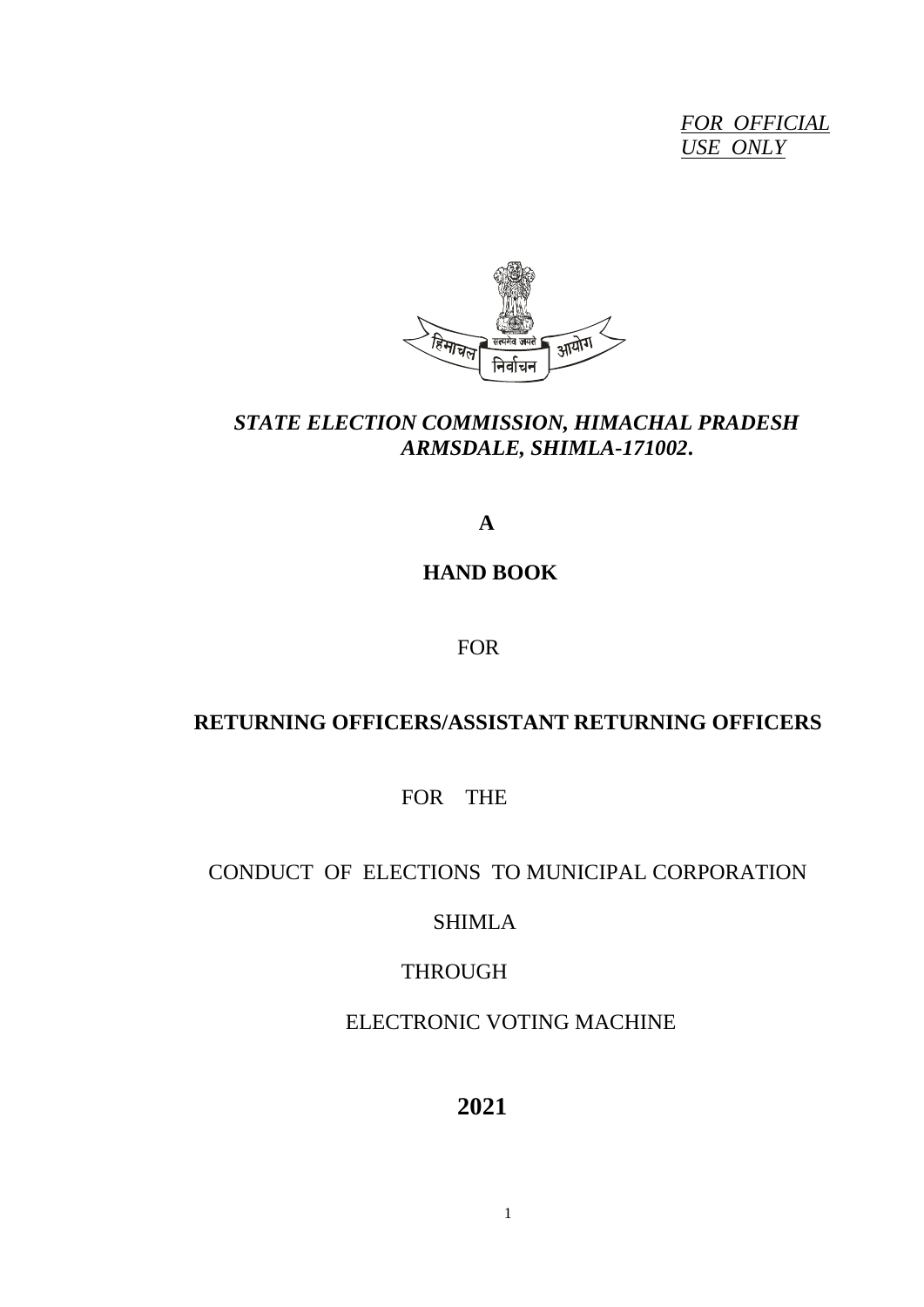*FOR OFFICIAL USE ONLY*

*STATE ELECTION COMMISSION, HIMACHAL PRADESH*
*ARMSDALE, SHIMLA-171002.*

**A**

**HAND BOOK**

FOR

**RETURNING OFFICERS/ASSISTANT RETURNING OFFICERS**

FOR THE

CONDUCT OF ELECTIONS TO MUNICIPAL CORPORATION

SHIMLA

THROUGH

ELECTRONIC VOTING MACHINE

**2021**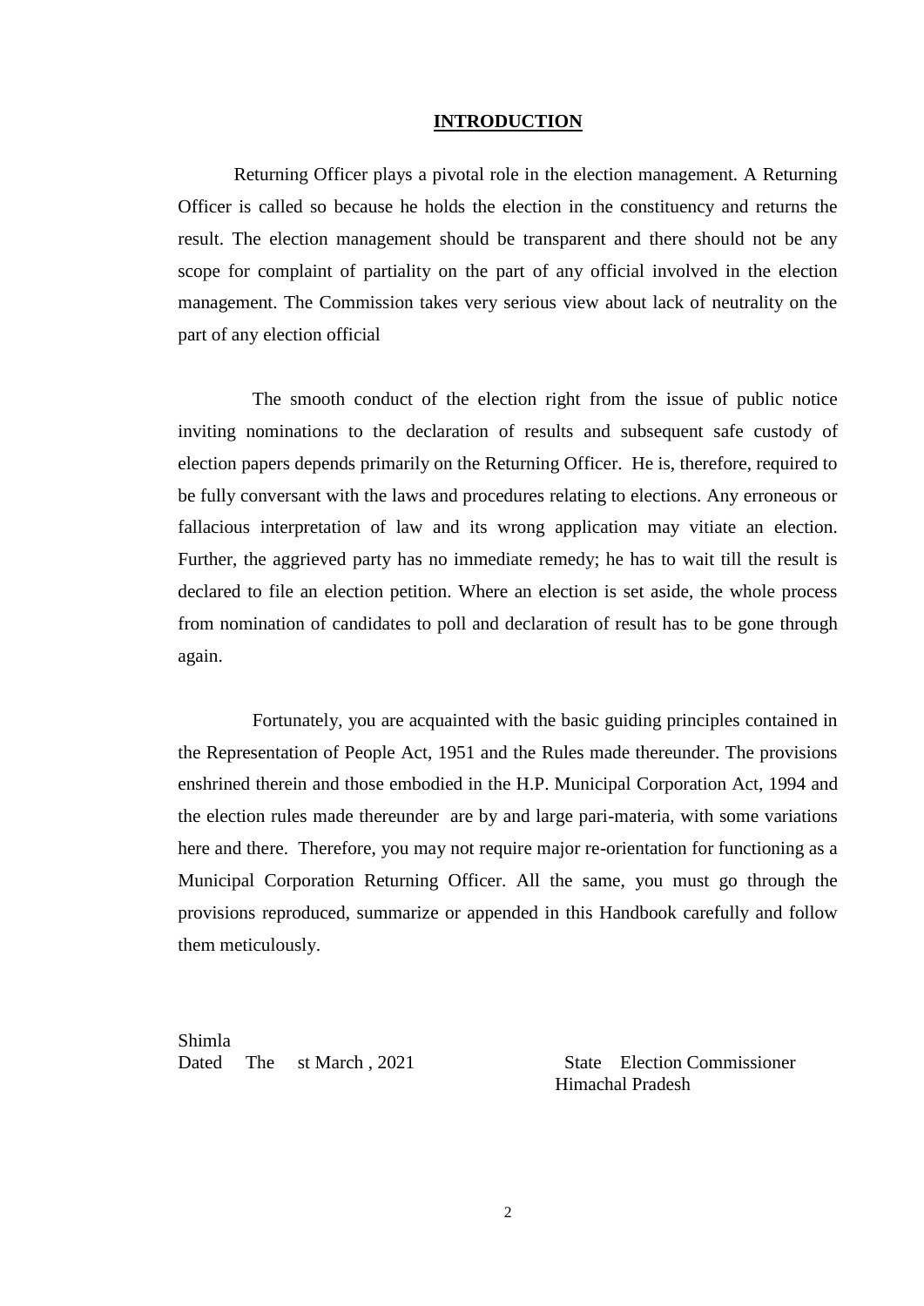# INTRODUCTION

Returning Officer plays a pivotal role in the election management. A Returning Officer is called so because he holds the election in the constituency and returns the result. The election management should be transparent and there should not be any scope for complaint of partiality on the part of any official involved in the election management. The Commission takes very serious view about lack of neutrality on the part of any election official

The smooth conduct of the election right from the issue of public notice inviting nominations to the declaration of results and subsequent safe custody of election papers depends primarily on the Returning Officer. He is, therefore, required to be fully conversant with the laws and procedures relating to elections. Any erroneous or fallacious interpretation of law and its wrong application may vitiate an election. Further, the aggrieved party has no immediate remedy; he has to wait till the result is declared to file an election petition. Where an election is set aside, the whole process from nomination of candidates to poll and declaration of result has to be gone through again.

Fortunately, you are acquainted with the basic guiding principles contained in the Representation of People Act, 1951 and the Rules made thereunder. The provisions enshrined therein and those embodied in the H.P. Municipal Corporation Act, 1994 and the election rules made thereunder are by and large pari-materia, with some variations here and there. Therefore, you may not require major re-orientation for functioning as a Municipal Corporation Returning Officer. All the same, you must go through the provisions reproduced, summarize or appended in this Handbook carefully and follow them meticulously.

Shimla
Dated The st March , 2021

State Election Commissioner
Himachal Pradesh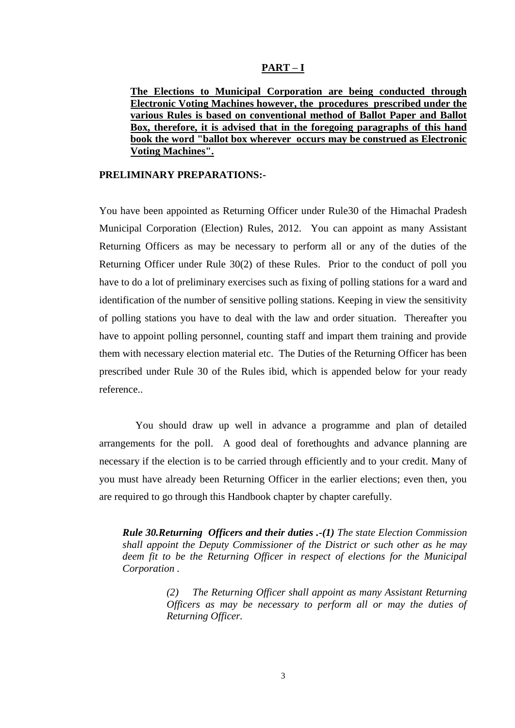## PART – I

**The Elections to Municipal Corporation are being conducted through Electronic Voting Machines however, the procedures prescribed under the various Rules is based on conventional method of Ballot Paper and Ballot Box, therefore, it is advised that in the foregoing paragraphs of this hand book the word "ballot box wherever occurs may be construed as Electronic Voting Machines".**

### PRELIMINARY PREPARATIONS:-

You have been appointed as Returning Officer under Rule30 of the Himachal Pradesh Municipal Corporation (Election) Rules, 2012. You can appoint as many Assistant Returning Officers as may be necessary to perform all or any of the duties of the Returning Officer under Rule 30(2) of these Rules. Prior to the conduct of poll you have to do a lot of preliminary exercises such as fixing of polling stations for a ward and identification of the number of sensitive polling stations. Keeping in view the sensitivity of polling stations you have to deal with the law and order situation. Thereafter you have to appoint polling personnel, counting staff and impart them training and provide them with necessary election material etc. The Duties of the Returning Officer has been prescribed under Rule 30 of the Rules ibid, which is appended below for your ready reference..

You should draw up well in advance a programme and plan of detailed arrangements for the poll. A good deal of forethoughts and advance planning are necessary if the election is to be carried through efficiently and to your credit. Many of you must have already been Returning Officer in the earlier elections; even then, you are required to go through this Handbook chapter by chapter carefully.

***Rule 30.Returning Officers and their duties .-(1)*** *The state Election Commission shall appoint the Deputy Commissioner of the District or such other as he may deem fit to be the Returning Officer in respect of elections for the Municipal Corporation .*

> *(2) The Returning Officer shall appoint as many Assistant Returning Officers as may be necessary to perform all or may the duties of Returning Officer.*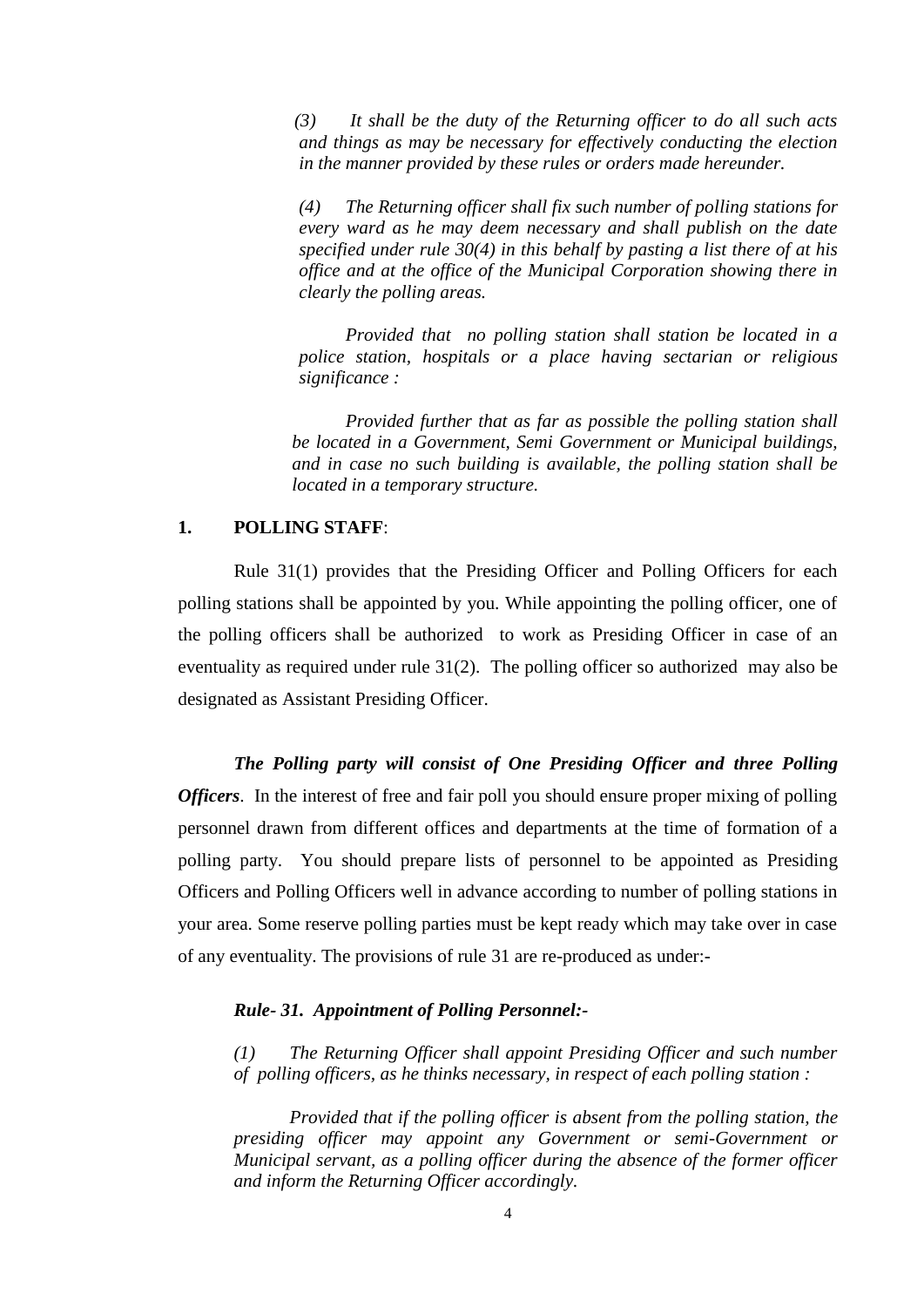*(3) It shall be the duty of the Returning officer to do all such acts and things as may be necessary for effectively conducting the election in the manner provided by these rules or orders made hereunder.*

*(4) The Returning officer shall fix such number of polling stations for every ward as he may deem necessary and shall publish on the date specified under rule 30(4) in this behalf by pasting a list there of at his office and at the office of the Municipal Corporation showing there in clearly the polling areas.*

*Provided that no polling station shall station be located in a police station, hospitals or a place having sectarian or religious significance :*

*Provided further that as far as possible the polling station shall be located in a Government, Semi Government or Municipal buildings, and in case no such building is available, the polling station shall be located in a temporary structure.*

## 1. POLLING STAFF:

Rule 31(1) provides that the Presiding Officer and Polling Officers for each polling stations shall be appointed by you. While appointing the polling officer, one of the polling officers shall be authorized to work as Presiding Officer in case of an eventuality as required under rule 31(2). The polling officer so authorized may also be designated as Assistant Presiding Officer.

***The Polling party will consist of One Presiding Officer and three Polling Officers***. In the interest of free and fair poll you should ensure proper mixing of polling personnel drawn from different offices and departments at the time of formation of a polling party. You should prepare lists of personnel to be appointed as Presiding Officers and Polling Officers well in advance according to number of polling stations in your area. Some reserve polling parties must be kept ready which may take over in case of any eventuality. The provisions of rule 31 are re-produced as under:-

***Rule- 31. Appointment of Polling Personnel:-***

*(1) The Returning Officer shall appoint Presiding Officer and such number of polling officers, as he thinks necessary, in respect of each polling station :*

*Provided that if the polling officer is absent from the polling station, the presiding officer may appoint any Government or semi-Government or Municipal servant, as a polling officer during the absence of the former officer and inform the Returning Officer accordingly.*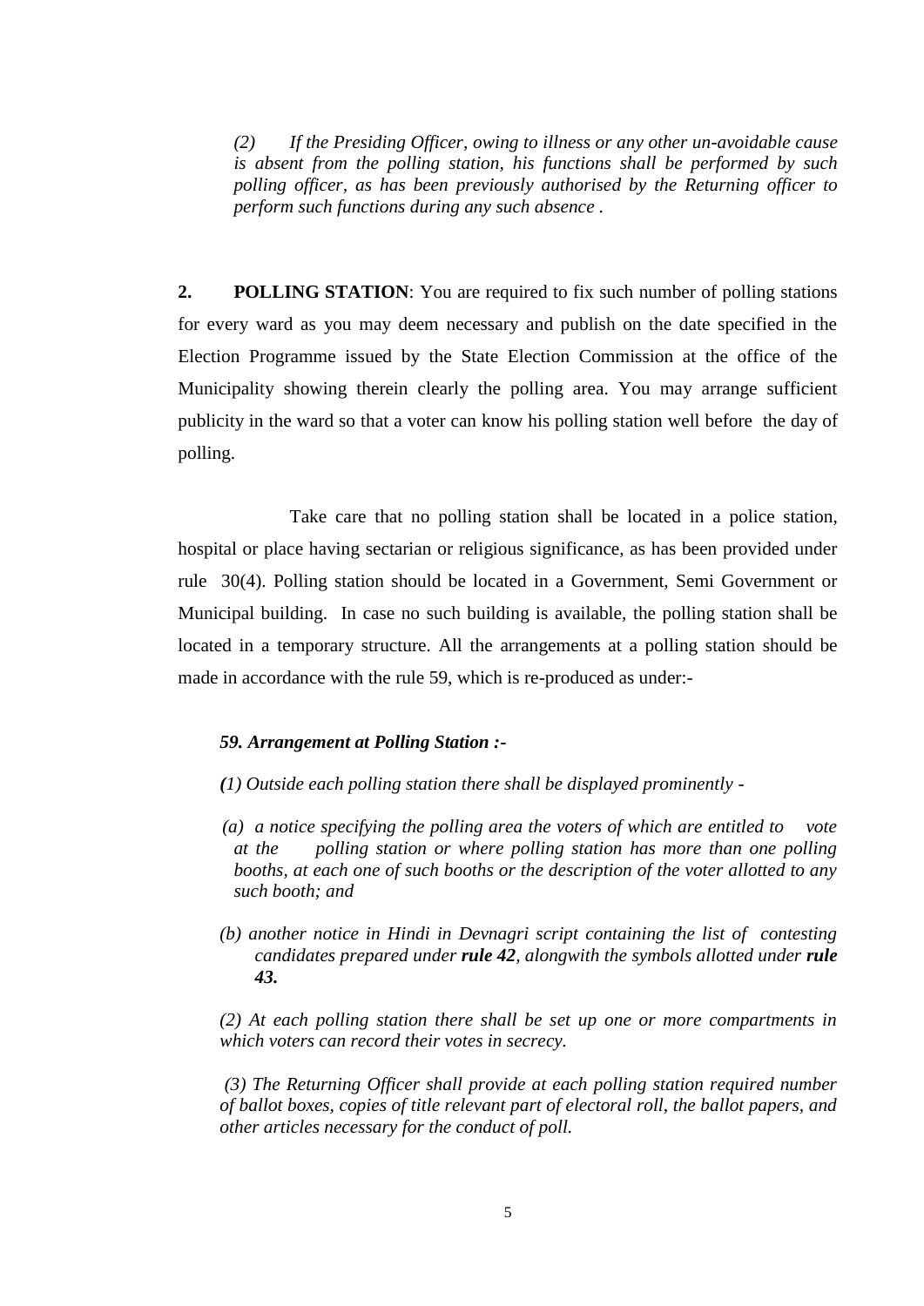*(2) If the Presiding Officer, owing to illness or any other un-avoidable cause is absent from the polling station, his functions shall be performed by such polling officer, as has been previously authorised by the Returning officer to perform such functions during any such absence .*

**2. POLLING STATION**: You are required to fix such number of polling stations for every ward as you may deem necessary and publish on the date specified in the Election Programme issued by the State Election Commission at the office of the Municipality showing therein clearly the polling area. You may arrange sufficient publicity in the ward so that a voter can know his polling station well before the day of polling.

Take care that no polling station shall be located in a police station, hospital or place having sectarian or religious significance, as has been provided under rule 30(4). Polling station should be located in a Government, Semi Government or Municipal building. In case no such building is available, the polling station shall be located in a temporary structure. All the arrangements at a polling station should be made in accordance with the rule 59, which is re-produced as under:-

***59. Arrangement at Polling Station :-***

*(1) Outside each polling station there shall be displayed prominently -*

*(a) a notice specifying the polling area the voters of which are entitled to vote at the polling station or where polling station has more than one polling booths, at each one of such booths or the description of the voter allotted to any such booth; and*

*(b) another notice in Hindi in Devnagri script containing the list of contesting candidates prepared under **rule 42**, alongwith the symbols allotted under **rule 43.***

*(2) At each polling station there shall be set up one or more compartments in which voters can record their votes in secrecy.*

*(3) The Returning Officer shall provide at each polling station required number of ballot boxes, copies of title relevant part of electoral roll, the ballot papers, and other articles necessary for the conduct of poll.*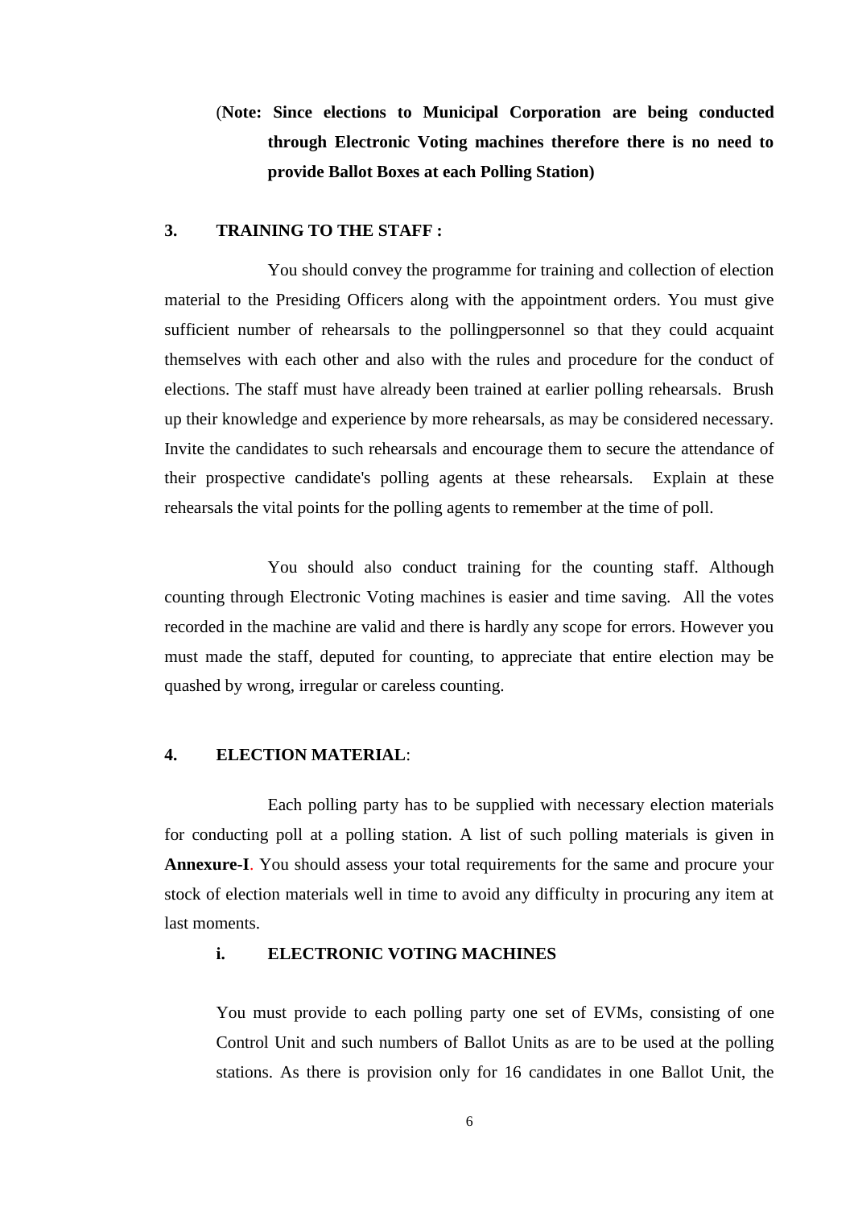(**Note: Since elections to Municipal Corporation are being conducted through Electronic Voting machines therefore there is no need to provide Ballot Boxes at each Polling Station)**

**3. TRAINING TO THE STAFF :**

You should convey the programme for training and collection of election material to the Presiding Officers along with the appointment orders. You must give sufficient number of rehearsals to the pollingpersonnel so that they could acquaint themselves with each other and also with the rules and procedure for the conduct of elections. The staff must have already been trained at earlier polling rehearsals. Brush up their knowledge and experience by more rehearsals, as may be considered necessary. Invite the candidates to such rehearsals and encourage them to secure the attendance of their prospective candidate's polling agents at these rehearsals. Explain at these rehearsals the vital points for the polling agents to remember at the time of poll.

You should also conduct training for the counting staff. Although counting through Electronic Voting machines is easier and time saving. All the votes recorded in the machine are valid and there is hardly any scope for errors. However you must made the staff, deputed for counting, to appreciate that entire election may be quashed by wrong, irregular or careless counting.

**4. ELECTION MATERIAL**:

Each polling party has to be supplied with necessary election materials for conducting poll at a polling station. A list of such polling materials is given in **Annexure-I**. You should assess your total requirements for the same and procure your stock of election materials well in time to avoid any difficulty in procuring any item at last moments.

**i. ELECTRONIC VOTING MACHINES**

You must provide to each polling party one set of EVMs, consisting of one Control Unit and such numbers of Ballot Units as are to be used at the polling stations. As there is provision only for 16 candidates in one Ballot Unit, the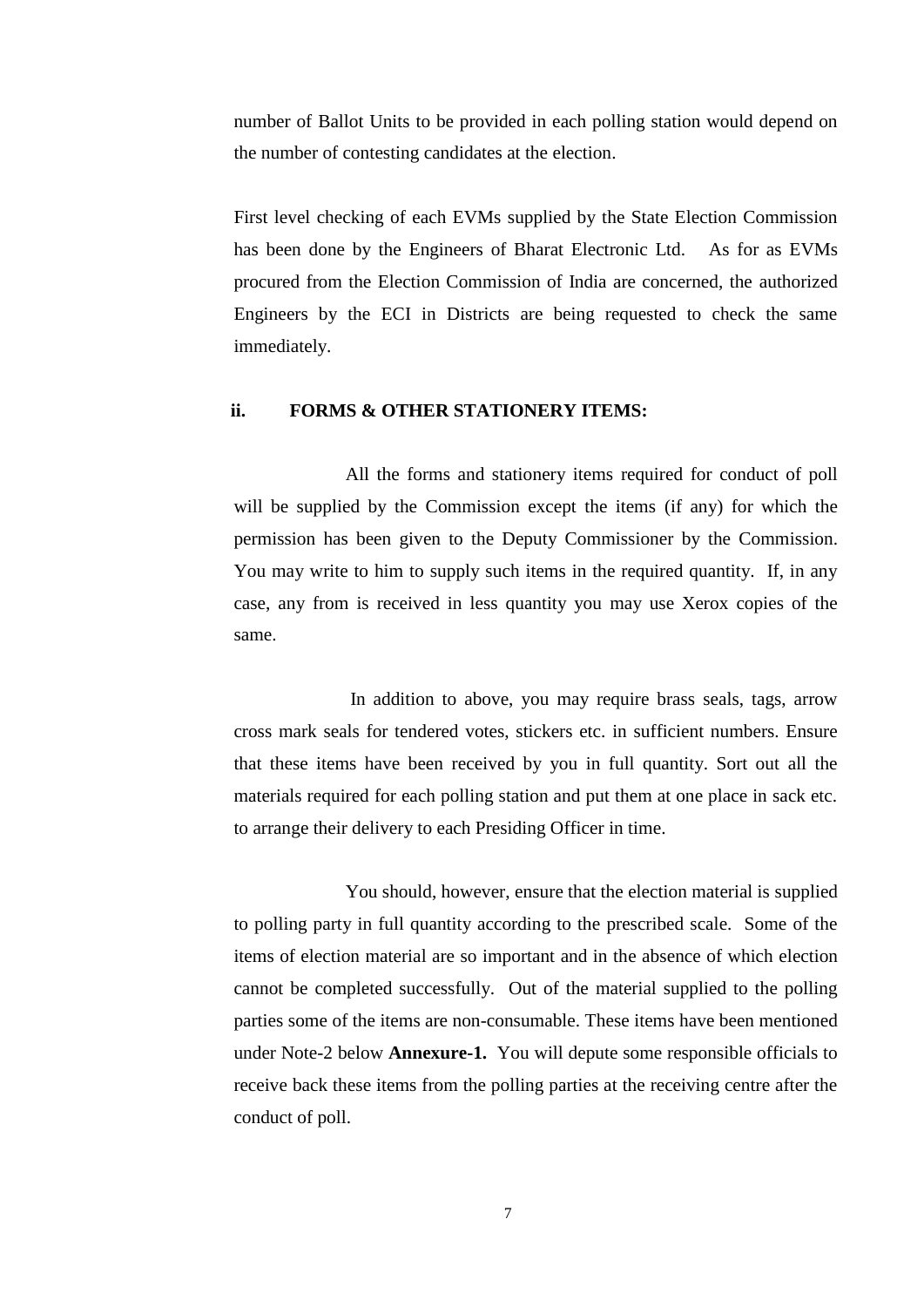number of Ballot Units to be provided in each polling station would depend on the number of contesting candidates at the election.

First level checking of each EVMs supplied by the State Election Commission has been done by the Engineers of Bharat Electronic Ltd. As for as EVMs procured from the Election Commission of India are concerned, the authorized Engineers by the ECI in Districts are being requested to check the same immediately.

### ii. FORMS & OTHER STATIONERY ITEMS:

All the forms and stationery items required for conduct of poll will be supplied by the Commission except the items (if any) for which the permission has been given to the Deputy Commissioner by the Commission. You may write to him to supply such items in the required quantity. If, in any case, any from is received in less quantity you may use Xerox copies of the same.

In addition to above, you may require brass seals, tags, arrow cross mark seals for tendered votes, stickers etc. in sufficient numbers. Ensure that these items have been received by you in full quantity. Sort out all the materials required for each polling station and put them at one place in sack etc. to arrange their delivery to each Presiding Officer in time.

You should, however, ensure that the election material is supplied to polling party in full quantity according to the prescribed scale. Some of the items of election material are so important and in the absence of which election cannot be completed successfully. Out of the material supplied to the polling parties some of the items are non-consumable. These items have been mentioned under Note-2 below **Annexure-1.** You will depute some responsible officials to receive back these items from the polling parties at the receiving centre after the conduct of poll.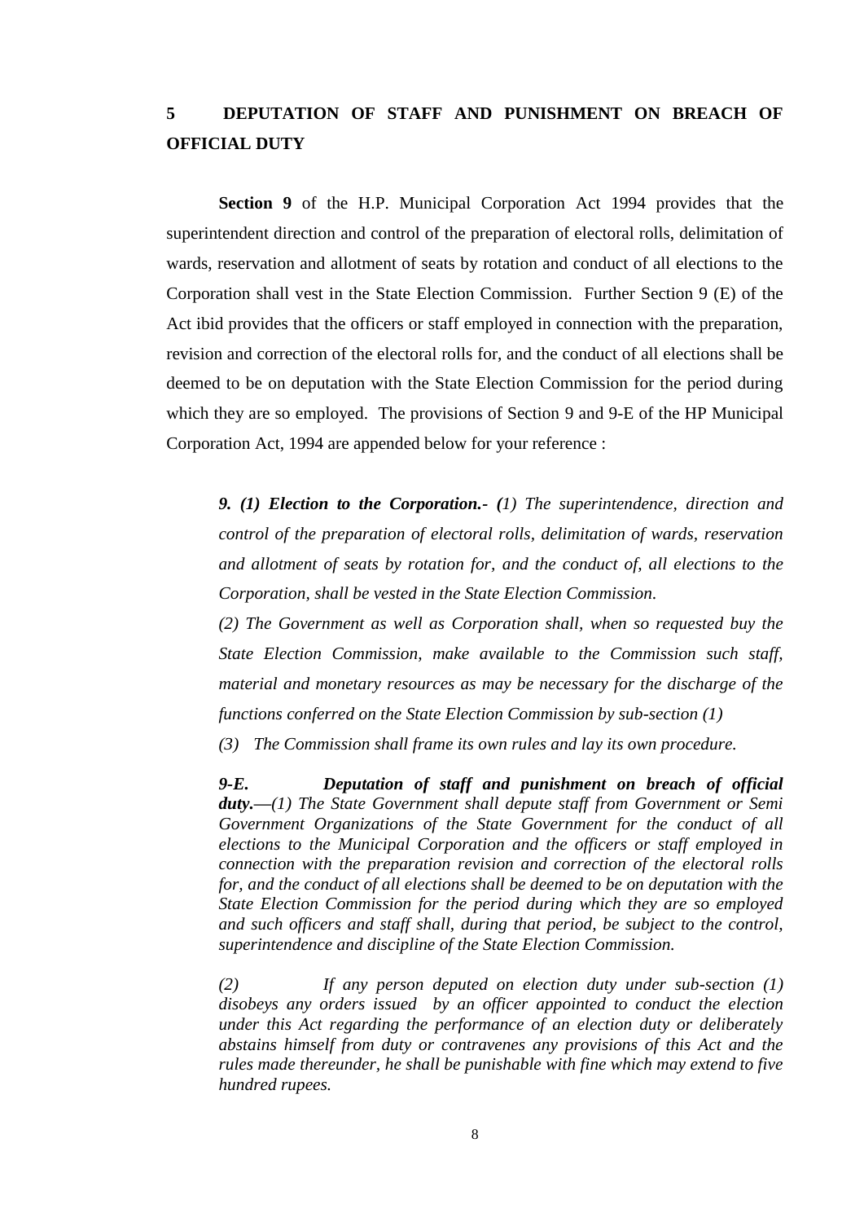## 5 DEPUTATION OF STAFF AND PUNISHMENT ON BREACH OF OFFICIAL DUTY

**Section 9** of the H.P. Municipal Corporation Act 1994 provides that the superintendent direction and control of the preparation of electoral rolls, delimitation of wards, reservation and allotment of seats by rotation and conduct of all elections to the Corporation shall vest in the State Election Commission. Further Section 9 (E) of the Act ibid provides that the officers or staff employed in connection with the preparation, revision and correction of the electoral rolls for, and the conduct of all elections shall be deemed to be on deputation with the State Election Commission for the period during which they are so employed. The provisions of Section 9 and 9-E of the HP Municipal Corporation Act, 1994 are appended below for your reference :

> ***9. (1) Election to the Corporation.- (****1) The superintendence, direction and control of the preparation of electoral rolls, delimitation of wards, reservation and allotment of seats by rotation for, and the conduct of, all elections to the Corporation, shall be vested in the State Election Commission.*
>
> *(2) The Government as well as Corporation shall, when so requested buy the State Election Commission, make available to the Commission such staff, material and monetary resources as may be necessary for the discharge of the functions conferred on the State Election Commission by sub-section (1)*
>
> *(3) The Commission shall frame its own rules and lay its own procedure.*
>
> ***9-E. Deputation of staff and punishment on breach of official duty.****—(1) The State Government shall depute staff from Government or Semi Government Organizations of the State Government for the conduct of all elections to the Municipal Corporation and the officers or staff employed in connection with the preparation revision and correction of the electoral rolls for, and the conduct of all elections shall be deemed to be on deputation with the State Election Commission for the period during which they are so employed and such officers and staff shall, during that period, be subject to the control, superintendence and discipline of the State Election Commission.*
>
> *(2) If any person deputed on election duty under sub-section (1) disobeys any orders issued by an officer appointed to conduct the election under this Act regarding the performance of an election duty or deliberately abstains himself from duty or contravenes any provisions of this Act and the rules made thereunder, he shall be punishable with fine which may extend to five hundred rupees.*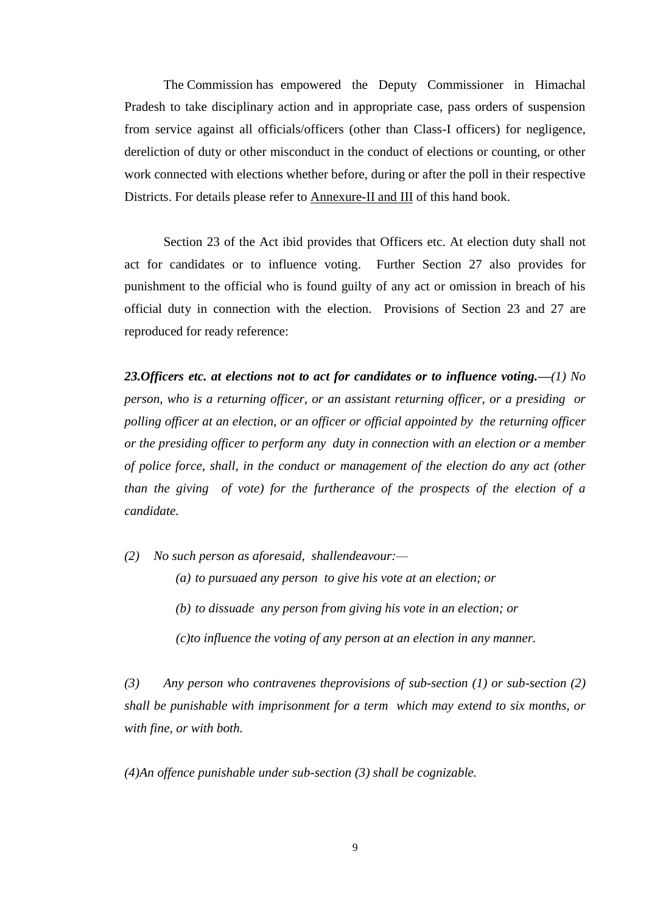The Commission has empowered the Deputy Commissioner in Himachal Pradesh to take disciplinary action and in appropriate case, pass orders of suspension from service against all officials/officers (other than Class-I officers) for negligence, dereliction of duty or other misconduct in the conduct of elections or counting, or other work connected with elections whether before, during or after the poll in their respective Districts. For details please refer to Annexure-II and III of this hand book.

Section 23 of the Act ibid provides that Officers etc. At election duty shall not act for candidates or to influence voting. Further Section 27 also provides for punishment to the official who is found guilty of any act or omission in breach of his official duty in connection with the election. Provisions of Section 23 and 27 are reproduced for ready reference:

***23.Officers etc. at elections not to act for candidates or to influence voting.***—*(1) No person, who is a returning officer, or an assistant returning officer, or a presiding or polling officer at an election, or an officer or official appointed by the returning officer or the presiding officer to perform any duty in connection with an election or a member of police force, shall, in the conduct or management of the election do any act (other than the giving of vote) for the furtherance of the prospects of the election of a candidate.*

*(2) No such person as aforesaid, shallendeavour:—*

*(a) to pursuaed any person to give his vote at an election; or*

*(b) to dissuade any person from giving his vote in an election; or*

*(c)to influence the voting of any person at an election in any manner.*

*(3) Any person who contravenes theprovisions of sub-section (1) or sub-section (2) shall be punishable with imprisonment for a term which may extend to six months, or with fine, or with both.*

*(4)An offence punishable under sub-section (3) shall be cognizable.*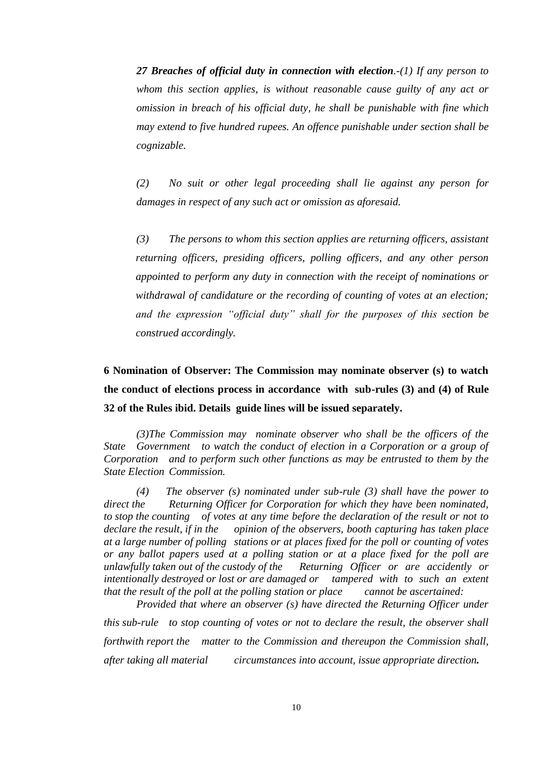***27 Breaches of official duty in connection with election***.*-(1) If any person to whom this section applies, is without reasonable cause guilty of any act or omission in breach of his official duty, he shall be punishable with fine which may extend to five hundred rupees. An offence punishable under section shall be cognizable.*

*(2) No suit or other legal proceeding shall lie against any person for damages in respect of any such act or omission as aforesaid.*

*(3) The persons to whom this section applies are returning officers, assistant returning officers, presiding officers, polling officers, and any other person appointed to perform any duty in connection with the receipt of nominations or withdrawal of candidature or the recording of counting of votes at an election; and the expression "official duty" shall for the purposes of this section be construed accordingly.*

**6 Nomination of Observer: The Commission may nominate observer (s) to watch the conduct of elections process in accordance with sub-rules (3) and (4) of Rule 32 of the Rules ibid. Details guide lines will be issued separately.**

*(3)The Commission may nominate observer who shall be the officers of the State Government to watch the conduct of election in a Corporation or a group of Corporation and to perform such other functions as may be entrusted to them by the State Election Commission.*

*(4) The observer (s) nominated under sub-rule (3) shall have the power to direct the Returning Officer for Corporation for which they have been nominated, to stop the counting of votes at any time before the declaration of the result or not to declare the result, if in the opinion of the observers, booth capturing has taken place at a large number of polling stations or at places fixed for the poll or counting of votes or any ballot papers used at a polling station or at a place fixed for the poll are unlawfully taken out of the custody of the Returning Officer or are accidently or intentionally destroyed or lost or are damaged or tampered with to such an extent that the result of the poll at the polling station or place cannot be ascertained:*

*Provided that where an observer (s) have directed the Returning Officer under this sub-rule to stop counting of votes or not to declare the result, the observer shall forthwith report the matter to the Commission and thereupon the Commission shall, after taking all material circumstances into account, issue appropriate direction.*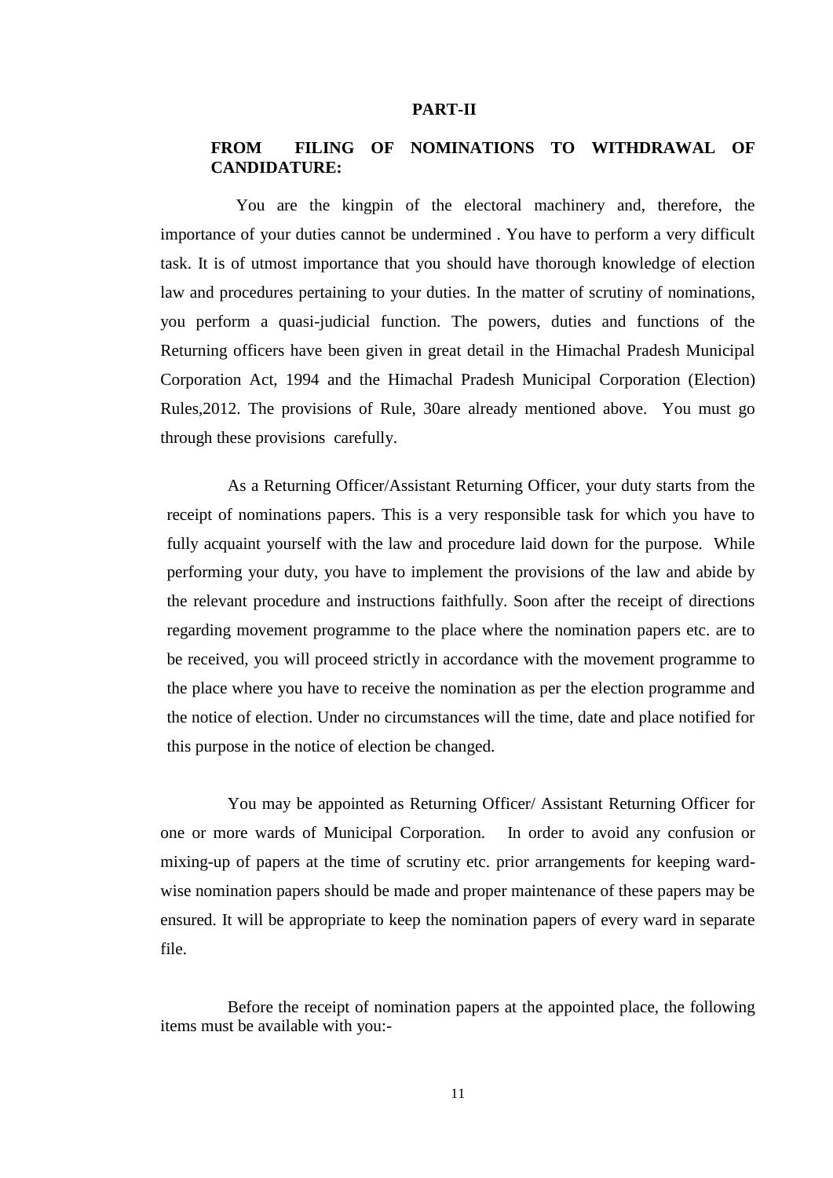# PART-II

## FROM FILING OF NOMINATIONS TO WITHDRAWAL OF CANDIDATURE:

You are the kingpin of the electoral machinery and, therefore, the importance of your duties cannot be undermined . You have to perform a very difficult task. It is of utmost importance that you should have thorough knowledge of election law and procedures pertaining to your duties. In the matter of scrutiny of nominations, you perform a quasi-judicial function. The powers, duties and functions of the Returning officers have been given in great detail in the Himachal Pradesh Municipal Corporation Act, 1994 and the Himachal Pradesh Municipal Corporation (Election) Rules,2012. The provisions of Rule, 30are already mentioned above. You must go through these provisions carefully.

As a Returning Officer/Assistant Returning Officer, your duty starts from the receipt of nominations papers. This is a very responsible task for which you have to fully acquaint yourself with the law and procedure laid down for the purpose. While performing your duty, you have to implement the provisions of the law and abide by the relevant procedure and instructions faithfully. Soon after the receipt of directions regarding movement programme to the place where the nomination papers etc. are to be received, you will proceed strictly in accordance with the movement programme to the place where you have to receive the nomination as per the election programme and the notice of election. Under no circumstances will the time, date and place notified for this purpose in the notice of election be changed.

You may be appointed as Returning Officer/ Assistant Returning Officer for one or more wards of Municipal Corporation. In order to avoid any confusion or mixing-up of papers at the time of scrutiny etc. prior arrangements for keeping ward-wise nomination papers should be made and proper maintenance of these papers may be ensured. It will be appropriate to keep the nomination papers of every ward in separate file.

Before the receipt of nomination papers at the appointed place, the following items must be available with you:-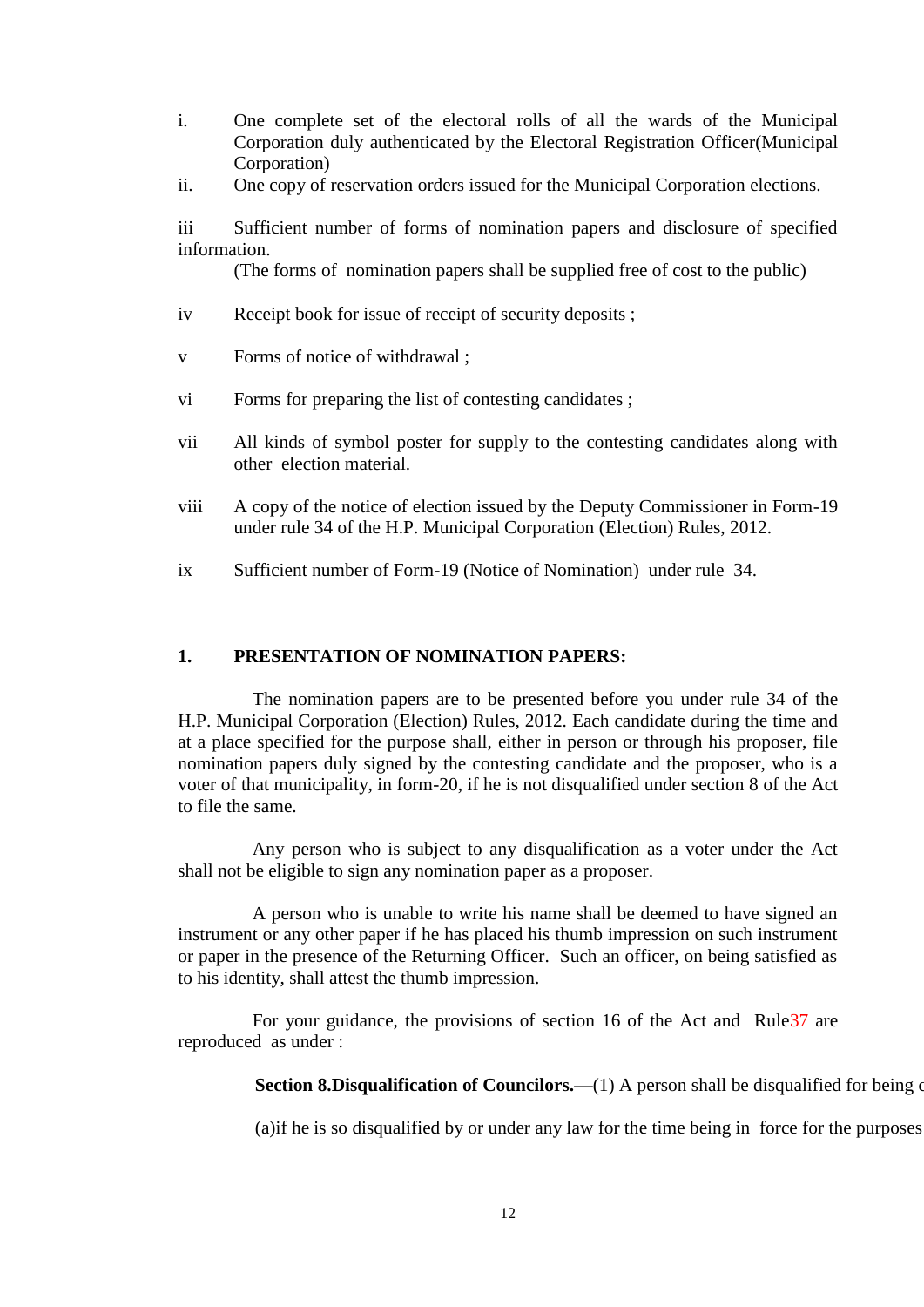i. One complete set of the electoral rolls of all the wards of the Municipal Corporation duly authenticated by the Electoral Registration Officer(Municipal Corporation)

ii. One copy of reservation orders issued for the Municipal Corporation elections.

iii Sufficient number of forms of nomination papers and disclosure of specified information.
(The forms of nomination papers shall be supplied free of cost to the public)

iv Receipt book for issue of receipt of security deposits ;

v Forms of notice of withdrawal ;

vi Forms for preparing the list of contesting candidates ;

vii All kinds of symbol poster for supply to the contesting candidates along with other election material.

viii A copy of the notice of election issued by the Deputy Commissioner in Form-19 under rule 34 of the H.P. Municipal Corporation (Election) Rules, 2012.

ix Sufficient number of Form-19 (Notice of Nomination) under rule 34.

## 1. PRESENTATION OF NOMINATION PAPERS:

The nomination papers are to be presented before you under rule 34 of the H.P. Municipal Corporation (Election) Rules, 2012. Each candidate during the time and at a place specified for the purpose shall, either in person or through his proposer, file nomination papers duly signed by the contesting candidate and the proposer, who is a voter of that municipality, in form-20, if he is not disqualified under section 8 of the Act to file the same.

Any person who is subject to any disqualification as a voter under the Act shall not be eligible to sign any nomination paper as a proposer.

A person who is unable to write his name shall be deemed to have signed an instrument or any other paper if he has placed his thumb impression on such instrument or paper in the presence of the Returning Officer. Such an officer, on being satisfied as to his identity, shall attest the thumb impression.

For your guidance, the provisions of section 16 of the Act and Rule37 are reproduced as under :

**Section 8.Disqualification of Councilors.—**(1) A person shall be disqualified for being c

(a)if he is so disqualified by or under any law for the time being in force for the purposes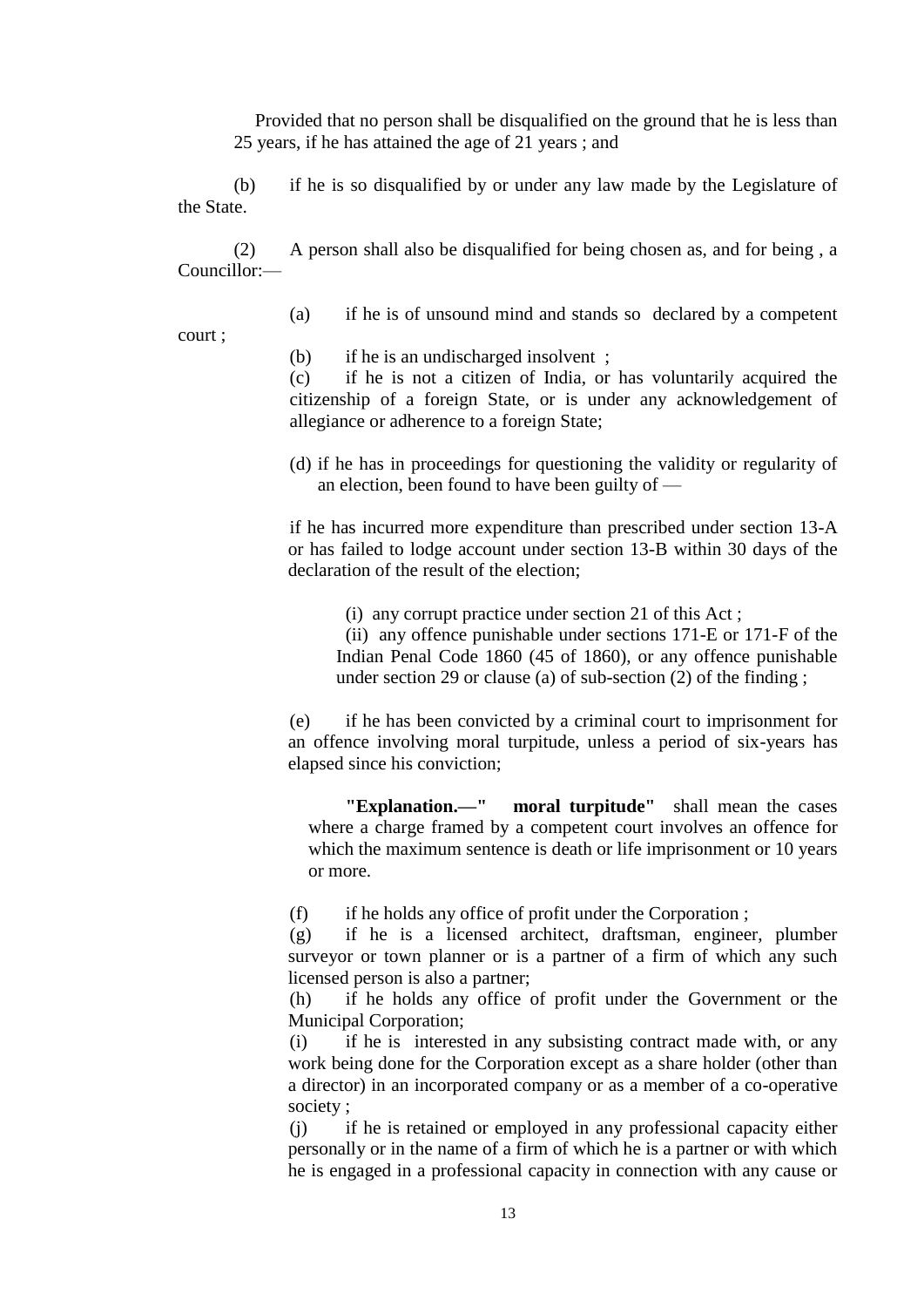Provided that no person shall be disqualified on the ground that he is less than 25 years, if he has attained the age of 21 years ; and

(b) if he is so disqualified by or under any law made by the Legislature of the State.

(2) A person shall also be disqualified for being chosen as, and for being , a Councillor:—

(a) if he is of unsound mind and stands so declared by a competent court ;

(b) if he is an undischarged insolvent ;

(c) if he is not a citizen of India, or has voluntarily acquired the citizenship of a foreign State, or is under any acknowledgement of allegiance or adherence to a foreign State;

(d) if he has in proceedings for questioning the validity or regularity of an election, been found to have been guilty of —

if he has incurred more expenditure than prescribed under section 13-A or has failed to lodge account under section 13-B within 30 days of the declaration of the result of the election;

(i) any corrupt practice under section 21 of this Act ;

(ii) any offence punishable under sections 171-E or 171-F of the Indian Penal Code 1860 (45 of 1860), or any offence punishable under section 29 or clause (a) of sub-section (2) of the finding ;

(e) if he has been convicted by a criminal court to imprisonment for an offence involving moral turpitude, unless a period of six-years has elapsed since his conviction;

**"Explanation.—" moral turpitude"** shall mean the cases where a charge framed by a competent court involves an offence for which the maximum sentence is death or life imprisonment or 10 years or more.

(f) if he holds any office of profit under the Corporation ;

(g) if he is a licensed architect, draftsman, engineer, plumber surveyor or town planner or is a partner of a firm of which any such licensed person is also a partner;

(h) if he holds any office of profit under the Government or the Municipal Corporation;

(i) if he is interested in any subsisting contract made with, or any work being done for the Corporation except as a share holder (other than a director) in an incorporated company or as a member of a co-operative society ;

(j) if he is retained or employed in any professional capacity either personally or in the name of a firm of which he is a partner or with which he is engaged in a professional capacity in connection with any cause or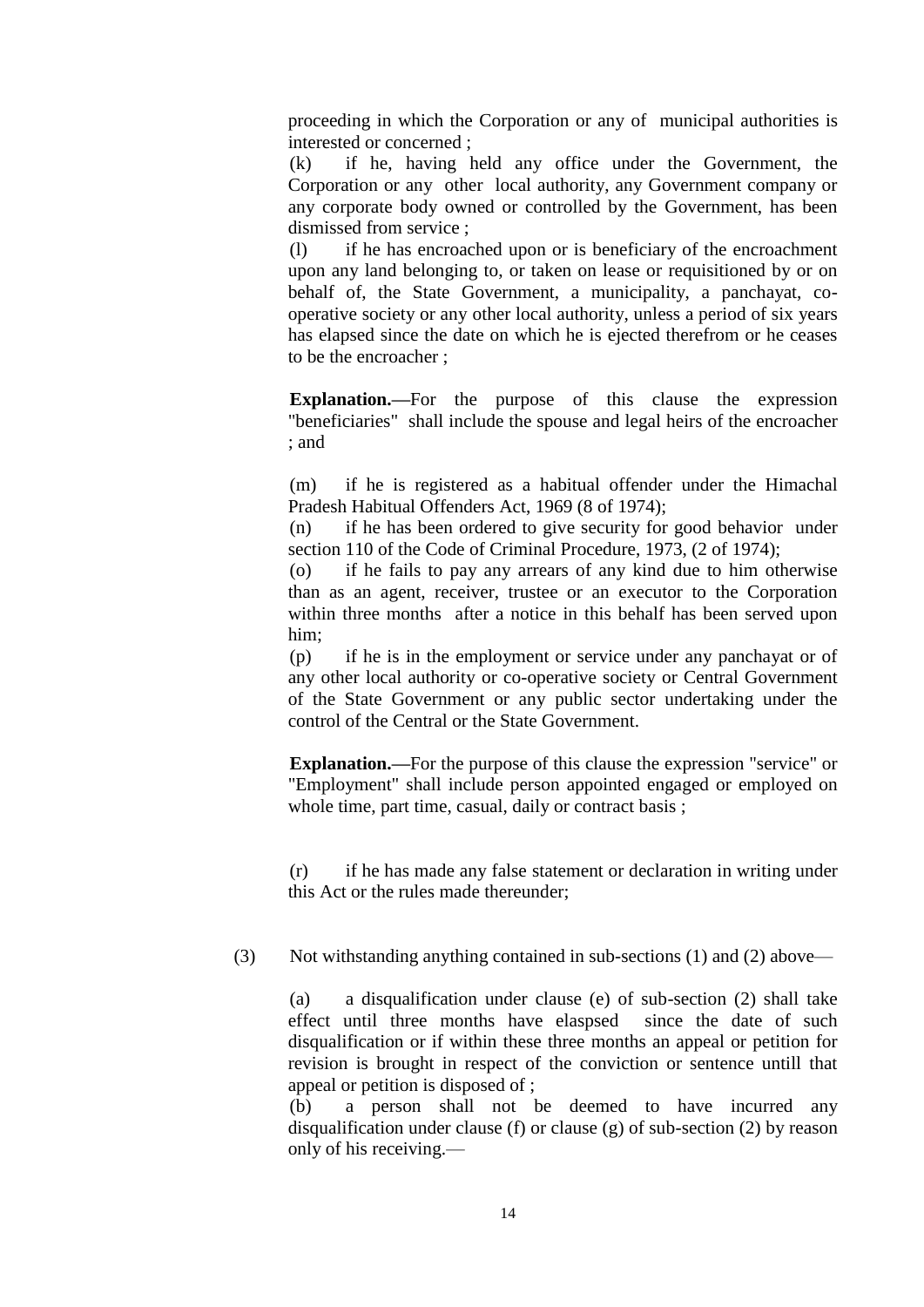proceeding in which the Corporation or any of municipal authorities is interested or concerned ;

(k) if he, having held any office under the Government, the Corporation or any other local authority, any Government company or any corporate body owned or controlled by the Government, has been dismissed from service ;

(l) if he has encroached upon or is beneficiary of the encroachment upon any land belonging to, or taken on lease or requisitioned by or on behalf of, the State Government, a municipality, a panchayat, co-operative society or any other local authority, unless a period of six years has elapsed since the date on which he is ejected therefrom or he ceases to be the encroacher ;

**Explanation.—**For the purpose of this clause the expression "beneficiaries" shall include the spouse and legal heirs of the encroacher ; and

(m) if he is registered as a habitual offender under the Himachal Pradesh Habitual Offenders Act, 1969 (8 of 1974);

(n) if he has been ordered to give security for good behavior under section 110 of the Code of Criminal Procedure, 1973, (2 of 1974);

(o) if he fails to pay any arrears of any kind due to him otherwise than as an agent, receiver, trustee or an executor to the Corporation within three months after a notice in this behalf has been served upon him;

(p) if he is in the employment or service under any panchayat or of any other local authority or co-operative society or Central Government of the State Government or any public sector undertaking under the control of the Central or the State Government.

**Explanation.—**For the purpose of this clause the expression "service" or "Employment" shall include person appointed engaged or employed on whole time, part time, casual, daily or contract basis ;

(r) if he has made any false statement or declaration in writing under this Act or the rules made thereunder;

(3) Not withstanding anything contained in sub-sections (1) and (2) above—

(a) a disqualification under clause (e) of sub-section (2) shall take effect until three months have elaspsed since the date of such disqualification or if within these three months an appeal or petition for revision is brought in respect of the conviction or sentence untill that appeal or petition is disposed of ;

(b) a person shall not be deemed to have incurred any disqualification under clause (f) or clause (g) of sub-section (2) by reason only of his receiving.—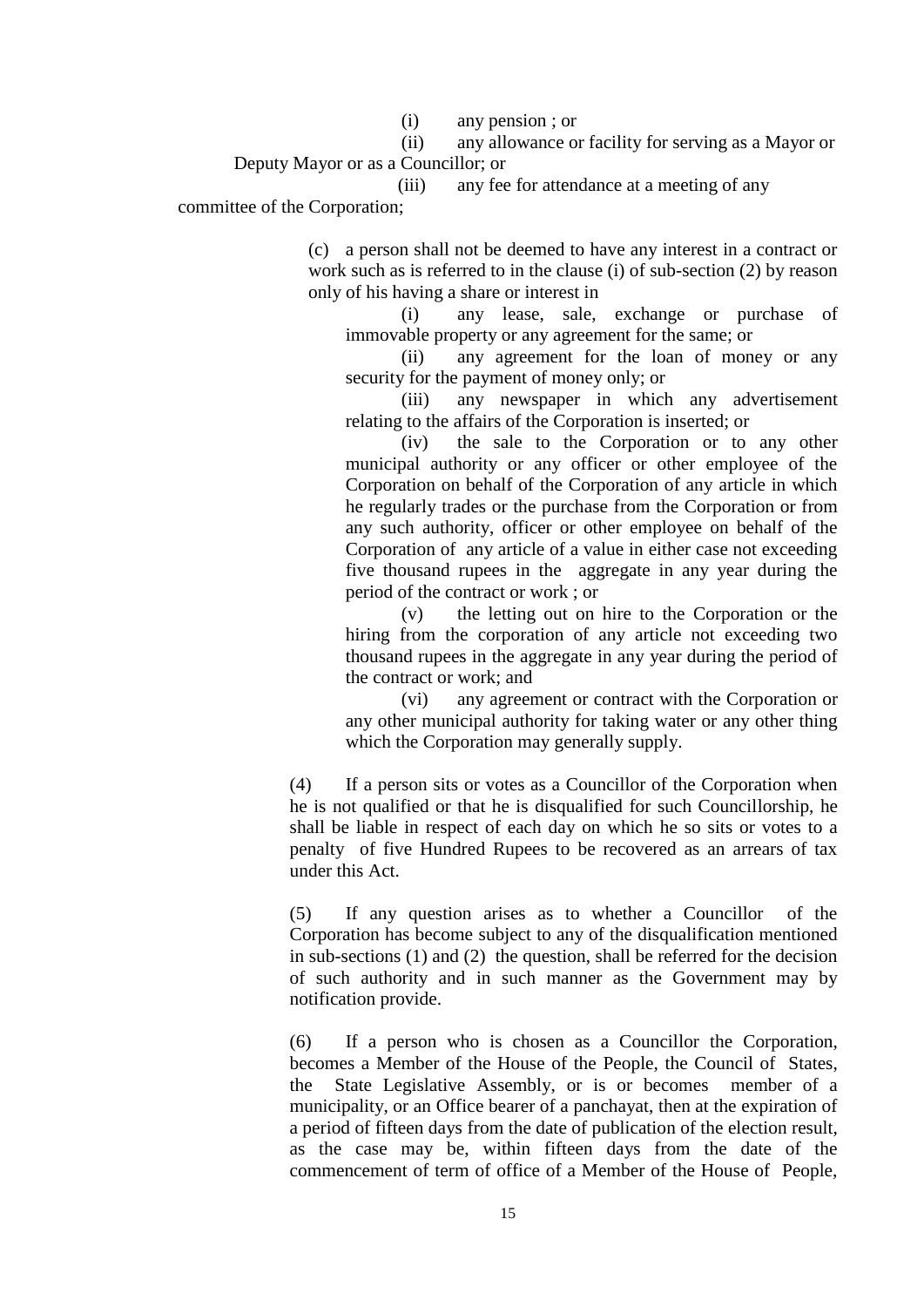(i) any pension ; or

(ii) any allowance or facility for serving as a Mayor or Deputy Mayor or as a Councillor; or

(iii) any fee for attendance at a meeting of any committee of the Corporation;

(c) a person shall not be deemed to have any interest in a contract or work such as is referred to in the clause (i) of sub-section (2) by reason only of his having a share or interest in

(i) any lease, sale, exchange or purchase of immovable property or any agreement for the same; or

(ii) any agreement for the loan of money or any security for the payment of money only; or

(iii) any newspaper in which any advertisement relating to the affairs of the Corporation is inserted; or

(iv) the sale to the Corporation or to any other municipal authority or any officer or other employee of the Corporation on behalf of the Corporation of any article in which he regularly trades or the purchase from the Corporation or from any such authority, officer or other employee on behalf of the Corporation of any article of a value in either case not exceeding five thousand rupees in the aggregate in any year during the period of the contract or work ; or

(v) the letting out on hire to the Corporation or the hiring from the corporation of any article not exceeding two thousand rupees in the aggregate in any year during the period of the contract or work; and

(vi) any agreement or contract with the Corporation or any other municipal authority for taking water or any other thing which the Corporation may generally supply.

(4) If a person sits or votes as a Councillor of the Corporation when he is not qualified or that he is disqualified for such Councillorship, he shall be liable in respect of each day on which he so sits or votes to a penalty of five Hundred Rupees to be recovered as an arrears of tax under this Act.

(5) If any question arises as to whether a Councillor of the Corporation has become subject to any of the disqualification mentioned in sub-sections (1) and (2) the question, shall be referred for the decision of such authority and in such manner as the Government may by notification provide.

(6) If a person who is chosen as a Councillor the Corporation, becomes a Member of the House of the People, the Council of States, the State Legislative Assembly, or is or becomes member of a municipality, or an Office bearer of a panchayat, then at the expiration of a period of fifteen days from the date of publication of the election result, as the case may be, within fifteen days from the date of the commencement of term of office of a Member of the House of People,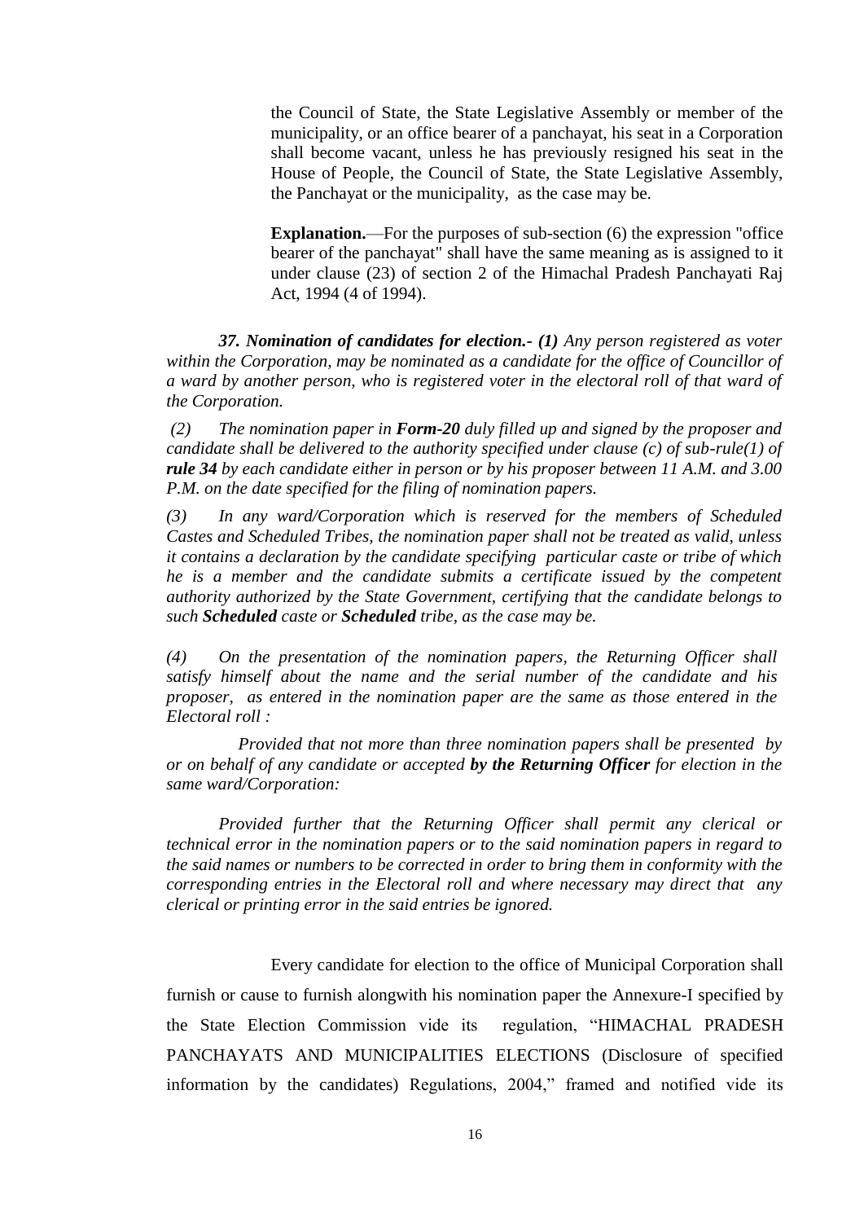the Council of State, the State Legislative Assembly or member of the municipality, or an office bearer of a panchayat, his seat in a Corporation shall become vacant, unless he has previously resigned his seat in the House of People, the Council of State, the State Legislative Assembly, the Panchayat or the municipality, as the case may be.

**Explanation.**—For the purposes of sub-section (6) the expression "office bearer of the panchayat" shall have the same meaning as is assigned to it under clause (23) of section 2 of the Himachal Pradesh Panchayati Raj Act, 1994 (4 of 1994).

***37. Nomination of candidates for election.- (1)*** *Any person registered as voter within the Corporation, may be nominated as a candidate for the office of Councillor of a ward by another person, who is registered voter in the electoral roll of that ward of the Corporation.*

*(2) The nomination paper in **Form-20** duly filled up and signed by the proposer and candidate shall be delivered to the authority specified under clause (c) of sub-rule(1) of **rule 34** by each candidate either in person or by his proposer between 11 A.M. and 3.00 P.M. on the date specified for the filing of nomination papers.*

*(3) In any ward/Corporation which is reserved for the members of Scheduled Castes and Scheduled Tribes, the nomination paper shall not be treated as valid, unless it contains a declaration by the candidate specifying particular caste or tribe of which he is a member and the candidate submits a certificate issued by the competent authority authorized by the State Government, certifying that the candidate belongs to such **Scheduled** caste or **Scheduled** tribe, as the case may be.*

*(4) On the presentation of the nomination papers, the Returning Officer shall satisfy himself about the name and the serial number of the candidate and his proposer, as entered in the nomination paper are the same as those entered in the Electoral roll :*

*Provided that not more than three nomination papers shall be presented by or on behalf of any candidate or accepted **by the Returning Officer** for election in the same ward/Corporation:*

*Provided further that the Returning Officer shall permit any clerical or technical error in the nomination papers or to the said nomination papers in regard to the said names or numbers to be corrected in order to bring them in conformity with the corresponding entries in the Electoral roll and where necessary may direct that any clerical or printing error in the said entries be ignored.*

Every candidate for election to the office of Municipal Corporation shall furnish or cause to furnish alongwith his nomination paper the Annexure-I specified by the State Election Commission vide its regulation, "HIMACHAL PRADESH PANCHAYATS AND MUNICIPALITIES ELECTIONS (Disclosure of specified information by the candidates) Regulations, 2004," framed and notified vide its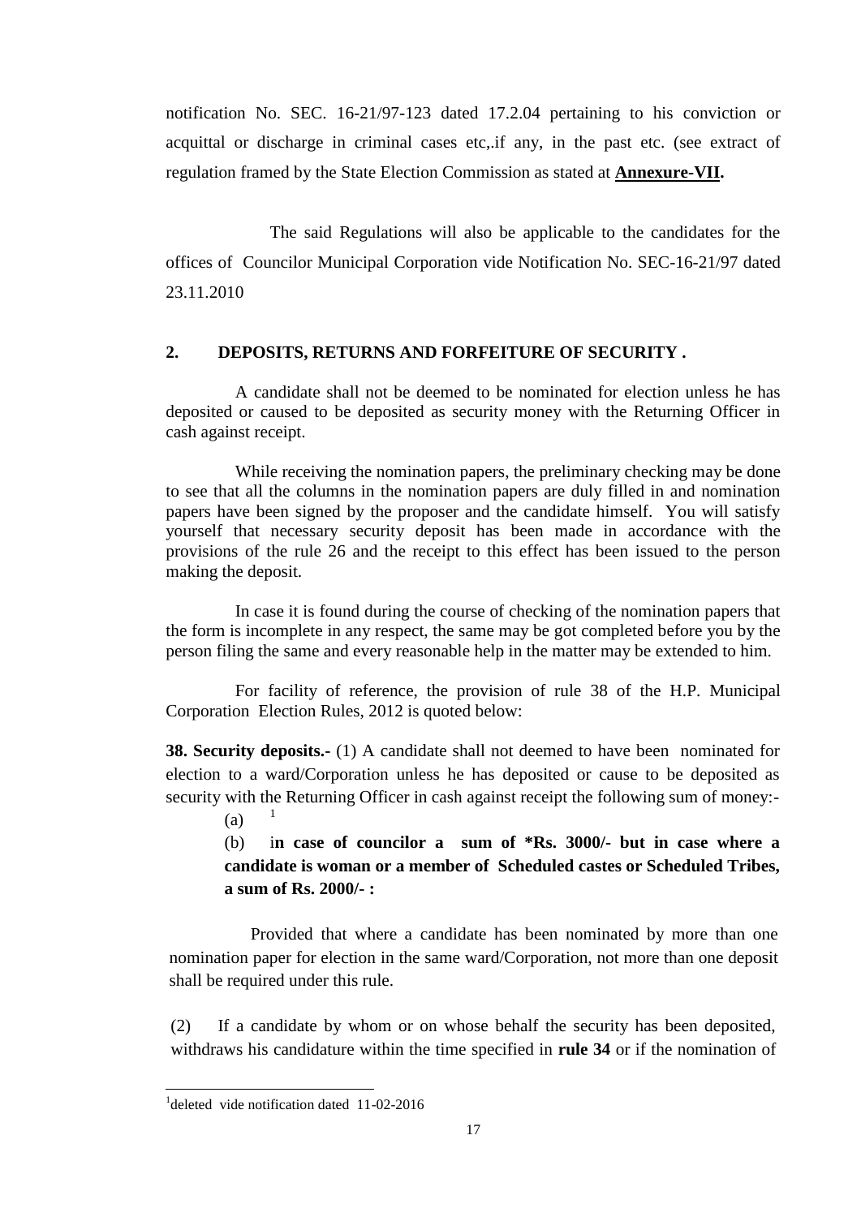notification No. SEC. 16-21/97-123 dated 17.2.04 pertaining to his conviction or acquittal or discharge in criminal cases etc,.if any, in the past etc. (see extract of regulation framed by the State Election Commission as stated at **Annexure-VII.**

The said Regulations will also be applicable to the candidates for the offices of Councilor Municipal Corporation vide Notification No. SEC-16-21/97 dated 23.11.2010

## 2. DEPOSITS, RETURNS AND FORFEITURE OF SECURITY .

A candidate shall not be deemed to be nominated for election unless he has deposited or caused to be deposited as security money with the Returning Officer in cash against receipt.

While receiving the nomination papers, the preliminary checking may be done to see that all the columns in the nomination papers are duly filled in and nomination papers have been signed by the proposer and the candidate himself. You will satisfy yourself that necessary security deposit has been made in accordance with the provisions of the rule 26 and the receipt to this effect has been issued to the person making the deposit.

In case it is found during the course of checking of the nomination papers that the form is incomplete in any respect, the same may be got completed before you by the person filing the same and every reasonable help in the matter may be extended to him.

For facility of reference, the provision of rule 38 of the H.P. Municipal Corporation Election Rules, 2012 is quoted below:

**38. Security deposits.-** (1) A candidate shall not deemed to have been nominated for election to a ward/Corporation unless he has deposited or cause to be deposited as security with the Returning Officer in cash against receipt the following sum of money:-

(a) [1]

(b) i**n case of councilor a sum of *Rs. 3000/- but in case where a candidate is woman or a member of Scheduled castes or Scheduled Tribes, a sum of Rs. 2000/- :**

Provided that where a candidate has been nominated by more than one nomination paper for election in the same ward/Corporation, not more than one deposit shall be required under this rule.

(2) If a candidate by whom or on whose behalf the security has been deposited, withdraws his candidature within the time specified in **rule 34** or if the nomination of

---

[1]deleted vide notification dated 11-02-2016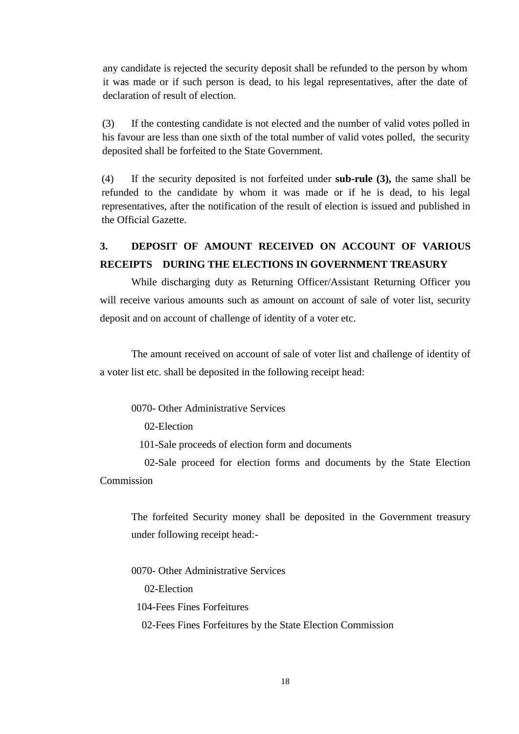any candidate is rejected the security deposit shall be refunded to the person by whom it was made or if such person is dead, to his legal representatives, after the date of declaration of result of election.

(3) If the contesting candidate is not elected and the number of valid votes polled in his favour are less than one sixth of the total number of valid votes polled, the security deposited shall be forfeited to the State Government.

(4) If the security deposited is not forfeited under **sub-rule (3),** the same shall be refunded to the candidate by whom it was made or if he is dead, to his legal representatives, after the notification of the result of election is issued and published in the Official Gazette.

## 3. DEPOSIT OF AMOUNT RECEIVED ON ACCOUNT OF VARIOUS RECEIPTS DURING THE ELECTIONS IN GOVERNMENT TREASURY

While discharging duty as Returning Officer/Assistant Returning Officer you will receive various amounts such as amount on account of sale of voter list, security deposit and on account of challenge of identity of a voter etc.

The amount received on account of sale of voter list and challenge of identity of a voter list etc. shall be deposited in the following receipt head:

0070- Other Administrative Services

02-Election

101-Sale proceeds of election form and documents

02-Sale proceed for election forms and documents by the State Election Commission

The forfeited Security money shall be deposited in the Government treasury under following receipt head:-

0070- Other Administrative Services

02-Election

104-Fees Fines Forfeitures

02-Fees Fines Forfeitures by the State Election Commission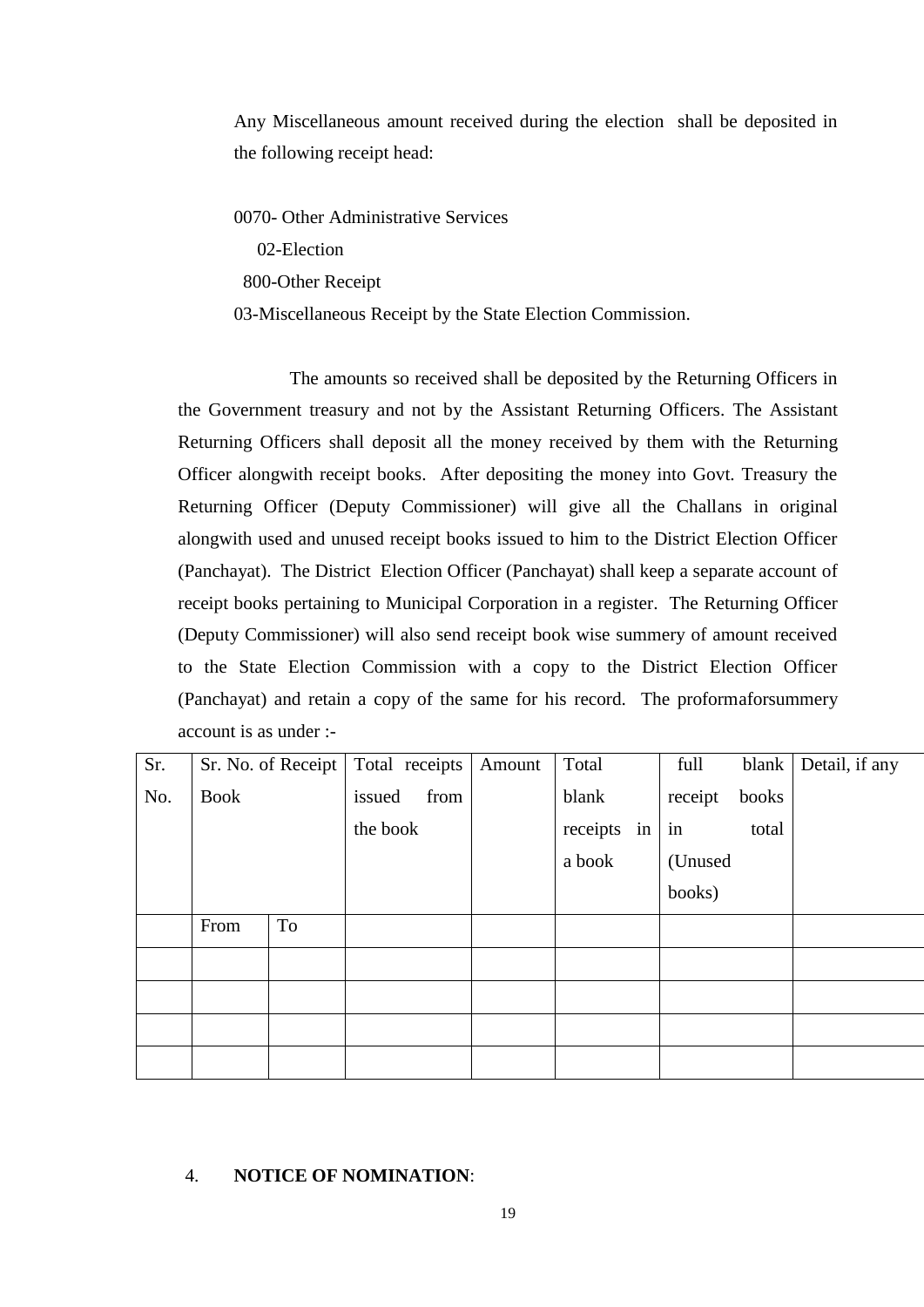Any Miscellaneous amount received during the election shall be deposited in the following receipt head:

0070- Other Administrative Services

02-Election

800-Other Receipt

03-Miscellaneous Receipt by the State Election Commission.

The amounts so received shall be deposited by the Returning Officers in the Government treasury and not by the Assistant Returning Officers. The Assistant Returning Officers shall deposit all the money received by them with the Returning Officer alongwith receipt books. After depositing the money into Govt. Treasury the Returning Officer (Deputy Commissioner) will give all the Challans in original alongwith used and unused receipt books issued to him to the District Election Officer (Panchayat). The District Election Officer (Panchayat) shall keep a separate account of receipt books pertaining to Municipal Corporation in a register. The Returning Officer (Deputy Commissioner) will also send receipt book wise summery of amount received to the State Election Commission with a copy to the District Election Officer (Panchayat) and retain a copy of the same for his record. The proformaforsummery account is as under :-

| Sr. No. | Sr. No. of Receipt Book | | Total receipts issued from the book | Amount | Total blank receipts in a book | full blank receipt books in total (Unused books) | Detail, if any |
|---|---|---|---|---|---|---|---|
| | From | To | | | | | |
| | | | | | | | |
| | | | | | | | |
| | | | | | | | |
| | | | | | | | |

4. **NOTICE OF NOMINATION**: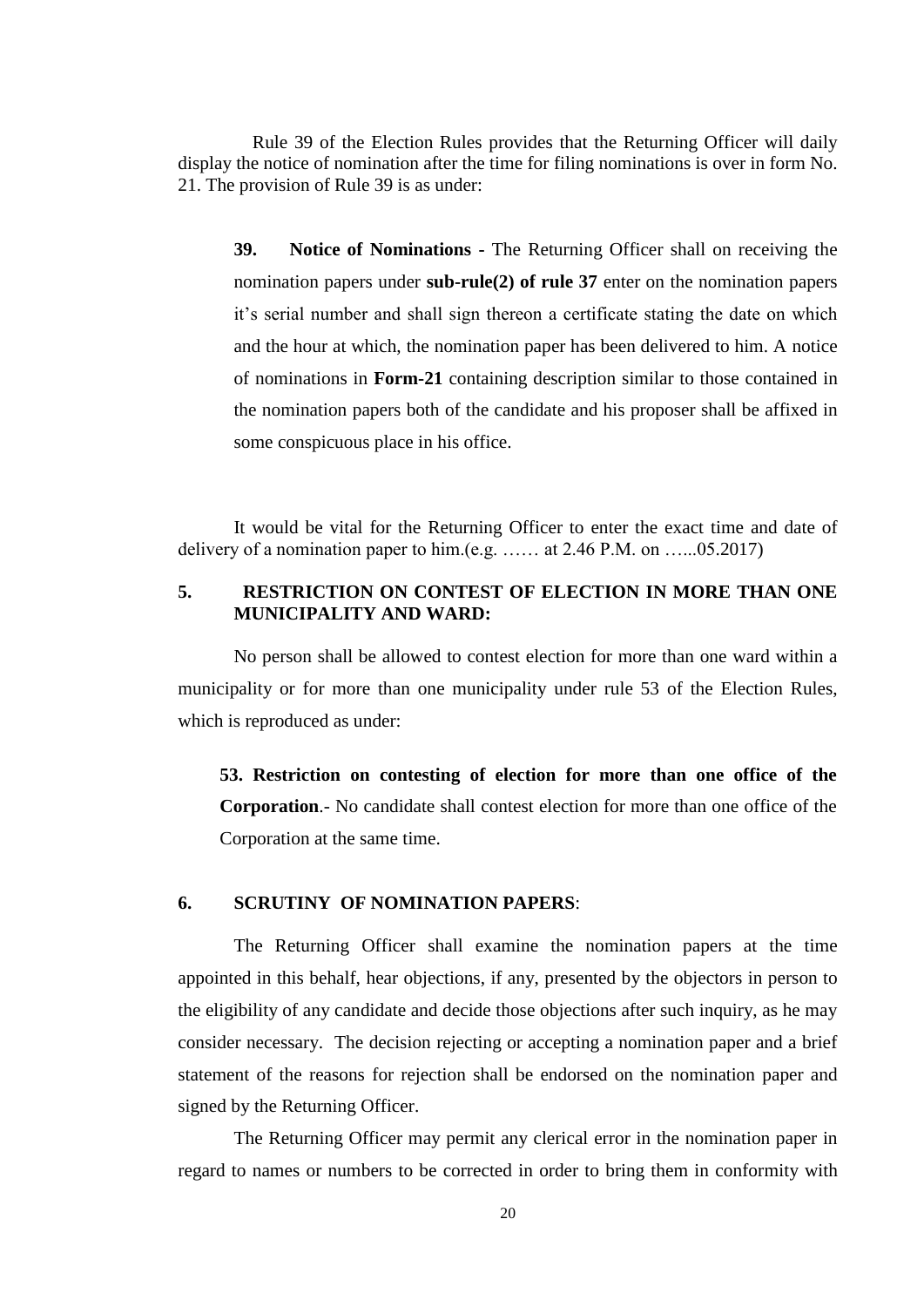Rule 39 of the Election Rules provides that the Returning Officer will daily display the notice of nomination after the time for filing nominations is over in form No. 21. The provision of Rule 39 is as under:

> **39. Notice of Nominations -** The Returning Officer shall on receiving the nomination papers under **sub-rule(2) of rule 37** enter on the nomination papers it's serial number and shall sign thereon a certificate stating the date on which and the hour at which, the nomination paper has been delivered to him. A notice of nominations in **Form-21** containing description similar to those contained in the nomination papers both of the candidate and his proposer shall be affixed in some conspicuous place in his office.

It would be vital for the Returning Officer to enter the exact time and date of delivery of a nomination paper to him.(e.g. …… at 2.46 P.M. on …...05.2017)

## 5. RESTRICTION ON CONTEST OF ELECTION IN MORE THAN ONE MUNICIPALITY AND WARD:

No person shall be allowed to contest election for more than one ward within a municipality or for more than one municipality under rule 53 of the Election Rules, which is reproduced as under:

> **53. Restriction on contesting of election for more than one office of the Corporation**.- No candidate shall contest election for more than one office of the Corporation at the same time.

## 6. SCRUTINY OF NOMINATION PAPERS:

The Returning Officer shall examine the nomination papers at the time appointed in this behalf, hear objections, if any, presented by the objectors in person to the eligibility of any candidate and decide those objections after such inquiry, as he may consider necessary. The decision rejecting or accepting a nomination paper and a brief statement of the reasons for rejection shall be endorsed on the nomination paper and signed by the Returning Officer.

The Returning Officer may permit any clerical error in the nomination paper in regard to names or numbers to be corrected in order to bring them in conformity with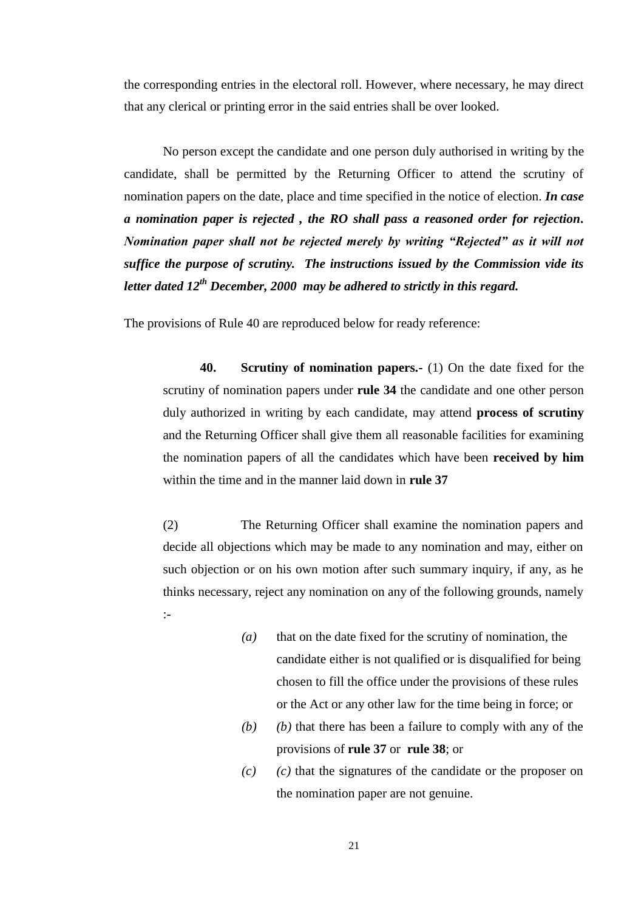the corresponding entries in the electoral roll. However, where necessary, he may direct that any clerical or printing error in the said entries shall be over looked.

No person except the candidate and one person duly authorised in writing by the candidate, shall be permitted by the Returning Officer to attend the scrutiny of nomination papers on the date, place and time specified in the notice of election. ***In case a nomination paper is rejected , the RO shall pass a reasoned order for rejection. Nomination paper shall not be rejected merely by writing "Rejected" as it will not suffice the purpose of scrutiny. The instructions issued by the Commission vide its letter dated 12th December, 2000 may be adhered to strictly in this regard.***

The provisions of Rule 40 are reproduced below for ready reference:

> **40. Scrutiny of nomination papers.-** (1) On the date fixed for the scrutiny of nomination papers under **rule 34** the candidate and one other person duly authorized in writing by each candidate, may attend **process of scrutiny** and the Returning Officer shall give them all reasonable facilities for examining the nomination papers of all the candidates which have been **received by him** within the time and in the manner laid down in **rule 37**
>
> (2) The Returning Officer shall examine the nomination papers and decide all objections which may be made to any nomination and may, either on such objection or on his own motion after such summary inquiry, if any, as he thinks necessary, reject any nomination on any of the following grounds, namely :-
>
> *(a)* that on the date fixed for the scrutiny of nomination, the candidate either is not qualified or is disqualified for being chosen to fill the office under the provisions of these rules or the Act or any other law for the time being in force; or
>
> *(b)* *(b)* that there has been a failure to comply with any of the provisions of **rule 37** or **rule 38**; or
>
> *(c)* *(c)* that the signatures of the candidate or the proposer on the nomination paper are not genuine.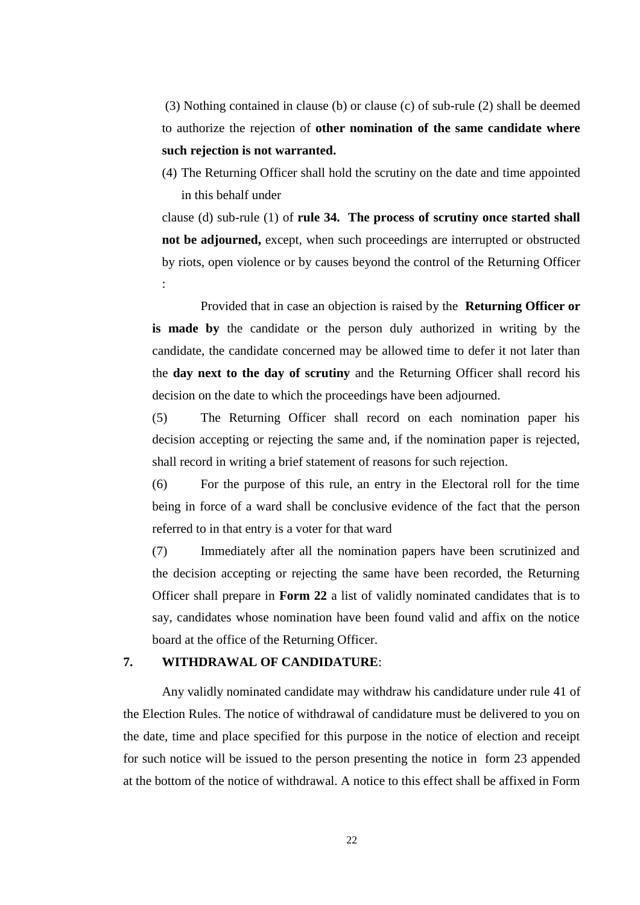(3) Nothing contained in clause (b) or clause (c) of sub-rule (2) shall be deemed to authorize the rejection of **other nomination of the same candidate where such rejection is not warranted.**

(4) The Returning Officer shall hold the scrutiny on the date and time appointed in this behalf under clause (d) sub-rule (1) of **rule 34. The process of scrutiny once started shall not be adjourned,** except, when such proceedings are interrupted or obstructed by riots, open violence or by causes beyond the control of the Returning Officer :

Provided that in case an objection is raised by the **Returning Officer or is made by** the candidate or the person duly authorized in writing by the candidate, the candidate concerned may be allowed time to defer it not later than the **day next to the day of scrutiny** and the Returning Officer shall record his decision on the date to which the proceedings have been adjourned.

(5) The Returning Officer shall record on each nomination paper his decision accepting or rejecting the same and, if the nomination paper is rejected, shall record in writing a brief statement of reasons for such rejection.

(6) For the purpose of this rule, an entry in the Electoral roll for the time being in force of a ward shall be conclusive evidence of the fact that the person referred to in that entry is a voter for that ward

(7) Immediately after all the nomination papers have been scrutinized and the decision accepting or rejecting the same have been recorded, the Returning Officer shall prepare in **Form 22** a list of validly nominated candidates that is to say, candidates whose nomination have been found valid and affix on the notice board at the office of the Returning Officer.

## 7. WITHDRAWAL OF CANDIDATURE:

Any validly nominated candidate may withdraw his candidature under rule 41 of the Election Rules. The notice of withdrawal of candidature must be delivered to you on the date, time and place specified for this purpose in the notice of election and receipt for such notice will be issued to the person presenting the notice in form 23 appended at the bottom of the notice of withdrawal. A notice to this effect shall be affixed in Form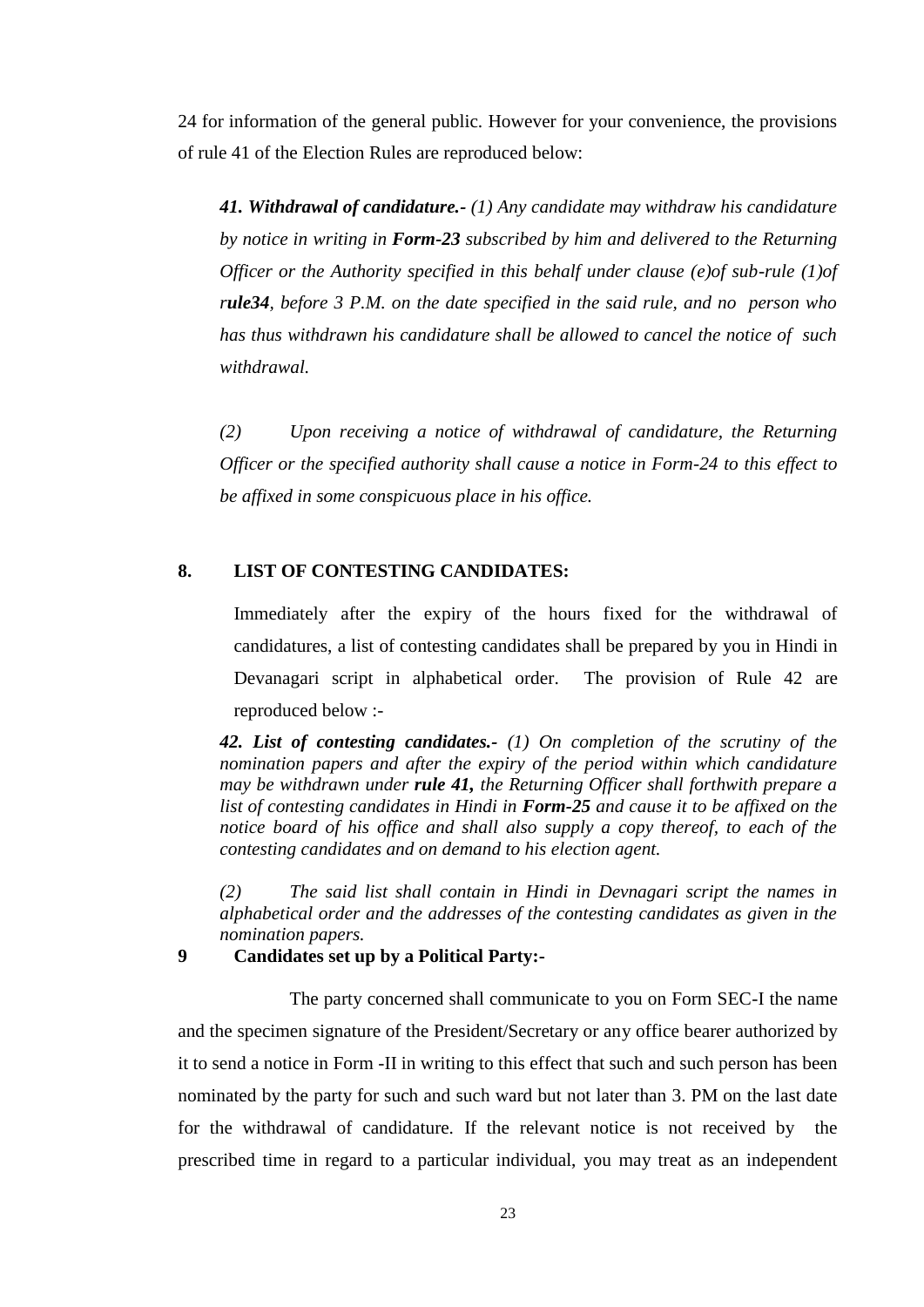24 for information of the general public. However for your convenience, the provisions of rule 41 of the Election Rules are reproduced below:

> ***41. Withdrawal of candidature.-*** *(1) Any candidate may withdraw his candidature by notice in writing in **Form-23** subscribed by him and delivered to the Returning Officer or the Authority specified in this behalf under clause (e)of sub-rule (1)of r**ule34**, before 3 P.M. on the date specified in the said rule, and no person who has thus withdrawn his candidature shall be allowed to cancel the notice of such withdrawal.*
>
> *(2) Upon receiving a notice of withdrawal of candidature, the Returning Officer or the specified authority shall cause a notice in Form-24 to this effect to be affixed in some conspicuous place in his office.*

**8. LIST OF CONTESTING CANDIDATES:**

Immediately after the expiry of the hours fixed for the withdrawal of candidatures, a list of contesting candidates shall be prepared by you in Hindi in Devanagari script in alphabetical order. The provision of Rule 42 are reproduced below :-

> ***42. List of contesting candidates.-*** *(1) On completion of the scrutiny of the nomination papers and after the expiry of the period within which candidature may be withdrawn under **rule 41,** the Returning Officer shall forthwith prepare a list of contesting candidates in Hindi in **Form-25** and cause it to be affixed on the notice board of his office and shall also supply a copy thereof, to each of the contesting candidates and on demand to his election agent.*
>
> *(2) The said list shall contain in Hindi in Devnagari script the names in alphabetical order and the addresses of the contesting candidates as given in the nomination papers.*

**9 Candidates set up by a Political Party:-**

The party concerned shall communicate to you on Form SEC-I the name and the specimen signature of the President/Secretary or any office bearer authorized by it to send a notice in Form -II in writing to this effect that such and such person has been nominated by the party for such and such ward but not later than 3. PM on the last date for the withdrawal of candidature. If the relevant notice is not received by the prescribed time in regard to a particular individual, you may treat as an independent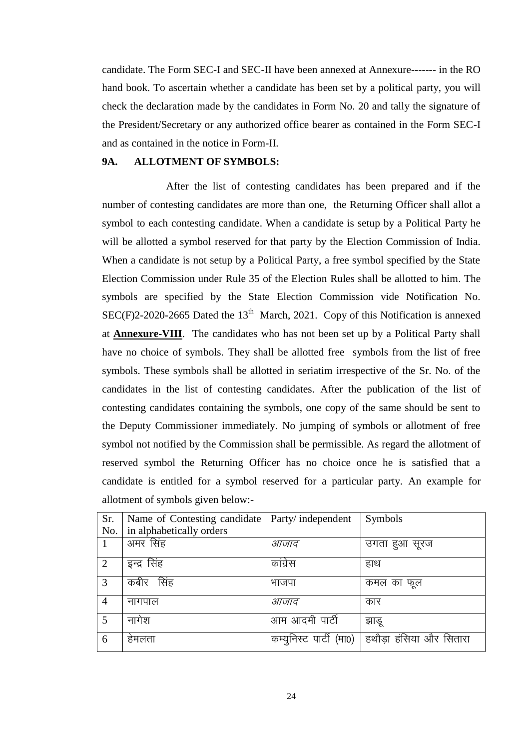candidate. The Form SEC-I and SEC-II have been annexed at Annexure------- in the RO hand book. To ascertain whether a candidate has been set by a political party, you will check the declaration made by the candidates in Form No. 20 and tally the signature of the President/Secretary or any authorized office bearer as contained in the Form SEC-I and as contained in the notice in Form-II.

**9A. ALLOTMENT OF SYMBOLS:**

After the list of contesting candidates has been prepared and if the number of contesting candidates are more than one, the Returning Officer shall allot a symbol to each contesting candidate. When a candidate is setup by a Political Party he will be allotted a symbol reserved for that party by the Election Commission of India. When a candidate is not setup by a Political Party, a free symbol specified by the State Election Commission under Rule 35 of the Election Rules shall be allotted to him. The symbols are specified by the State Election Commission vide Notification No. SEC(F)2-2020-2665 Dated the 13th March, 2021. Copy of this Notification is annexed at **Annexure-VIII**. The candidates who has not been set up by a Political Party shall have no choice of symbols. They shall be allotted free symbols from the list of free symbols. These symbols shall be allotted in seriatim irrespective of the Sr. No. of the candidates in the list of contesting candidates. After the publication of the list of contesting candidates containing the symbols, one copy of the same should be sent to the Deputy Commissioner immediately. No jumping of symbols or allotment of free symbol not notified by the Commission shall be permissible. As regard the allotment of reserved symbol the Returning Officer has no choice once he is satisfied that a candidate is entitled for a symbol reserved for a particular party. An example for allotment of symbols given below:-

| Sr. No. | Name of Contesting candidate in alphabetically orders | Party/ independent | Symbols |
|---|---|---|---|
| 1 | अमर सिंह | *आजाद* | उगता हुआ सूरज |
| 2 | इन्द्र सिंह | कांग्रेस | हाथ |
| 3 | कबीर सिंह | भाजपा | कमल का फूल |
| 4 | नागपाल | *आजाद* | कार |
| 5 | नागेश | आम आदमी पार्टी | झाड़ू |
| 6 | हेमलता | कम्युनिस्ट पार्टी (मा0) | हथौड़ा हंसिया और सितारा |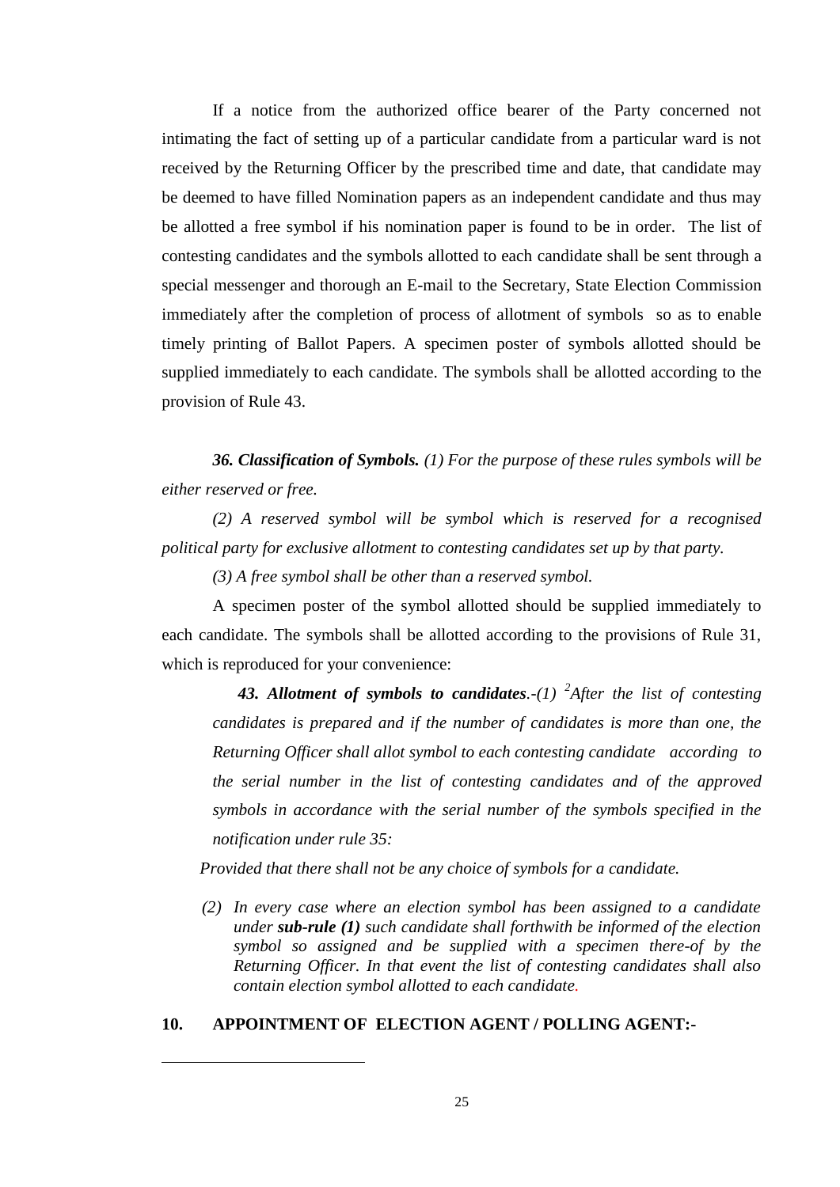If a notice from the authorized office bearer of the Party concerned not intimating the fact of setting up of a particular candidate from a particular ward is not received by the Returning Officer by the prescribed time and date, that candidate may be deemed to have filled Nomination papers as an independent candidate and thus may be allotted a free symbol if his nomination paper is found to be in order. The list of contesting candidates and the symbols allotted to each candidate shall be sent through a special messenger and thorough an E-mail to the Secretary, State Election Commission immediately after the completion of process of allotment of symbols so as to enable timely printing of Ballot Papers. A specimen poster of symbols allotted should be supplied immediately to each candidate. The symbols shall be allotted according to the provision of Rule 43.

***36. Classification of Symbols.*** *(1) For the purpose of these rules symbols will be either reserved or free.*

*(2) A reserved symbol will be symbol which is reserved for a recognised political party for exclusive allotment to contesting candidates set up by that party.*

*(3) A free symbol shall be other than a reserved symbol.*

A specimen poster of the symbol allotted should be supplied immediately to each candidate. The symbols shall be allotted according to the provisions of Rule 31, which is reproduced for your convenience:

> ***43. Allotment of symbols to candidates****.-(1) [2]After the list of contesting candidates is prepared and if the number of candidates is more than one, the Returning Officer shall allot symbol to each contesting candidate according to the serial number in the list of contesting candidates and of the approved symbols in accordance with the serial number of the symbols specified in the notification under rule 35:*
>
> *Provided that there shall not be any choice of symbols for a candidate.*
>
> *(2) In every case where an election symbol has been assigned to a candidate under **sub-rule (1)** such candidate shall forthwith be informed of the election symbol so assigned and be supplied with a specimen there-of by the Returning Officer. In that event the list of contesting candidates shall also contain election symbol allotted to each candidate.*

## 10. APPOINTMENT OF ELECTION AGENT / POLLING AGENT:-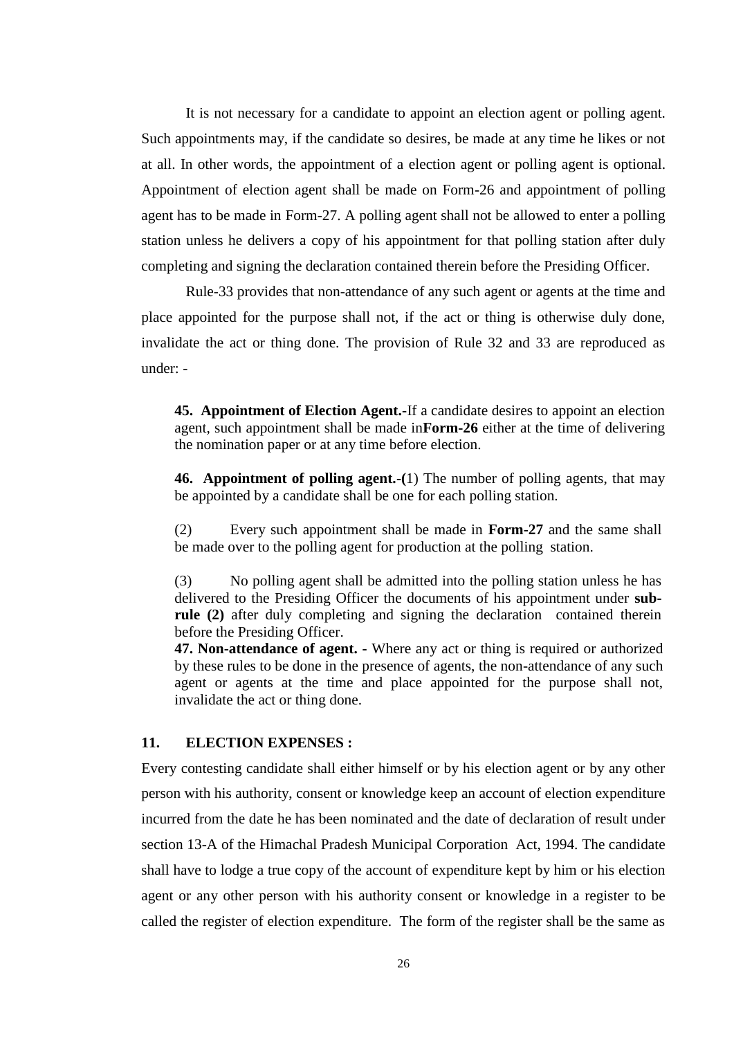It is not necessary for a candidate to appoint an election agent or polling agent. Such appointments may, if the candidate so desires, be made at any time he likes or not at all. In other words, the appointment of a election agent or polling agent is optional. Appointment of election agent shall be made on Form-26 and appointment of polling agent has to be made in Form-27. A polling agent shall not be allowed to enter a polling station unless he delivers a copy of his appointment for that polling station after duly completing and signing the declaration contained therein before the Presiding Officer.

Rule-33 provides that non-attendance of any such agent or agents at the time and place appointed for the purpose shall not, if the act or thing is otherwise duly done, invalidate the act or thing done. The provision of Rule 32 and 33 are reproduced as under: -

> **45. Appointment of Election Agent.-**If a candidate desires to appoint an election agent, such appointment shall be made in**Form-26** either at the time of delivering the nomination paper or at any time before election.
>
> **46. Appointment of polling agent.-(**1) The number of polling agents, that may be appointed by a candidate shall be one for each polling station.
>
> (2) Every such appointment shall be made in **Form-27** and the same shall be made over to the polling agent for production at the polling station.
>
> (3) No polling agent shall be admitted into the polling station unless he has delivered to the Presiding Officer the documents of his appointment under **sub-rule (2)** after duly completing and signing the declaration contained therein before the Presiding Officer.
>
> **47. Non-attendance of agent. -** Where any act or thing is required or authorized by these rules to be done in the presence of agents, the non-attendance of any such agent or agents at the time and place appointed for the purpose shall not, invalidate the act or thing done.

## 11. ELECTION EXPENSES :

Every contesting candidate shall either himself or by his election agent or by any other person with his authority, consent or knowledge keep an account of election expenditure incurred from the date he has been nominated and the date of declaration of result under section 13-A of the Himachal Pradesh Municipal Corporation Act, 1994. The candidate shall have to lodge a true copy of the account of expenditure kept by him or his election agent or any other person with his authority consent or knowledge in a register to be called the register of election expenditure. The form of the register shall be the same as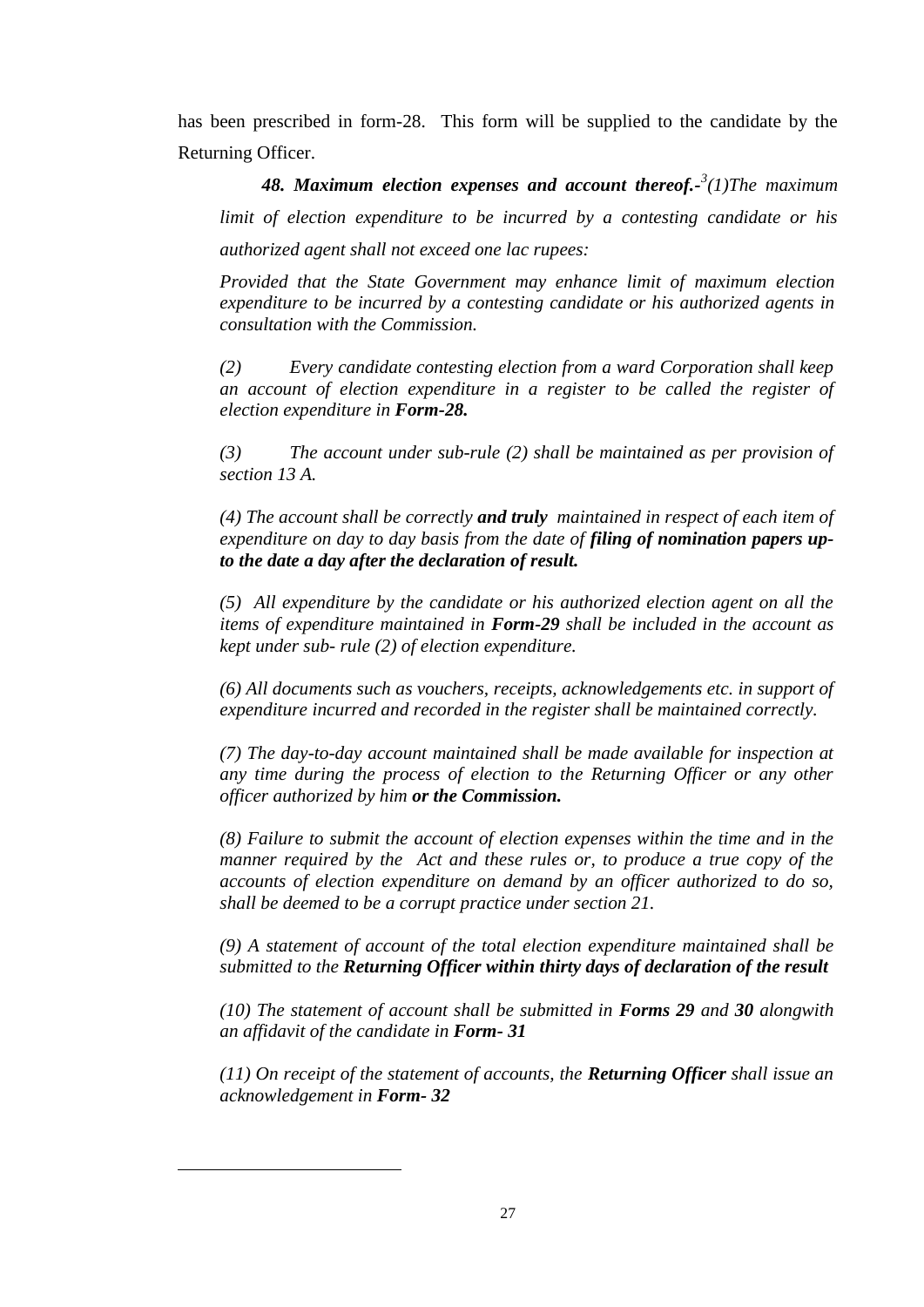has been prescribed in form-28. This form will be supplied to the candidate by the Returning Officer.

***48. Maximum election expenses and account thereof.-***[3]*(1)The maximum limit of election expenditure to be incurred by a contesting candidate or his authorized agent shall not exceed one lac rupees:*

*Provided that the State Government may enhance limit of maximum election expenditure to be incurred by a contesting candidate or his authorized agents in consultation with the Commission.*

*(2) Every candidate contesting election from a ward Corporation shall keep an account of election expenditure in a register to be called the register of election expenditure in **Form-28.***

*(3) The account under sub-rule (2) shall be maintained as per provision of section 13 A.*

*(4) The account shall be correctly **and truly** maintained in respect of each item of expenditure on day to day basis from the date of **filing of nomination papers up-to the date a day after the declaration of result.***

*(5) All expenditure by the candidate or his authorized election agent on all the items of expenditure maintained in **Form-29** shall be included in the account as kept under sub- rule (2) of election expenditure.*

*(6) All documents such as vouchers, receipts, acknowledgements etc. in support of expenditure incurred and recorded in the register shall be maintained correctly.*

*(7) The day-to-day account maintained shall be made available for inspection at any time during the process of election to the Returning Officer or any other officer authorized by him **or the Commission.***

*(8) Failure to submit the account of election expenses within the time and in the manner required by the Act and these rules or, to produce a true copy of the accounts of election expenditure on demand by an officer authorized to do so, shall be deemed to be a corrupt practice under section 21.*

*(9) A statement of account of the total election expenditure maintained shall be submitted to the **Returning Officer within thirty days of declaration of the result***

*(10) The statement of account shall be submitted in **Forms 29** and **30** alongwith an affidavit of the candidate in **Form- 31***

*(11) On receipt of the statement of accounts, the **Returning Officer** shall issue an acknowledgement in **Form- 32***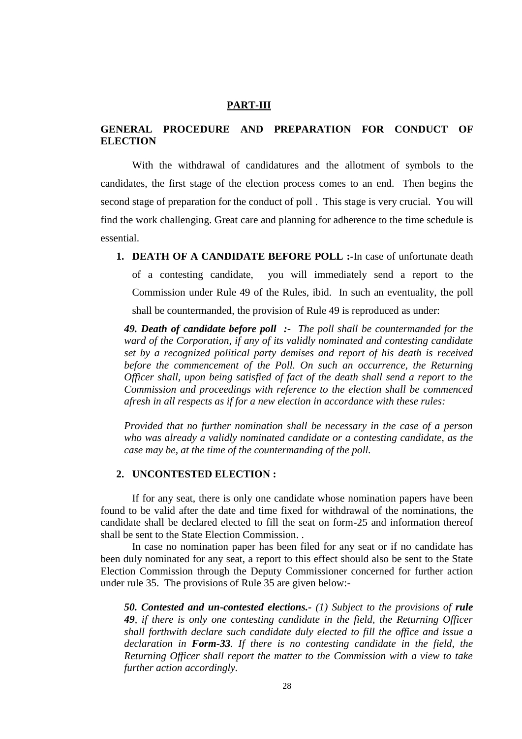# PART-III

## GENERAL PROCEDURE AND PREPARATION FOR CONDUCT OF ELECTION

With the withdrawal of candidatures and the allotment of symbols to the candidates, the first stage of the election process comes to an end. Then begins the second stage of preparation for the conduct of poll . This stage is very crucial. You will find the work challenging. Great care and planning for adherence to the time schedule is essential.

1. **DEATH OF A CANDIDATE BEFORE POLL :-**In case of unfortunate death of a contesting candidate, you will immediately send a report to the Commission under Rule 49 of the Rules, ibid. In such an eventuality, the poll shall be countermanded, the provision of Rule 49 is reproduced as under:

*__49. Death of candidate before poll :-__ The poll shall be countermanded for the ward of the Corporation, if any of its validly nominated and contesting candidate set by a recognized political party demises and report of his death is received before the commencement of the Poll. On such an occurrence, the Returning Officer shall, upon being satisfied of fact of the death shall send a report to the Commission and proceedings with reference to the election shall be commenced afresh in all respects as if for a new election in accordance with these rules:*

*Provided that no further nomination shall be necessary in the case of a person who was already a validly nominated candidate or a contesting candidate, as the case may be, at the time of the countermanding of the poll.*

2. **UNCONTESTED ELECTION :**

If for any seat, there is only one candidate whose nomination papers have been found to be valid after the date and time fixed for withdrawal of the nominations, the candidate shall be declared elected to fill the seat on form-25 and information thereof shall be sent to the State Election Commission. .

In case no nomination paper has been filed for any seat or if no candidate has been duly nominated for any seat, a report to this effect should also be sent to the State Election Commission through the Deputy Commissioner concerned for further action under rule 35. The provisions of Rule 35 are given below:-

*__50. Contested and un-contested elections.-__ (1) Subject to the provisions of __rule 49__, if there is only one contesting candidate in the field, the Returning Officer shall forthwith declare such candidate duly elected to fill the office and issue a declaration in __Form-33__. If there is no contesting candidate in the field, the Returning Officer shall report the matter to the Commission with a view to take further action accordingly.*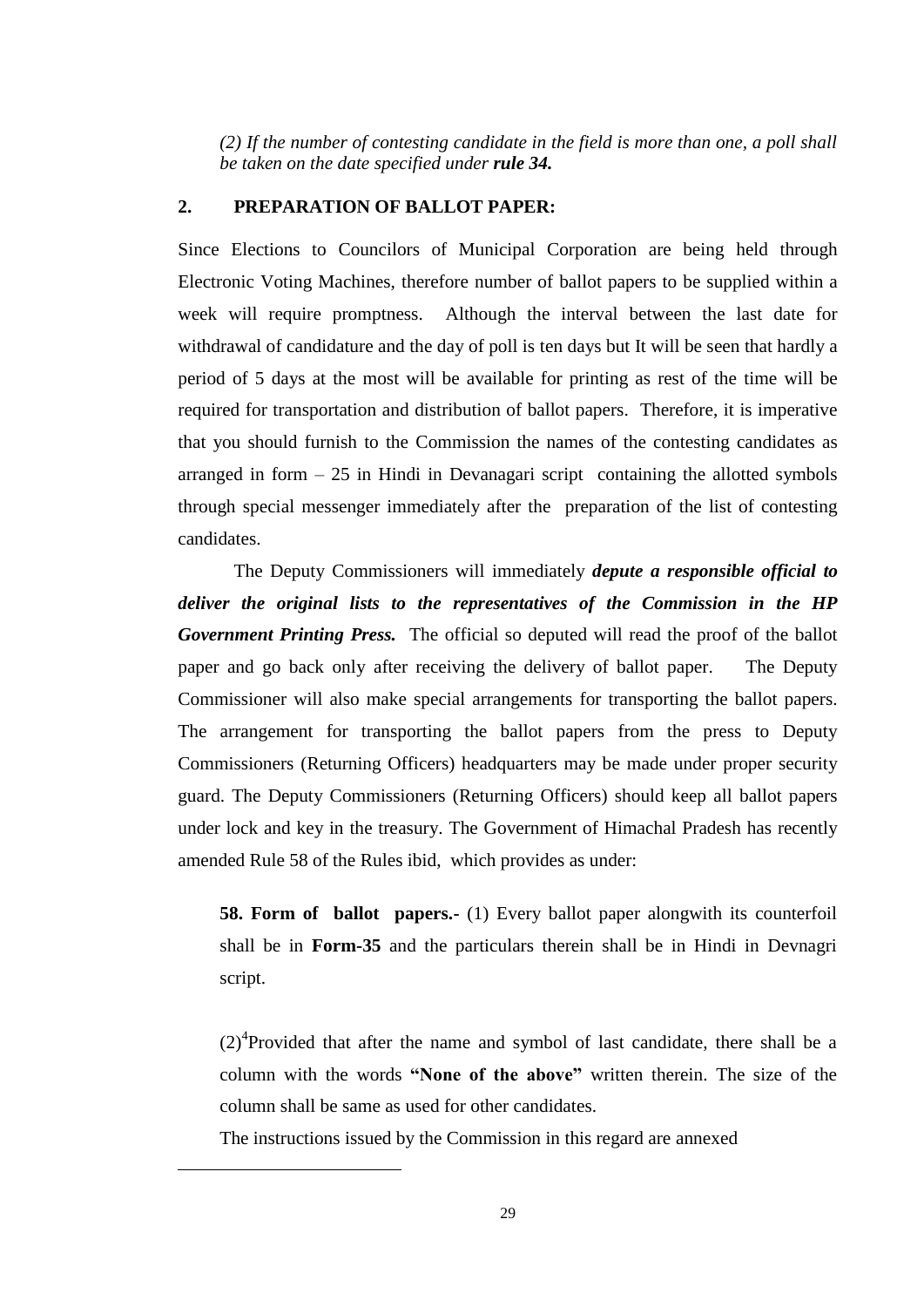*(2) If the number of contesting candidate in the field is more than one, a poll shall be taken on the date specified under **rule 34.***

## 2. PREPARATION OF BALLOT PAPER:

Since Elections to Councilors of Municipal Corporation are being held through Electronic Voting Machines, therefore number of ballot papers to be supplied within a week will require promptness. Although the interval between the last date for withdrawal of candidature and the day of poll is ten days but It will be seen that hardly a period of 5 days at the most will be available for printing as rest of the time will be required for transportation and distribution of ballot papers. Therefore, it is imperative that you should furnish to the Commission the names of the contesting candidates as arranged in form – 25 in Hindi in Devanagari script containing the allotted symbols through special messenger immediately after the preparation of the list of contesting candidates.

The Deputy Commissioners will immediately ***depute a responsible official to deliver the original lists to the representatives of the Commission in the HP Government Printing Press.*** The official so deputed will read the proof of the ballot paper and go back only after receiving the delivery of ballot paper. The Deputy Commissioner will also make special arrangements for transporting the ballot papers. The arrangement for transporting the ballot papers from the press to Deputy Commissioners (Returning Officers) headquarters may be made under proper security guard. The Deputy Commissioners (Returning Officers) should keep all ballot papers under lock and key in the treasury. The Government of Himachal Pradesh has recently amended Rule 58 of the Rules ibid, which provides as under:

> **58. Form of ballot papers.-** (1) Every ballot paper alongwith its counterfoil shall be in **Form-35** and the particulars therein shall be in Hindi in Devnagri script.
>
> (2)[4]Provided that after the name and symbol of last candidate, there shall be a column with the words **"None of the above"** written therein. The size of the column shall be same as used for other candidates.
>
> The instructions issued by the Commission in this regard are annexed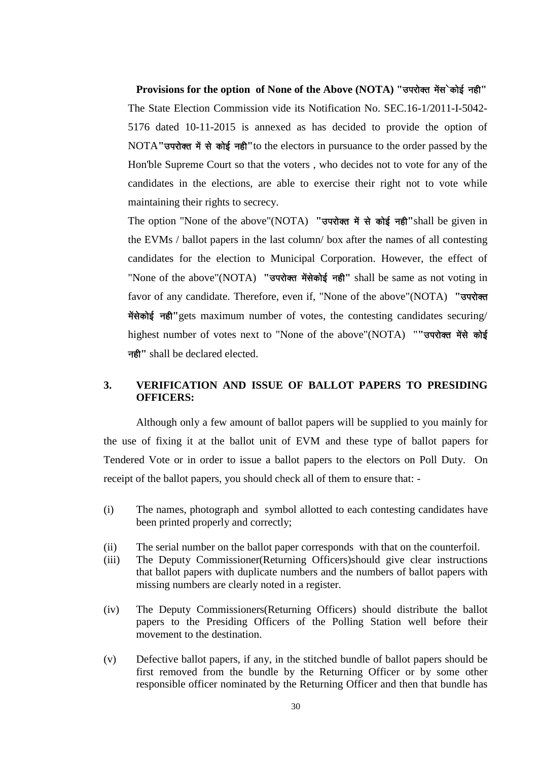**Provisions for the option of None of the Above (NOTA) "उपरोक्त मेंस`कोई नही"**

The State Election Commission vide its Notification No. SEC.16-1/2011-I-5042-5176 dated 10-11-2015 is annexed as has decided to provide the option of NOTA**"उपरोक्त में से कोई नही"**to the electors in pursuance to the order passed by the Hon'ble Supreme Court so that the voters , who decides not to vote for any of the candidates in the elections, are able to exercise their right not to vote while maintaining their rights to secrecy.

The option "None of the above"(NOTA) **"उपरोक्त में से कोई नही"**shall be given in the EVMs / ballot papers in the last column/ box after the names of all contesting candidates for the election to Municipal Corporation. However, the effect of "None of the above"(NOTA) **"उपरोक्त मेंसेकोई नही"** shall be same as not voting in favor of any candidate. Therefore, even if, "None of the above"(NOTA) **"उपरोक्त मेंसेकोई नही"**gets maximum number of votes, the contesting candidates securing/ highest number of votes next to "None of the above"(NOTA) "**"उपरोक्त मेंसे कोई नही"** shall be declared elected.

## 3. VERIFICATION AND ISSUE OF BALLOT PAPERS TO PRESIDING OFFICERS:

Although only a few amount of ballot papers will be supplied to you mainly for the use of fixing it at the ballot unit of EVM and these type of ballot papers for Tendered Vote or in order to issue a ballot papers to the electors on Poll Duty. On receipt of the ballot papers, you should check all of them to ensure that: -

(i) The names, photograph and symbol allotted to each contesting candidates have been printed properly and correctly;

(ii) The serial number on the ballot paper corresponds with that on the counterfoil.

(iii) The Deputy Commissioner(Returning Officers)should give clear instructions that ballot papers with duplicate numbers and the numbers of ballot papers with missing numbers are clearly noted in a register.

(iv) The Deputy Commissioners(Returning Officers) should distribute the ballot papers to the Presiding Officers of the Polling Station well before their movement to the destination.

(v) Defective ballot papers, if any, in the stitched bundle of ballot papers should be first removed from the bundle by the Returning Officer or by some other responsible officer nominated by the Returning Officer and then that bundle has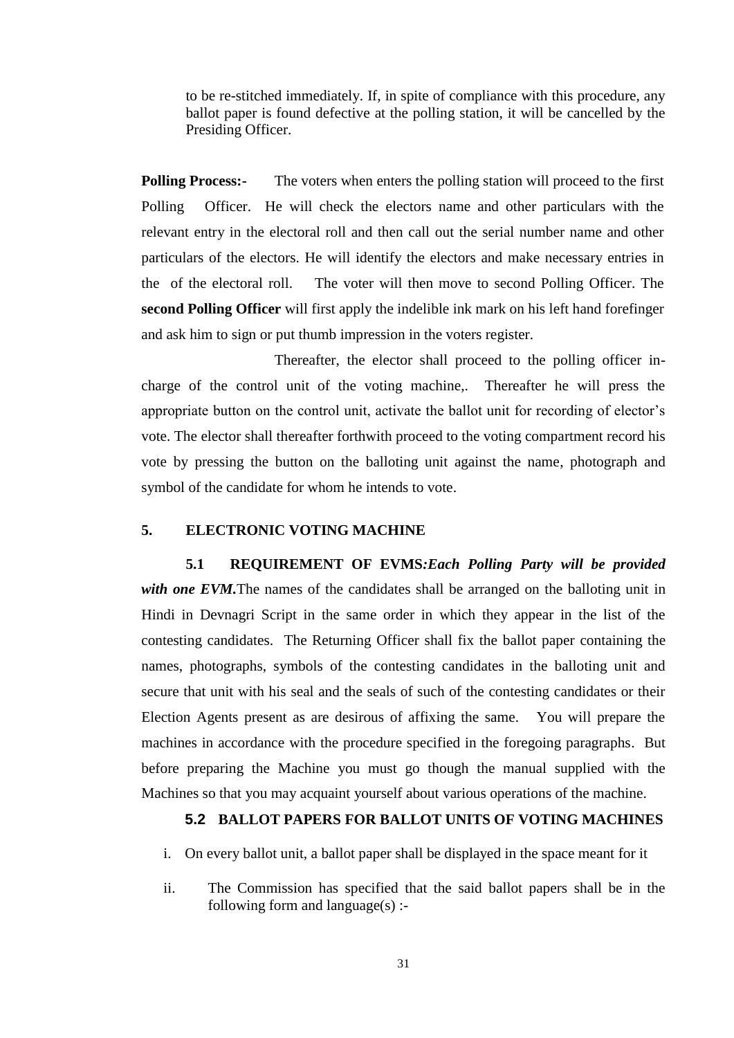to be re-stitched immediately. If, in spite of compliance with this procedure, any ballot paper is found defective at the polling station, it will be cancelled by the Presiding Officer.

**Polling Process:-** The voters when enters the polling station will proceed to the first Polling Officer. He will check the electors name and other particulars with the relevant entry in the electoral roll and then call out the serial number name and other particulars of the electors. He will identify the electors and make necessary entries in the of the electoral roll. The voter will then move to second Polling Officer. The **second Polling Officer** will first apply the indelible ink mark on his left hand forefinger and ask him to sign or put thumb impression in the voters register.

Thereafter, the elector shall proceed to the polling officer in-charge of the control unit of the voting machine,. Thereafter he will press the appropriate button on the control unit, activate the ballot unit for recording of elector's vote. The elector shall thereafter forthwith proceed to the voting compartment record his vote by pressing the button on the balloting unit against the name, photograph and symbol of the candidate for whom he intends to vote.

## 5. ELECTRONIC VOTING MACHINE

**5.1 REQUIREMENT OF EVMS*:Each Polling Party will be provided with one EVM.*** The names of the candidates shall be arranged on the balloting unit in Hindi in Devnagri Script in the same order in which they appear in the list of the contesting candidates. The Returning Officer shall fix the ballot paper containing the names, photographs, symbols of the contesting candidates in the balloting unit and secure that unit with his seal and the seals of such of the contesting candidates or their Election Agents present as are desirous of affixing the same. You will prepare the machines in accordance with the procedure specified in the foregoing paragraphs. But before preparing the Machine you must go though the manual supplied with the Machines so that you may acquaint yourself about various operations of the machine.

### 5.2 BALLOT PAPERS FOR BALLOT UNITS OF VOTING MACHINES

i. On every ballot unit, a ballot paper shall be displayed in the space meant for it

ii. The Commission has specified that the said ballot papers shall be in the following form and language(s) :-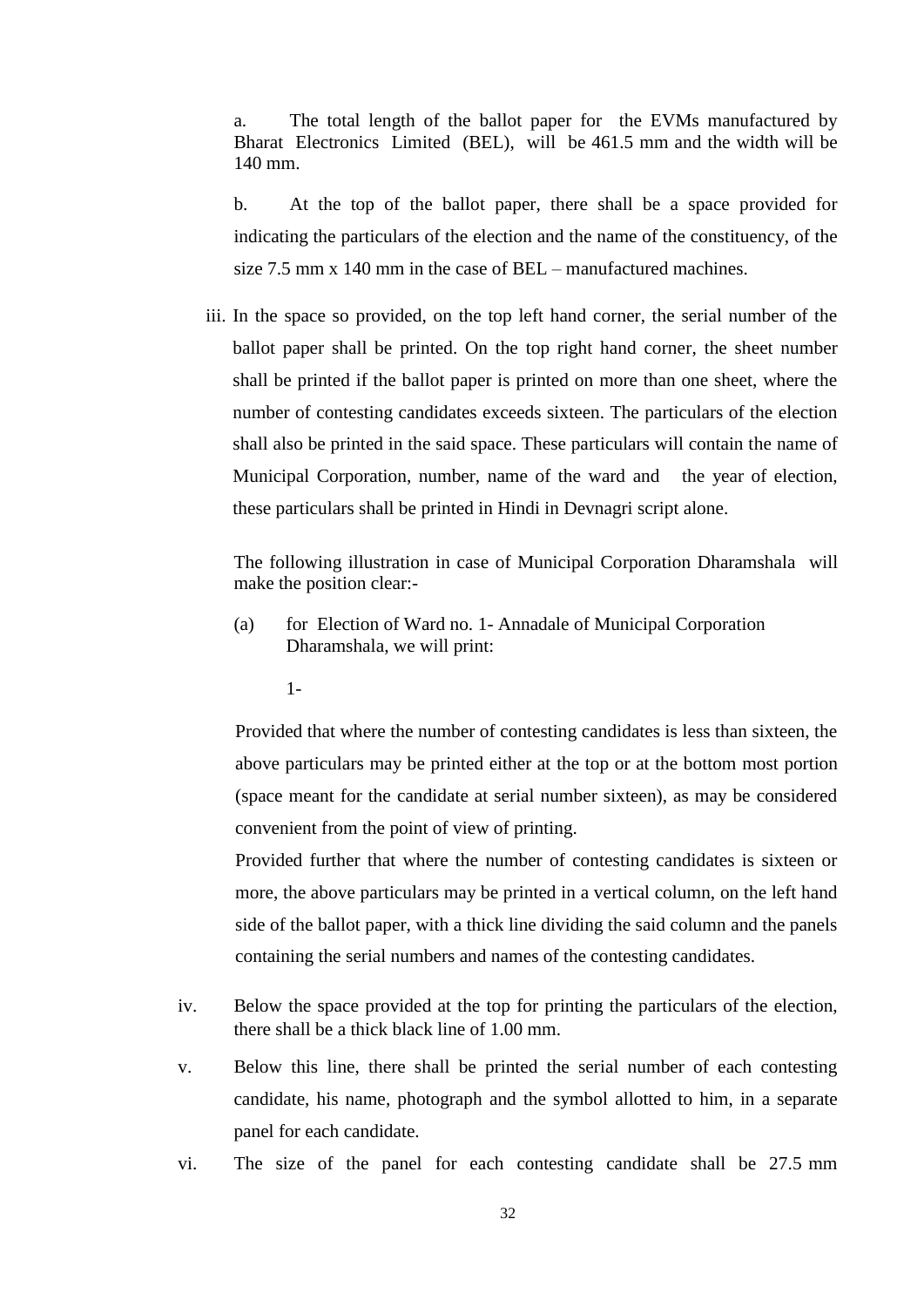a. The total length of the ballot paper for the EVMs manufactured by Bharat Electronics Limited (BEL), will be 461.5 mm and the width will be 140 mm.

b. At the top of the ballot paper, there shall be a space provided for indicating the particulars of the election and the name of the constituency, of the size 7.5 mm x 140 mm in the case of BEL – manufactured machines.

iii. In the space so provided, on the top left hand corner, the serial number of the ballot paper shall be printed. On the top right hand corner, the sheet number shall be printed if the ballot paper is printed on more than one sheet, where the number of contesting candidates exceeds sixteen. The particulars of the election shall also be printed in the said space. These particulars will contain the name of Municipal Corporation, number, name of the ward and the year of election, these particulars shall be printed in Hindi in Devnagri script alone.

The following illustration in case of Municipal Corporation Dharamshala will make the position clear:-

(a) for Election of Ward no. 1- Annadale of Municipal Corporation Dharamshala, we will print:

1-

Provided that where the number of contesting candidates is less than sixteen, the above particulars may be printed either at the top or at the bottom most portion (space meant for the candidate at serial number sixteen), as may be considered convenient from the point of view of printing.

Provided further that where the number of contesting candidates is sixteen or more, the above particulars may be printed in a vertical column, on the left hand side of the ballot paper, with a thick line dividing the said column and the panels containing the serial numbers and names of the contesting candidates.

iv. Below the space provided at the top for printing the particulars of the election, there shall be a thick black line of 1.00 mm.

v. Below this line, there shall be printed the serial number of each contesting candidate, his name, photograph and the symbol allotted to him, in a separate panel for each candidate.

vi. The size of the panel for each contesting candidate shall be 27.5 mm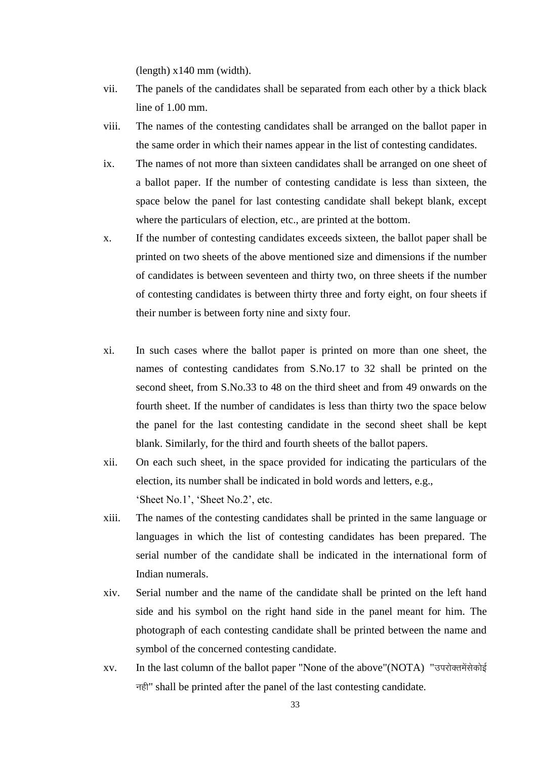(length) x140 mm (width).

vii. The panels of the candidates shall be separated from each other by a thick black line of 1.00 mm.

viii. The names of the contesting candidates shall be arranged on the ballot paper in the same order in which their names appear in the list of contesting candidates.

ix. The names of not more than sixteen candidates shall be arranged on one sheet of a ballot paper. If the number of contesting candidate is less than sixteen, the space below the panel for last contesting candidate shall bekept blank, except where the particulars of election, etc., are printed at the bottom.

x. If the number of contesting candidates exceeds sixteen, the ballot paper shall be printed on two sheets of the above mentioned size and dimensions if the number of candidates is between seventeen and thirty two, on three sheets if the number of contesting candidates is between thirty three and forty eight, on four sheets if their number is between forty nine and sixty four.

xi. In such cases where the ballot paper is printed on more than one sheet, the names of contesting candidates from S.No.17 to 32 shall be printed on the second sheet, from S.No.33 to 48 on the third sheet and from 49 onwards on the fourth sheet. If the number of candidates is less than thirty two the space below the panel for the last contesting candidate in the second sheet shall be kept blank. Similarly, for the third and fourth sheets of the ballot papers.

xii. On each such sheet, in the space provided for indicating the particulars of the election, its number shall be indicated in bold words and letters, e.g., 'Sheet No.1', 'Sheet No.2', etc.

xiii. The names of the contesting candidates shall be printed in the same language or languages in which the list of contesting candidates has been prepared. The serial number of the candidate shall be indicated in the international form of Indian numerals.

xiv. Serial number and the name of the candidate shall be printed on the left hand side and his symbol on the right hand side in the panel meant for him. The photograph of each contesting candidate shall be printed between the name and symbol of the concerned contesting candidate.

xv. In the last column of the ballot paper "None of the above"(NOTA) "उपरोक्तमेंसेकोई नही" shall be printed after the panel of the last contesting candidate.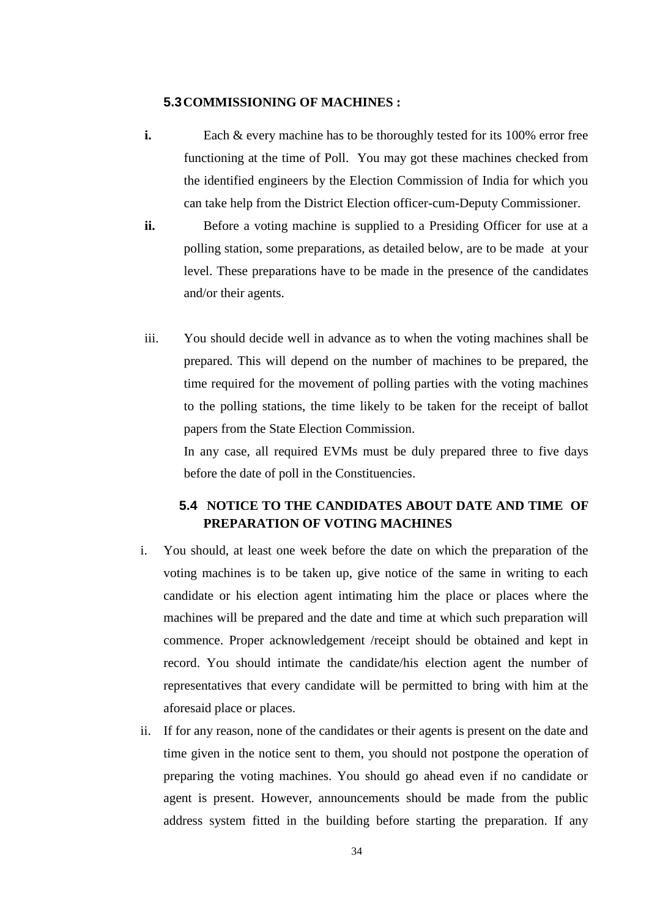## 5.3 COMMISSIONING OF MACHINES :

**i.** Each & every machine has to be thoroughly tested for its 100% error free functioning at the time of Poll. You may got these machines checked from the identified engineers by the Election Commission of India for which you can take help from the District Election officer-cum-Deputy Commissioner.

**ii.** Before a voting machine is supplied to a Presiding Officer for use at a polling station, some preparations, as detailed below, are to be made at your level. These preparations have to be made in the presence of the candidates and/or their agents.

iii. You should decide well in advance as to when the voting machines shall be prepared. This will depend on the number of machines to be prepared, the time required for the movement of polling parties with the voting machines to the polling stations, the time likely to be taken for the receipt of ballot papers from the State Election Commission.

In any case, all required EVMs must be duly prepared three to five days before the date of poll in the Constituencies.

## 5.4 NOTICE TO THE CANDIDATES ABOUT DATE AND TIME OF PREPARATION OF VOTING MACHINES

i. You should, at least one week before the date on which the preparation of the voting machines is to be taken up, give notice of the same in writing to each candidate or his election agent intimating him the place or places where the machines will be prepared and the date and time at which such preparation will commence. Proper acknowledgement /receipt should be obtained and kept in record. You should intimate the candidate/his election agent the number of representatives that every candidate will be permitted to bring with him at the aforesaid place or places.

ii. If for any reason, none of the candidates or their agents is present on the date and time given in the notice sent to them, you should not postpone the operation of preparing the voting machines. You should go ahead even if no candidate or agent is present. However, announcements should be made from the public address system fitted in the building before starting the preparation. If any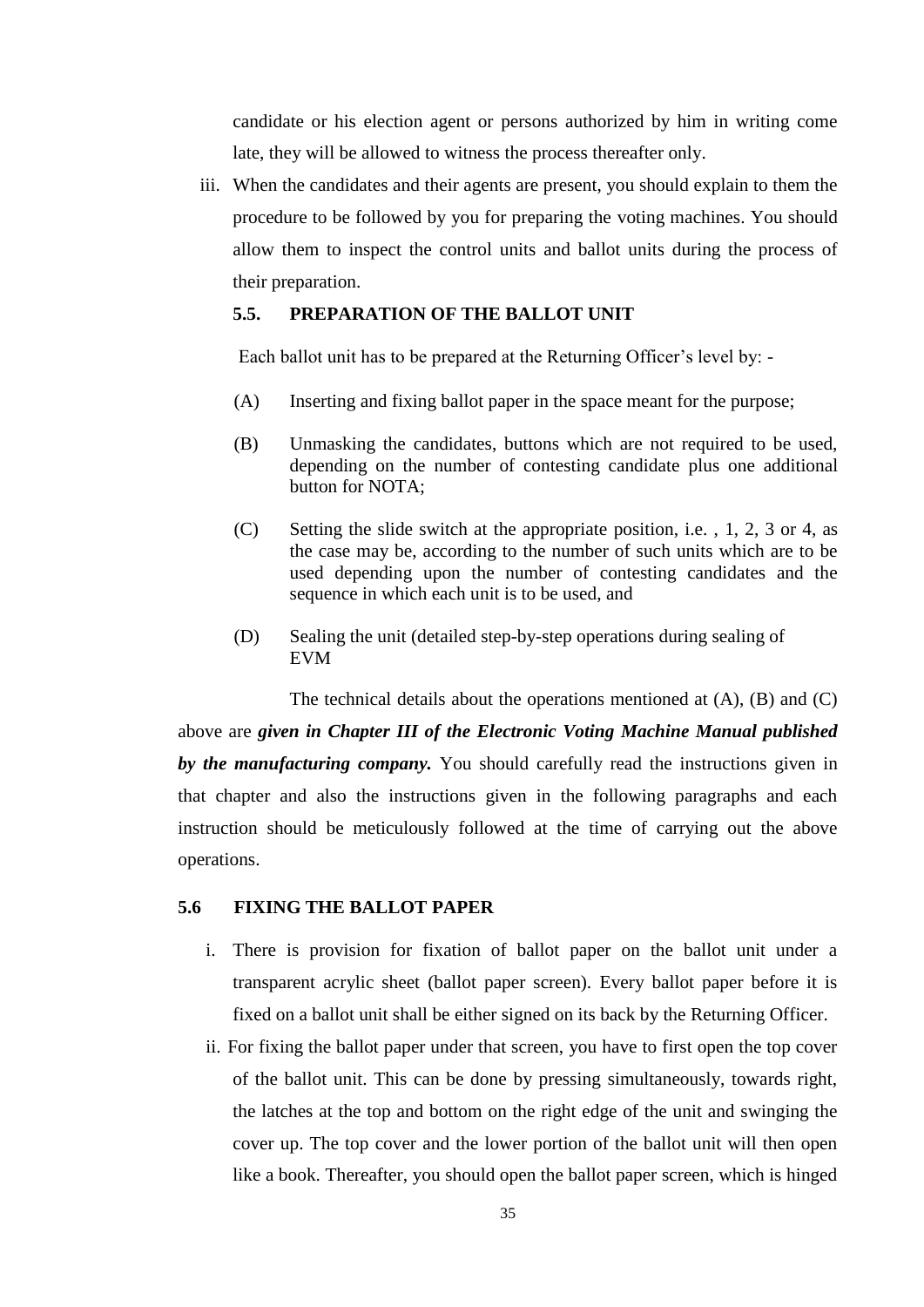candidate or his election agent or persons authorized by him in writing come late, they will be allowed to witness the process thereafter only.

iii. When the candidates and their agents are present, you should explain to them the procedure to be followed by you for preparing the voting machines. You should allow them to inspect the control units and ballot units during the process of their preparation.

### 5.5. PREPARATION OF THE BALLOT UNIT

Each ballot unit has to be prepared at the Returning Officer's level by: -

(A) Inserting and fixing ballot paper in the space meant for the purpose;

(B) Unmasking the candidates, buttons which are not required to be used, depending on the number of contesting candidate plus one additional button for NOTA;

(C) Setting the slide switch at the appropriate position, i.e. , 1, 2, 3 or 4, as the case may be, according to the number of such units which are to be used depending upon the number of contesting candidates and the sequence in which each unit is to be used, and

(D) Sealing the unit (detailed step-by-step operations during sealing of EVM

The technical details about the operations mentioned at (A), (B) and (C) above are ***given in Chapter III of the Electronic Voting Machine Manual published by the manufacturing company.*** You should carefully read the instructions given in that chapter and also the instructions given in the following paragraphs and each instruction should be meticulously followed at the time of carrying out the above operations.

### 5.6 FIXING THE BALLOT PAPER

i. There is provision for fixation of ballot paper on the ballot unit under a transparent acrylic sheet (ballot paper screen). Every ballot paper before it is fixed on a ballot unit shall be either signed on its back by the Returning Officer.

ii. For fixing the ballot paper under that screen, you have to first open the top cover of the ballot unit. This can be done by pressing simultaneously, towards right, the latches at the top and bottom on the right edge of the unit and swinging the cover up. The top cover and the lower portion of the ballot unit will then open like a book. Thereafter, you should open the ballot paper screen, which is hinged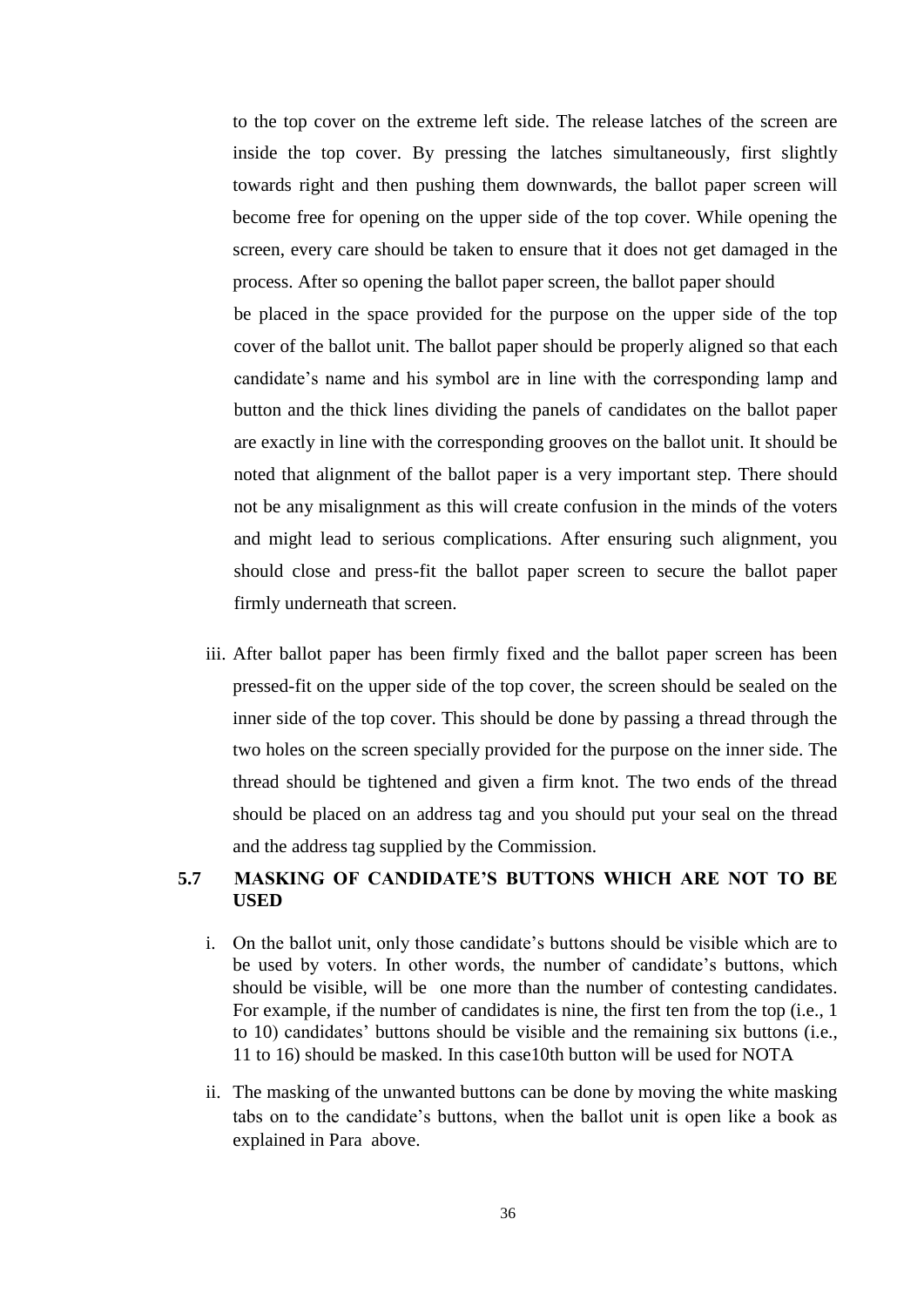to the top cover on the extreme left side. The release latches of the screen are inside the top cover. By pressing the latches simultaneously, first slightly towards right and then pushing them downwards, the ballot paper screen will become free for opening on the upper side of the top cover. While opening the screen, every care should be taken to ensure that it does not get damaged in the process. After so opening the ballot paper screen, the ballot paper should be placed in the space provided for the purpose on the upper side of the top cover of the ballot unit. The ballot paper should be properly aligned so that each candidate's name and his symbol are in line with the corresponding lamp and button and the thick lines dividing the panels of candidates on the ballot paper are exactly in line with the corresponding grooves on the ballot unit. It should be noted that alignment of the ballot paper is a very important step. There should not be any misalignment as this will create confusion in the minds of the voters and might lead to serious complications. After ensuring such alignment, you should close and press-fit the ballot paper screen to secure the ballot paper firmly underneath that screen.

iii. After ballot paper has been firmly fixed and the ballot paper screen has been pressed-fit on the upper side of the top cover, the screen should be sealed on the inner side of the top cover. This should be done by passing a thread through the two holes on the screen specially provided for the purpose on the inner side. The thread should be tightened and given a firm knot. The two ends of the thread should be placed on an address tag and you should put your seal on the thread and the address tag supplied by the Commission.

## 5.7 MASKING OF CANDIDATE'S BUTTONS WHICH ARE NOT TO BE USED

i. On the ballot unit, only those candidate's buttons should be visible which are to be used by voters. In other words, the number of candidate's buttons, which should be visible, will be one more than the number of contesting candidates. For example, if the number of candidates is nine, the first ten from the top (i.e., 1 to 10) candidates' buttons should be visible and the remaining six buttons (i.e., 11 to 16) should be masked. In this case10th button will be used for NOTA

ii. The masking of the unwanted buttons can be done by moving the white masking tabs on to the candidate's buttons, when the ballot unit is open like a book as explained in Para above.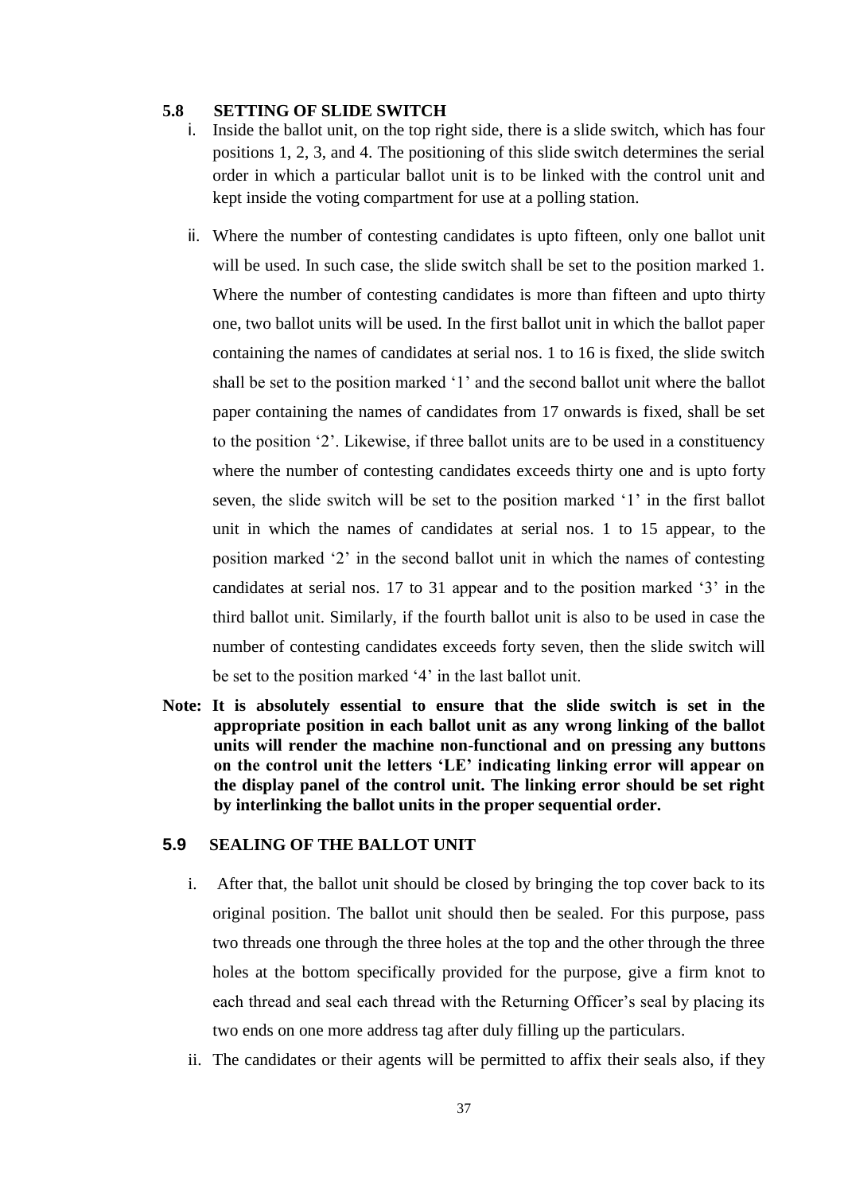## 5.8 SETTING OF SLIDE SWITCH

i. Inside the ballot unit, on the top right side, there is a slide switch, which has four positions 1, 2, 3, and 4. The positioning of this slide switch determines the serial order in which a particular ballot unit is to be linked with the control unit and kept inside the voting compartment for use at a polling station.

ii. Where the number of contesting candidates is upto fifteen, only one ballot unit will be used. In such case, the slide switch shall be set to the position marked 1. Where the number of contesting candidates is more than fifteen and upto thirty one, two ballot units will be used. In the first ballot unit in which the ballot paper containing the names of candidates at serial nos. 1 to 16 is fixed, the slide switch shall be set to the position marked '1' and the second ballot unit where the ballot paper containing the names of candidates from 17 onwards is fixed, shall be set to the position '2'. Likewise, if three ballot units are to be used in a constituency where the number of contesting candidates exceeds thirty one and is upto forty seven, the slide switch will be set to the position marked '1' in the first ballot unit in which the names of candidates at serial nos. 1 to 15 appear, to the position marked '2' in the second ballot unit in which the names of contesting candidates at serial nos. 17 to 31 appear and to the position marked '3' in the third ballot unit. Similarly, if the fourth ballot unit is also to be used in case the number of contesting candidates exceeds forty seven, then the slide switch will be set to the position marked '4' in the last ballot unit.

**Note: It is absolutely essential to ensure that the slide switch is set in the appropriate position in each ballot unit as any wrong linking of the ballot units will render the machine non-functional and on pressing any buttons on the control unit the letters 'LE' indicating linking error will appear on the display panel of the control unit. The linking error should be set right by interlinking the ballot units in the proper sequential order.**

## 5.9 SEALING OF THE BALLOT UNIT

i. After that, the ballot unit should be closed by bringing the top cover back to its original position. The ballot unit should then be sealed. For this purpose, pass two threads one through the three holes at the top and the other through the three holes at the bottom specifically provided for the purpose, give a firm knot to each thread and seal each thread with the Returning Officer's seal by placing its two ends on one more address tag after duly filling up the particulars.

ii. The candidates or their agents will be permitted to affix their seals also, if they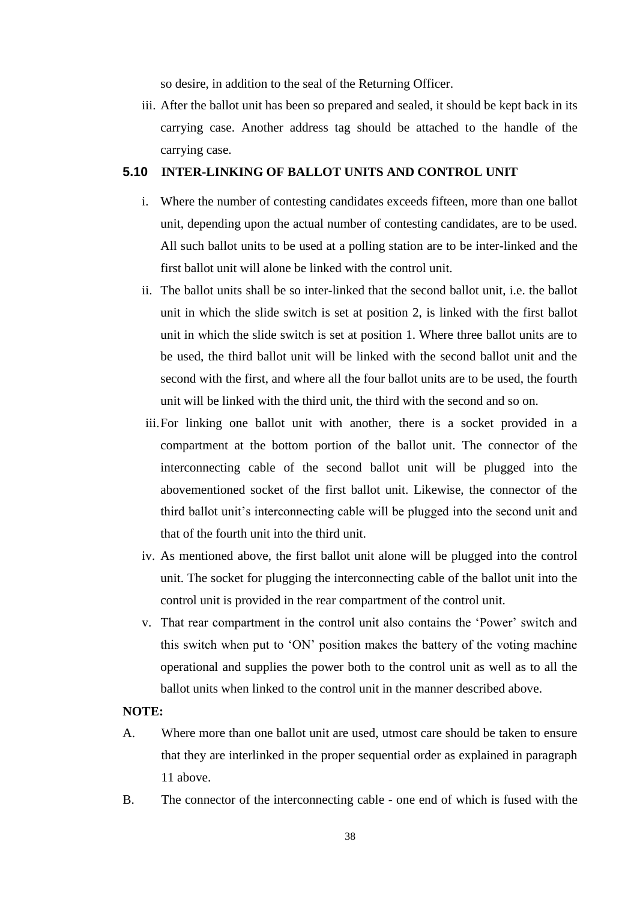so desire, in addition to the seal of the Returning Officer.

iii. After the ballot unit has been so prepared and sealed, it should be kept back in its carrying case. Another address tag should be attached to the handle of the carrying case.

### 5.10 INTER-LINKING OF BALLOT UNITS AND CONTROL UNIT

i. Where the number of contesting candidates exceeds fifteen, more than one ballot unit, depending upon the actual number of contesting candidates, are to be used. All such ballot units to be used at a polling station are to be inter-linked and the first ballot unit will alone be linked with the control unit.

ii. The ballot units shall be so inter-linked that the second ballot unit, i.e. the ballot unit in which the slide switch is set at position 2, is linked with the first ballot unit in which the slide switch is set at position 1. Where three ballot units are to be used, the third ballot unit will be linked with the second ballot unit and the second with the first, and where all the four ballot units are to be used, the fourth unit will be linked with the third unit, the third with the second and so on.

iii. For linking one ballot unit with another, there is a socket provided in a compartment at the bottom portion of the ballot unit. The connector of the interconnecting cable of the second ballot unit will be plugged into the abovementioned socket of the first ballot unit. Likewise, the connector of the third ballot unit's interconnecting cable will be plugged into the second unit and that of the fourth unit into the third unit.

iv. As mentioned above, the first ballot unit alone will be plugged into the control unit. The socket for plugging the interconnecting cable of the ballot unit into the control unit is provided in the rear compartment of the control unit.

v. That rear compartment in the control unit also contains the 'Power' switch and this switch when put to 'ON' position makes the battery of the voting machine operational and supplies the power both to the control unit as well as to all the ballot units when linked to the control unit in the manner described above.

**NOTE:**

A. Where more than one ballot unit are used, utmost care should be taken to ensure that they are interlinked in the proper sequential order as explained in paragraph 11 above.

B. The connector of the interconnecting cable - one end of which is fused with the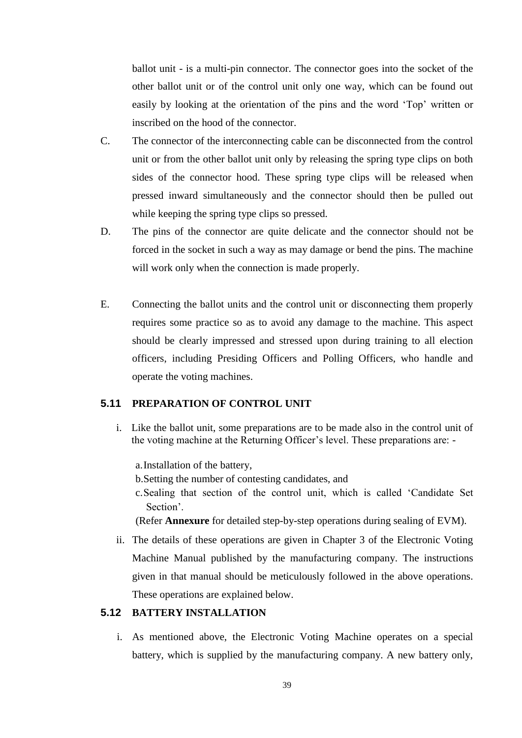ballot unit - is a multi-pin connector. The connector goes into the socket of the other ballot unit or of the control unit only one way, which can be found out easily by looking at the orientation of the pins and the word 'Top' written or inscribed on the hood of the connector.

C. The connector of the interconnecting cable can be disconnected from the control unit or from the other ballot unit only by releasing the spring type clips on both sides of the connector hood. These spring type clips will be released when pressed inward simultaneously and the connector should then be pulled out while keeping the spring type clips so pressed.

D. The pins of the connector are quite delicate and the connector should not be forced in the socket in such a way as may damage or bend the pins. The machine will work only when the connection is made properly.

E. Connecting the ballot units and the control unit or disconnecting them properly requires some practice so as to avoid any damage to the machine. This aspect should be clearly impressed and stressed upon during training to all election officers, including Presiding Officers and Polling Officers, who handle and operate the voting machines.

### 5.11 PREPARATION OF CONTROL UNIT

i. Like the ballot unit, some preparations are to be made also in the control unit of the voting machine at the Returning Officer's level. These preparations are: -

   a. Installation of the battery,
   b. Setting the number of contesting candidates, and
   c. Sealing that section of the control unit, which is called 'Candidate Set Section'.

   (Refer **Annexure** for detailed step-by-step operations during sealing of EVM).

ii. The details of these operations are given in Chapter 3 of the Electronic Voting Machine Manual published by the manufacturing company. The instructions given in that manual should be meticulously followed in the above operations. These operations are explained below.

### 5.12 BATTERY INSTALLATION

i. As mentioned above, the Electronic Voting Machine operates on a special battery, which is supplied by the manufacturing company. A new battery only,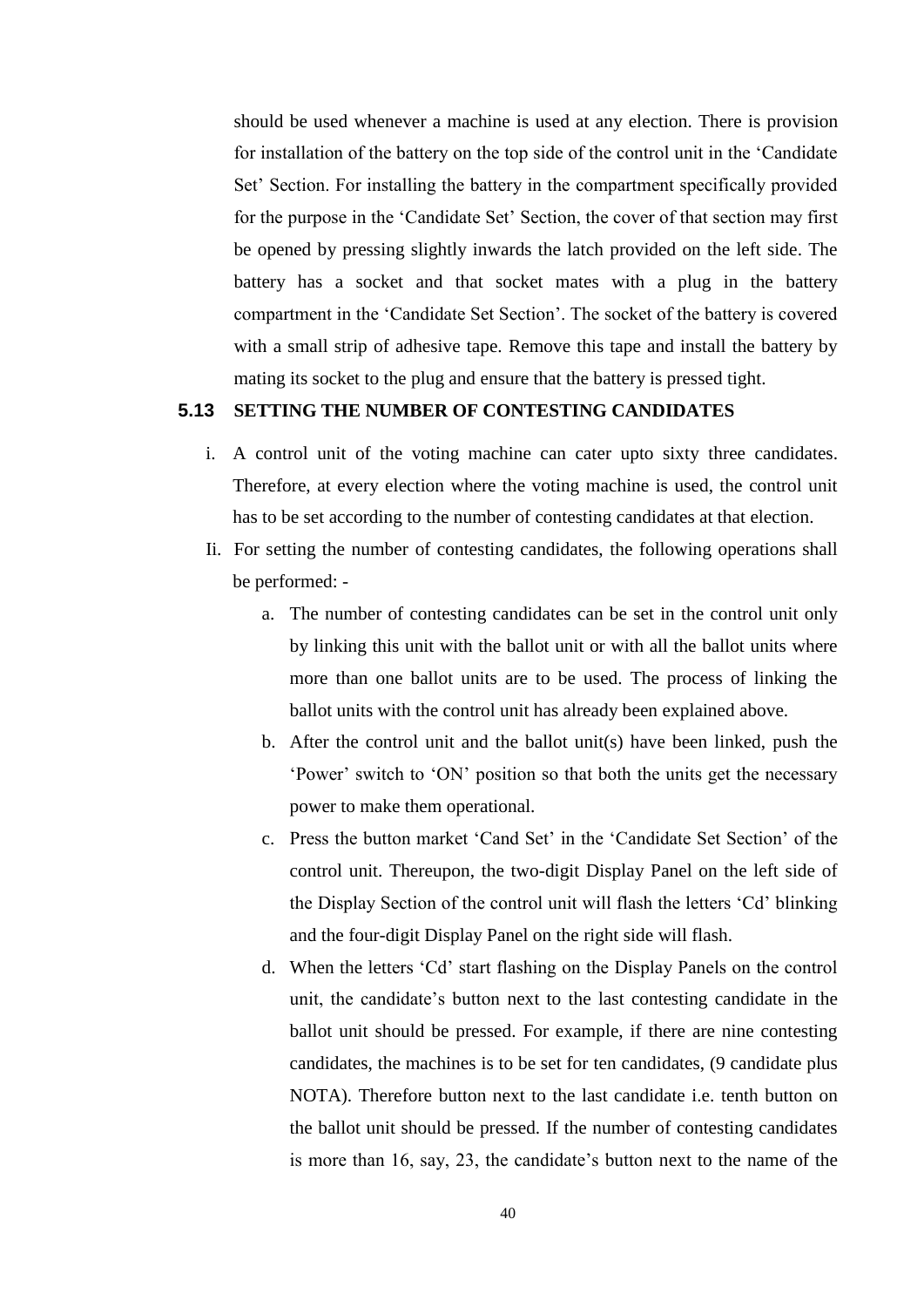should be used whenever a machine is used at any election. There is provision for installation of the battery on the top side of the control unit in the 'Candidate Set' Section. For installing the battery in the compartment specifically provided for the purpose in the 'Candidate Set' Section, the cover of that section may first be opened by pressing slightly inwards the latch provided on the left side. The battery has a socket and that socket mates with a plug in the battery compartment in the 'Candidate Set Section'. The socket of the battery is covered with a small strip of adhesive tape. Remove this tape and install the battery by mating its socket to the plug and ensure that the battery is pressed tight.

### 5.13 SETTING THE NUMBER OF CONTESTING CANDIDATES

i. A control unit of the voting machine can cater upto sixty three candidates. Therefore, at every election where the voting machine is used, the control unit has to be set according to the number of contesting candidates at that election.

Ii. For setting the number of contesting candidates, the following operations shall be performed: -

a. The number of contesting candidates can be set in the control unit only by linking this unit with the ballot unit or with all the ballot units where more than one ballot units are to be used. The process of linking the ballot units with the control unit has already been explained above.

b. After the control unit and the ballot unit(s) have been linked, push the 'Power' switch to 'ON' position so that both the units get the necessary power to make them operational.

c. Press the button market 'Cand Set' in the 'Candidate Set Section' of the control unit. Thereupon, the two-digit Display Panel on the left side of the Display Section of the control unit will flash the letters 'Cd' blinking and the four-digit Display Panel on the right side will flash.

d. When the letters 'Cd' start flashing on the Display Panels on the control unit, the candidate's button next to the last contesting candidate in the ballot unit should be pressed. For example, if there are nine contesting candidates, the machines is to be set for ten candidates, (9 candidate plus NOTA). Therefore button next to the last candidate i.e. tenth button on the ballot unit should be pressed. If the number of contesting candidates is more than 16, say, 23, the candidate's button next to the name of the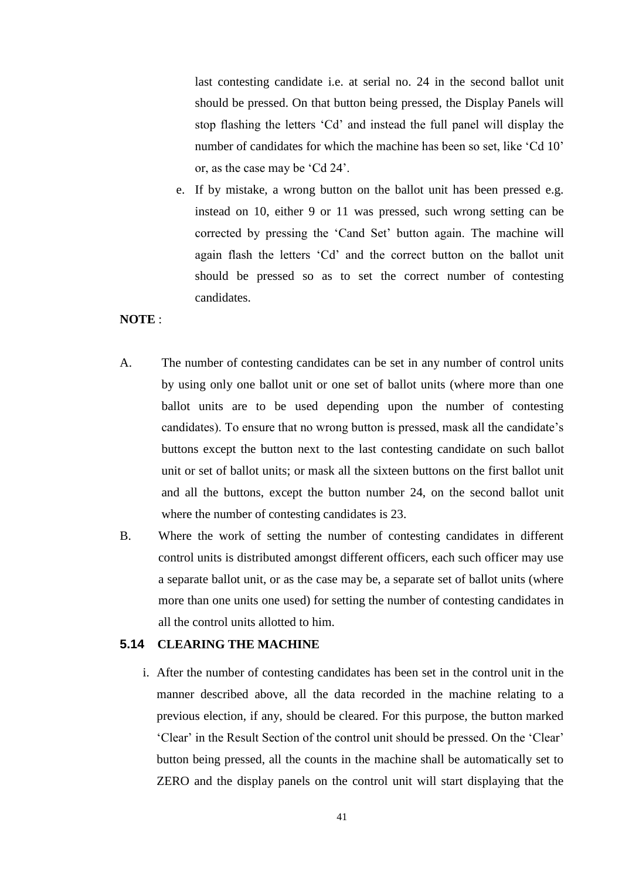last contesting candidate i.e. at serial no. 24 in the second ballot unit should be pressed. On that button being pressed, the Display Panels will stop flashing the letters 'Cd' and instead the full panel will display the number of candidates for which the machine has been so set, like 'Cd 10' or, as the case may be 'Cd 24'.

e. If by mistake, a wrong button on the ballot unit has been pressed e.g. instead on 10, either 9 or 11 was pressed, such wrong setting can be corrected by pressing the 'Cand Set' button again. The machine will again flash the letters 'Cd' and the correct button on the ballot unit should be pressed so as to set the correct number of contesting candidates.

**NOTE** :

A. The number of contesting candidates can be set in any number of control units by using only one ballot unit or one set of ballot units (where more than one ballot units are to be used depending upon the number of contesting candidates). To ensure that no wrong button is pressed, mask all the candidate's buttons except the button next to the last contesting candidate on such ballot unit or set of ballot units; or mask all the sixteen buttons on the first ballot unit and all the buttons, except the button number 24, on the second ballot unit where the number of contesting candidates is 23.

B. Where the work of setting the number of contesting candidates in different control units is distributed amongst different officers, each such officer may use a separate ballot unit, or as the case may be, a separate set of ballot units (where more than one units one used) for setting the number of contesting candidates in all the control units allotted to him.

### 5.14 CLEARING THE MACHINE

i. After the number of contesting candidates has been set in the control unit in the manner described above, all the data recorded in the machine relating to a previous election, if any, should be cleared. For this purpose, the button marked 'Clear' in the Result Section of the control unit should be pressed. On the 'Clear' button being pressed, all the counts in the machine shall be automatically set to ZERO and the display panels on the control unit will start displaying that the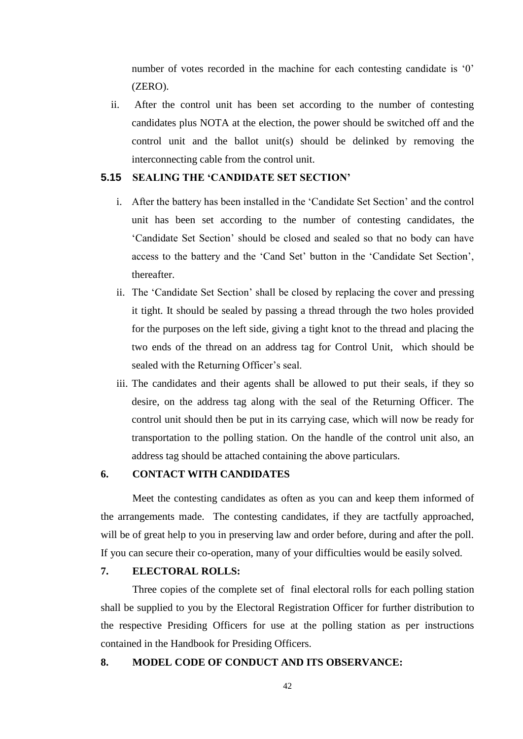number of votes recorded in the machine for each contesting candidate is '0' (ZERO).

ii. After the control unit has been set according to the number of contesting candidates plus NOTA at the election, the power should be switched off and the control unit and the ballot unit(s) should be delinked by removing the interconnecting cable from the control unit.

### 5.15 SEALING THE 'CANDIDATE SET SECTION'

i. After the battery has been installed in the 'Candidate Set Section' and the control unit has been set according to the number of contesting candidates, the 'Candidate Set Section' should be closed and sealed so that no body can have access to the battery and the 'Cand Set' button in the 'Candidate Set Section', thereafter.

ii. The 'Candidate Set Section' shall be closed by replacing the cover and pressing it tight. It should be sealed by passing a thread through the two holes provided for the purposes on the left side, giving a tight knot to the thread and placing the two ends of the thread on an address tag for Control Unit, which should be sealed with the Returning Officer's seal.

iii. The candidates and their agents shall be allowed to put their seals, if they so desire, on the address tag along with the seal of the Returning Officer. The control unit should then be put in its carrying case, which will now be ready for transportation to the polling station. On the handle of the control unit also, an address tag should be attached containing the above particulars.

## 6. CONTACT WITH CANDIDATES

Meet the contesting candidates as often as you can and keep them informed of the arrangements made. The contesting candidates, if they are tactfully approached, will be of great help to you in preserving law and order before, during and after the poll. If you can secure their co-operation, many of your difficulties would be easily solved.

## 7. ELECTORAL ROLLS:

Three copies of the complete set of final electoral rolls for each polling station shall be supplied to you by the Electoral Registration Officer for further distribution to the respective Presiding Officers for use at the polling station as per instructions contained in the Handbook for Presiding Officers.

## 8. MODEL CODE OF CONDUCT AND ITS OBSERVANCE: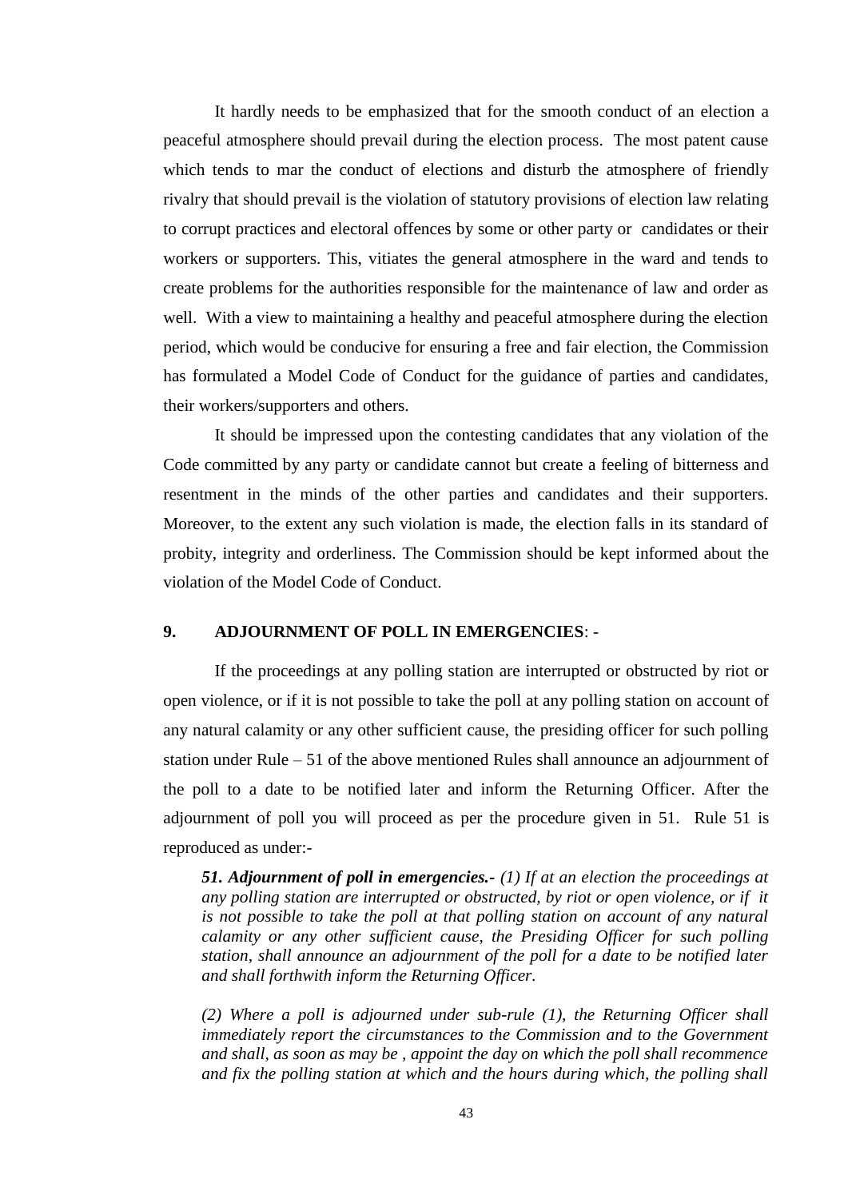It hardly needs to be emphasized that for the smooth conduct of an election a peaceful atmosphere should prevail during the election process. The most patent cause which tends to mar the conduct of elections and disturb the atmosphere of friendly rivalry that should prevail is the violation of statutory provisions of election law relating to corrupt practices and electoral offences by some or other party or candidates or their workers or supporters. This, vitiates the general atmosphere in the ward and tends to create problems for the authorities responsible for the maintenance of law and order as well. With a view to maintaining a healthy and peaceful atmosphere during the election period, which would be conducive for ensuring a free and fair election, the Commission has formulated a Model Code of Conduct for the guidance of parties and candidates, their workers/supporters and others.

It should be impressed upon the contesting candidates that any violation of the Code committed by any party or candidate cannot but create a feeling of bitterness and resentment in the minds of the other parties and candidates and their supporters. Moreover, to the extent any such violation is made, the election falls in its standard of probity, integrity and orderliness. The Commission should be kept informed about the violation of the Model Code of Conduct.

## 9. ADJOURNMENT OF POLL IN EMERGENCIES: -

If the proceedings at any polling station are interrupted or obstructed by riot or open violence, or if it is not possible to take the poll at any polling station on account of any natural calamity or any other sufficient cause, the presiding officer for such polling station under Rule – 51 of the above mentioned Rules shall announce an adjournment of the poll to a date to be notified later and inform the Returning Officer. After the adjournment of poll you will proceed as per the procedure given in 51. Rule 51 is reproduced as under:-

> ***51. Adjournment of poll in emergencies.-*** *(1) If at an election the proceedings at any polling station are interrupted or obstructed, by riot or open violence, or if it is not possible to take the poll at that polling station on account of any natural calamity or any other sufficient cause, the Presiding Officer for such polling station, shall announce an adjournment of the poll for a date to be notified later and shall forthwith inform the Returning Officer.*
>
> *(2) Where a poll is adjourned under sub-rule (1), the Returning Officer shall immediately report the circumstances to the Commission and to the Government and shall, as soon as may be , appoint the day on which the poll shall recommence and fix the polling station at which and the hours during which, the polling shall*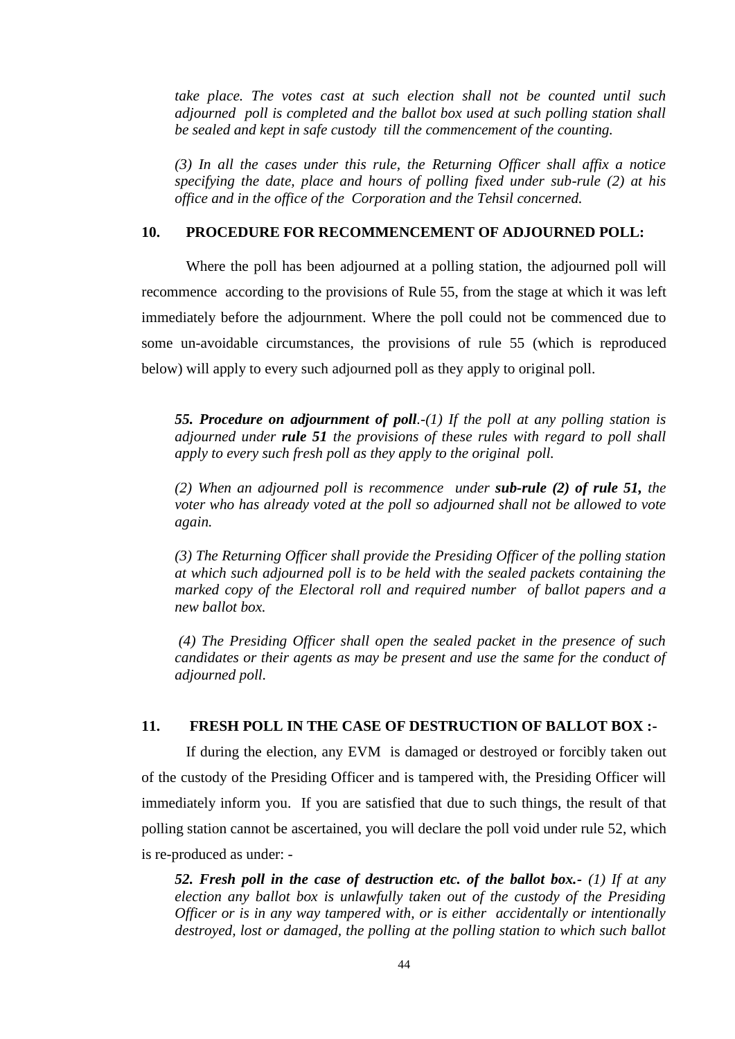*take place. The votes cast at such election shall not be counted until such adjourned poll is completed and the ballot box used at such polling station shall be sealed and kept in safe custody till the commencement of the counting.*

*(3) In all the cases under this rule, the Returning Officer shall affix a notice specifying the date, place and hours of polling fixed under sub-rule (2) at his office and in the office of the Corporation and the Tehsil concerned.*

## 10. PROCEDURE FOR RECOMMENCEMENT OF ADJOURNED POLL:

Where the poll has been adjourned at a polling station, the adjourned poll will recommence according to the provisions of Rule 55, from the stage at which it was left immediately before the adjournment. Where the poll could not be commenced due to some un-avoidable circumstances, the provisions of rule 55 (which is reproduced below) will apply to every such adjourned poll as they apply to original poll.

***55. Procedure on adjournment of poll****.-(1) If the poll at any polling station is adjourned under* ***rule 51*** *the provisions of these rules with regard to poll shall apply to every such fresh poll as they apply to the original poll.*

*(2) When an adjourned poll is recommence under* ***sub-rule (2) of rule 51,*** *the voter who has already voted at the poll so adjourned shall not be allowed to vote again.*

*(3) The Returning Officer shall provide the Presiding Officer of the polling station at which such adjourned poll is to be held with the sealed packets containing the marked copy of the Electoral roll and required number of ballot papers and a new ballot box.*

*(4) The Presiding Officer shall open the sealed packet in the presence of such candidates or their agents as may be present and use the same for the conduct of adjourned poll.*

## 11. FRESH POLL IN THE CASE OF DESTRUCTION OF BALLOT BOX :-

If during the election, any EVM is damaged or destroyed or forcibly taken out of the custody of the Presiding Officer and is tampered with, the Presiding Officer will immediately inform you. If you are satisfied that due to such things, the result of that polling station cannot be ascertained, you will declare the poll void under rule 52, which is re-produced as under: -

***52. Fresh poll in the case of destruction etc. of the ballot box.-*** *(1) If at any election any ballot box is unlawfully taken out of the custody of the Presiding Officer or is in any way tampered with, or is either accidentally or intentionally destroyed, lost or damaged, the polling at the polling station to which such ballot*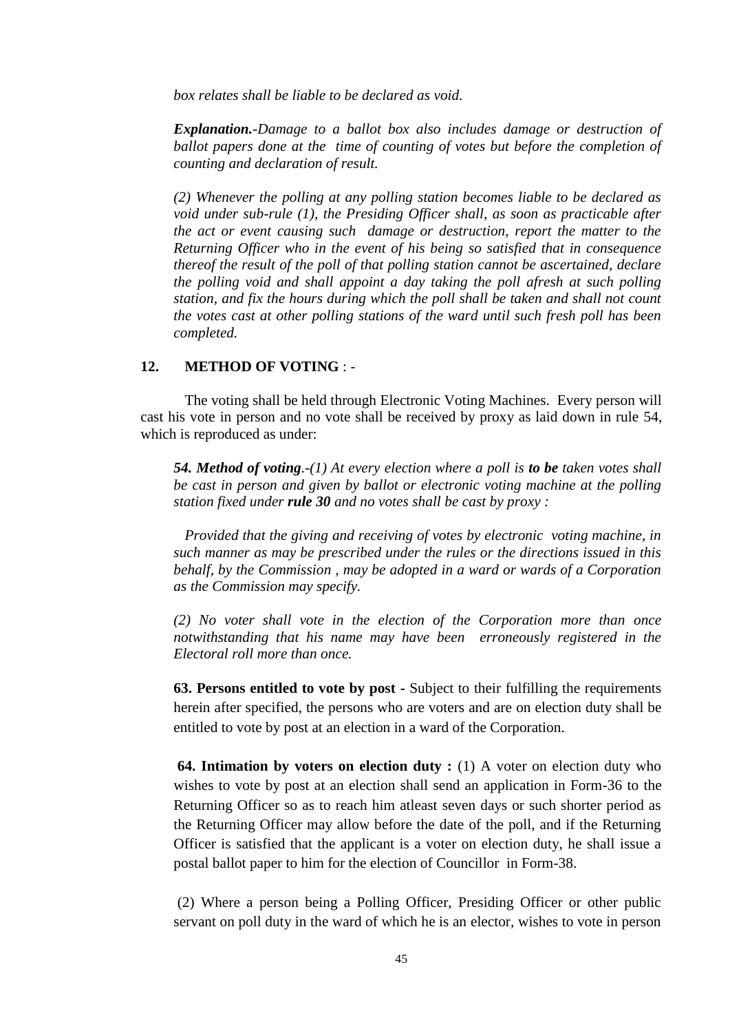*box relates shall be liable to be declared as void.*

***Explanation.**-Damage to a ballot box also includes damage or destruction of ballot papers done at the time of counting of votes but before the completion of counting and declaration of result.*

*(2) Whenever the polling at any polling station becomes liable to be declared as void under sub-rule (1), the Presiding Officer shall, as soon as practicable after the act or event causing such damage or destruction, report the matter to the Returning Officer who in the event of his being so satisfied that in consequence thereof the result of the poll of that polling station cannot be ascertained, declare the polling void and shall appoint a day taking the poll afresh at such polling station, and fix the hours during which the poll shall be taken and shall not count the votes cast at other polling stations of the ward until such fresh poll has been completed.*

## 12. METHOD OF VOTING : -

The voting shall be held through Electronic Voting Machines. Every person will cast his vote in person and no vote shall be received by proxy as laid down in rule 54, which is reproduced as under:

***54. Method of voting**.-(1) At every election where a poll is **to be** taken votes shall be cast in person and given by ballot or electronic voting machine at the polling station fixed under **rule 30** and no votes shall be cast by proxy :*

*Provided that the giving and receiving of votes by electronic voting machine, in such manner as may be prescribed under the rules or the directions issued in this behalf, by the Commission , may be adopted in a ward or wards of a Corporation as the Commission may specify.*

*(2) No voter shall vote in the election of the Corporation more than once notwithstanding that his name may have been erroneously registered in the Electoral roll more than once.*

**63. Persons entitled to vote by post** - Subject to their fulfilling the requirements herein after specified, the persons who are voters and are on election duty shall be entitled to vote by post at an election in a ward of the Corporation.

**64. Intimation by voters on election duty :** (1) A voter on election duty who wishes to vote by post at an election shall send an application in Form-36 to the Returning Officer so as to reach him atleast seven days or such shorter period as the Returning Officer may allow before the date of the poll, and if the Returning Officer is satisfied that the applicant is a voter on election duty, he shall issue a postal ballot paper to him for the election of Councillor in Form-38.

(2) Where a person being a Polling Officer, Presiding Officer or other public servant on poll duty in the ward of which he is an elector, wishes to vote in person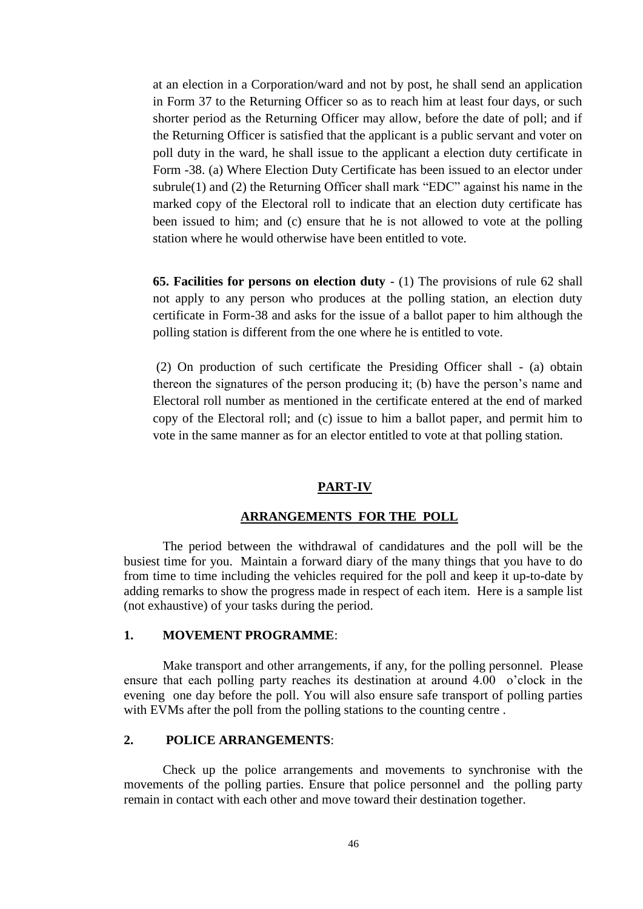at an election in a Corporation/ward and not by post, he shall send an application in Form 37 to the Returning Officer so as to reach him at least four days, or such shorter period as the Returning Officer may allow, before the date of poll; and if the Returning Officer is satisfied that the applicant is a public servant and voter on poll duty in the ward, he shall issue to the applicant a election duty certificate in Form -38. (a) Where Election Duty Certificate has been issued to an elector under subrule(1) and (2) the Returning Officer shall mark "EDC" against his name in the marked copy of the Electoral roll to indicate that an election duty certificate has been issued to him; and (c) ensure that he is not allowed to vote at the polling station where he would otherwise have been entitled to vote.

**65. Facilities for persons on election duty** - (1) The provisions of rule 62 shall not apply to any person who produces at the polling station, an election duty certificate in Form-38 and asks for the issue of a ballot paper to him although the polling station is different from the one where he is entitled to vote.

(2) On production of such certificate the Presiding Officer shall - (a) obtain thereon the signatures of the person producing it; (b) have the person's name and Electoral roll number as mentioned in the certificate entered at the end of marked copy of the Electoral roll; and (c) issue to him a ballot paper, and permit him to vote in the same manner as for an elector entitled to vote at that polling station.

## PART-IV

## ARRANGEMENTS FOR THE POLL

The period between the withdrawal of candidatures and the poll will be the busiest time for you. Maintain a forward diary of the many things that you have to do from time to time including the vehicles required for the poll and keep it up-to-date by adding remarks to show the progress made in respect of each item. Here is a sample list (not exhaustive) of your tasks during the period.

### 1. MOVEMENT PROGRAMME:

Make transport and other arrangements, if any, for the polling personnel. Please ensure that each polling party reaches its destination at around 4.00 o'clock in the evening one day before the poll. You will also ensure safe transport of polling parties with EVMs after the poll from the polling stations to the counting centre .

### 2. POLICE ARRANGEMENTS:

Check up the police arrangements and movements to synchronise with the movements of the polling parties. Ensure that police personnel and the polling party remain in contact with each other and move toward their destination together.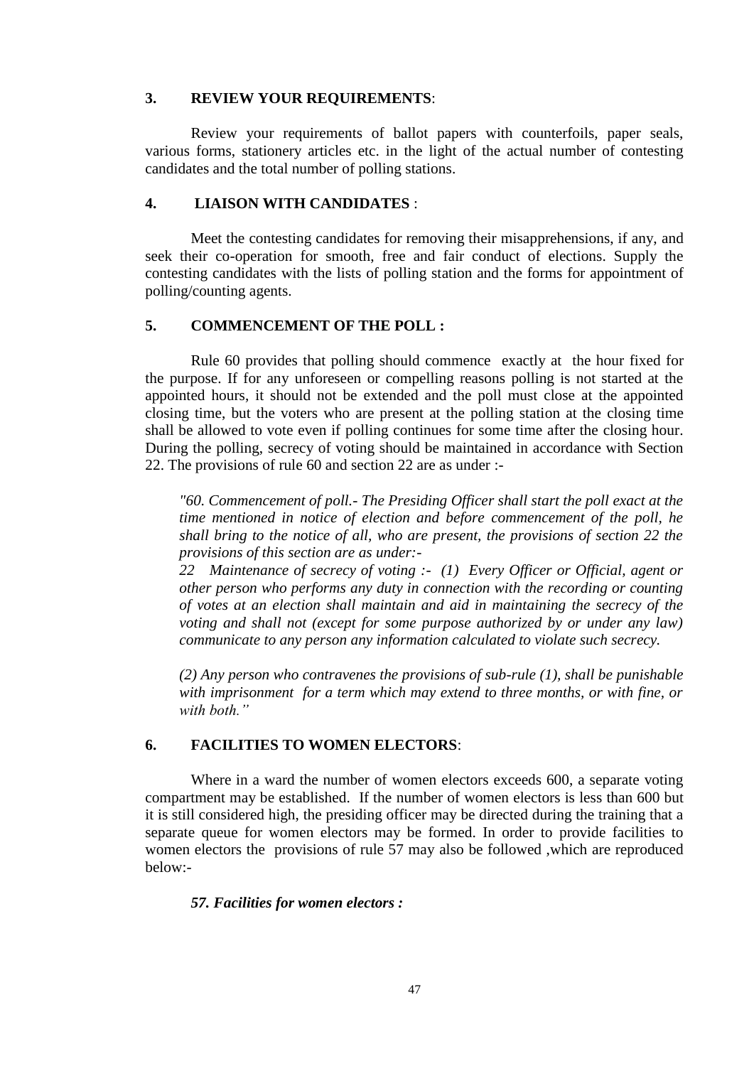## 3. REVIEW YOUR REQUIREMENTS:

Review your requirements of ballot papers with counterfoils, paper seals, various forms, stationery articles etc. in the light of the actual number of contesting candidates and the total number of polling stations.

## 4. LIAISON WITH CANDIDATES :

Meet the contesting candidates for removing their misapprehensions, if any, and seek their co-operation for smooth, free and fair conduct of elections. Supply the contesting candidates with the lists of polling station and the forms for appointment of polling/counting agents.

## 5. COMMENCEMENT OF THE POLL :

Rule 60 provides that polling should commence exactly at the hour fixed for the purpose. If for any unforeseen or compelling reasons polling is not started at the appointed hours, it should not be extended and the poll must close at the appointed closing time, but the voters who are present at the polling station at the closing time shall be allowed to vote even if polling continues for some time after the closing hour. During the polling, secrecy of voting should be maintained in accordance with Section 22. The provisions of rule 60 and section 22 are as under :-

*"60. Commencement of poll.- The Presiding Officer shall start the poll exact at the time mentioned in notice of election and before commencement of the poll, he shall bring to the notice of all, who are present, the provisions of section 22 the provisions of this section are as under:-*

*22 Maintenance of secrecy of voting :- (1) Every Officer or Official, agent or other person who performs any duty in connection with the recording or counting of votes at an election shall maintain and aid in maintaining the secrecy of the voting and shall not (except for some purpose authorized by or under any law) communicate to any person any information calculated to violate such secrecy.*

*(2) Any person who contravenes the provisions of sub-rule (1), shall be punishable with imprisonment for a term which may extend to three months, or with fine, or with both."*

## 6. FACILITIES TO WOMEN ELECTORS:

Where in a ward the number of women electors exceeds 600, a separate voting compartment may be established. If the number of women electors is less than 600 but it is still considered high, the presiding officer may be directed during the training that a separate queue for women electors may be formed. In order to provide facilities to women electors the provisions of rule 57 may also be followed ,which are reproduced below:-

***57. Facilities for women electors :***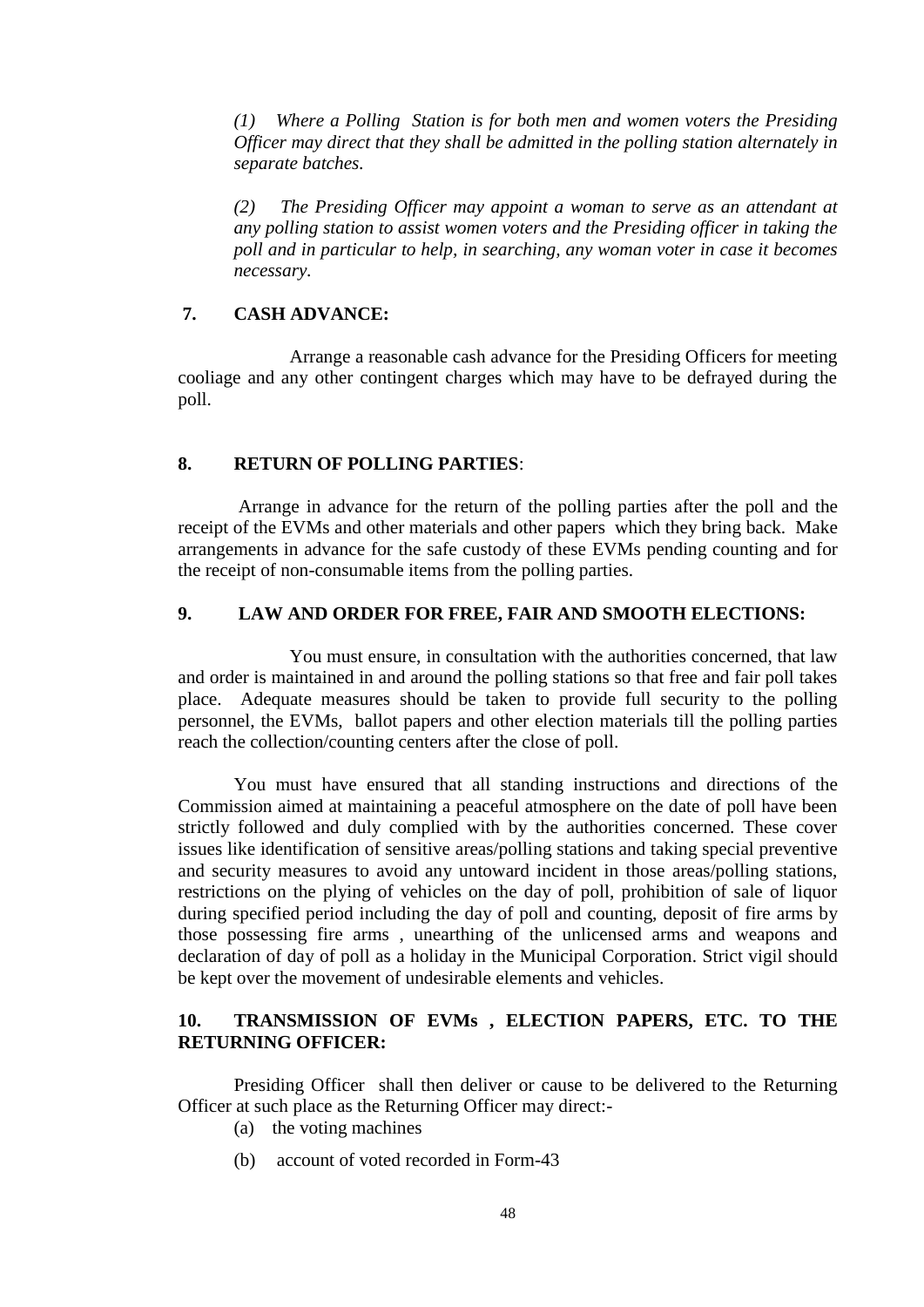*(1) Where a Polling Station is for both men and women voters the Presiding Officer may direct that they shall be admitted in the polling station alternately in separate batches.*

*(2) The Presiding Officer may appoint a woman to serve as an attendant at any polling station to assist women voters and the Presiding officer in taking the poll and in particular to help, in searching, any woman voter in case it becomes necessary.*

**7. CASH ADVANCE:**

Arrange a reasonable cash advance for the Presiding Officers for meeting cooliage and any other contingent charges which may have to be defrayed during the poll.

**8. RETURN OF POLLING PARTIES**:

Arrange in advance for the return of the polling parties after the poll and the receipt of the EVMs and other materials and other papers which they bring back. Make arrangements in advance for the safe custody of these EVMs pending counting and for the receipt of non-consumable items from the polling parties.

**9. LAW AND ORDER FOR FREE, FAIR AND SMOOTH ELECTIONS:**

You must ensure, in consultation with the authorities concerned, that law and order is maintained in and around the polling stations so that free and fair poll takes place. Adequate measures should be taken to provide full security to the polling personnel, the EVMs, ballot papers and other election materials till the polling parties reach the collection/counting centers after the close of poll.

You must have ensured that all standing instructions and directions of the Commission aimed at maintaining a peaceful atmosphere on the date of poll have been strictly followed and duly complied with by the authorities concerned. These cover issues like identification of sensitive areas/polling stations and taking special preventive and security measures to avoid any untoward incident in those areas/polling stations, restrictions on the plying of vehicles on the day of poll, prohibition of sale of liquor during specified period including the day of poll and counting, deposit of fire arms by those possessing fire arms , unearthing of the unlicensed arms and weapons and declaration of day of poll as a holiday in the Municipal Corporation. Strict vigil should be kept over the movement of undesirable elements and vehicles.

**10. TRANSMISSION OF EVMs , ELECTION PAPERS, ETC. TO THE RETURNING OFFICER:**

Presiding Officer shall then deliver or cause to be delivered to the Returning Officer at such place as the Returning Officer may direct:-

(a) the voting machines

(b) account of voted recorded in Form-43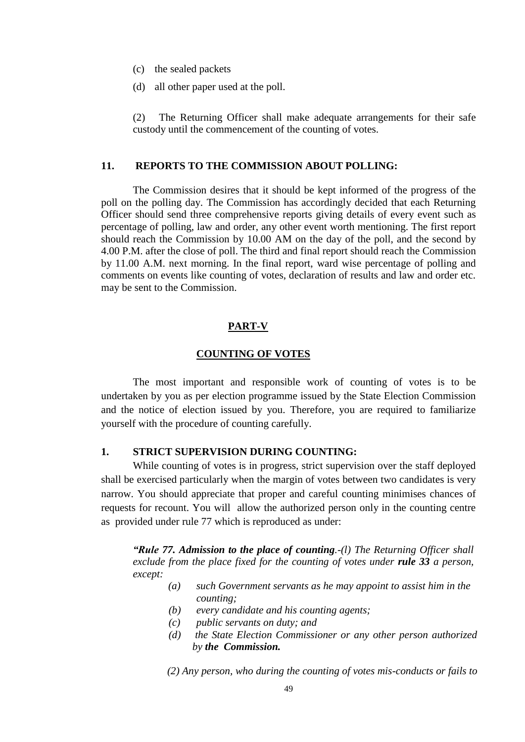(c) the sealed packets

(d) all other paper used at the poll.

(2) The Returning Officer shall make adequate arrangements for their safe custody until the commencement of the counting of votes.

## 11. REPORTS TO THE COMMISSION ABOUT POLLING:

The Commission desires that it should be kept informed of the progress of the poll on the polling day. The Commission has accordingly decided that each Returning Officer should send three comprehensive reports giving details of every event such as percentage of polling, law and order, any other event worth mentioning. The first report should reach the Commission by 10.00 AM on the day of the poll, and the second by 4.00 P.M. after the close of poll. The third and final report should reach the Commission by 11.00 A.M. next morning. In the final report, ward wise percentage of polling and comments on events like counting of votes, declaration of results and law and order etc. may be sent to the Commission.

# PART-V

## COUNTING OF VOTES

The most important and responsible work of counting of votes is to be undertaken by you as per election programme issued by the State Election Commission and the notice of election issued by you. Therefore, you are required to familiarize yourself with the procedure of counting carefully.

### 1. STRICT SUPERVISION DURING COUNTING:

While counting of votes is in progress, strict supervision over the staff deployed shall be exercised particularly when the margin of votes between two candidates is very narrow. You should appreciate that proper and careful counting minimises chances of requests for recount. You will allow the authorized person only in the counting centre as provided under rule 77 which is reproduced as under:

*“**Rule 77. Admission to the place of counting**.-(l) The Returning Officer shall exclude from the place fixed for the counting of votes under **rule 33** a person, except:*

- *(a) such Government servants as he may appoint to assist him in the counting;*
- *(b) every candidate and his counting agents;*
- *(c) public servants on duty; and*
- *(d) the State Election Commissioner or any other person authorized by **the Commission.***

*(2) Any person, who during the counting of votes mis-conducts or fails to*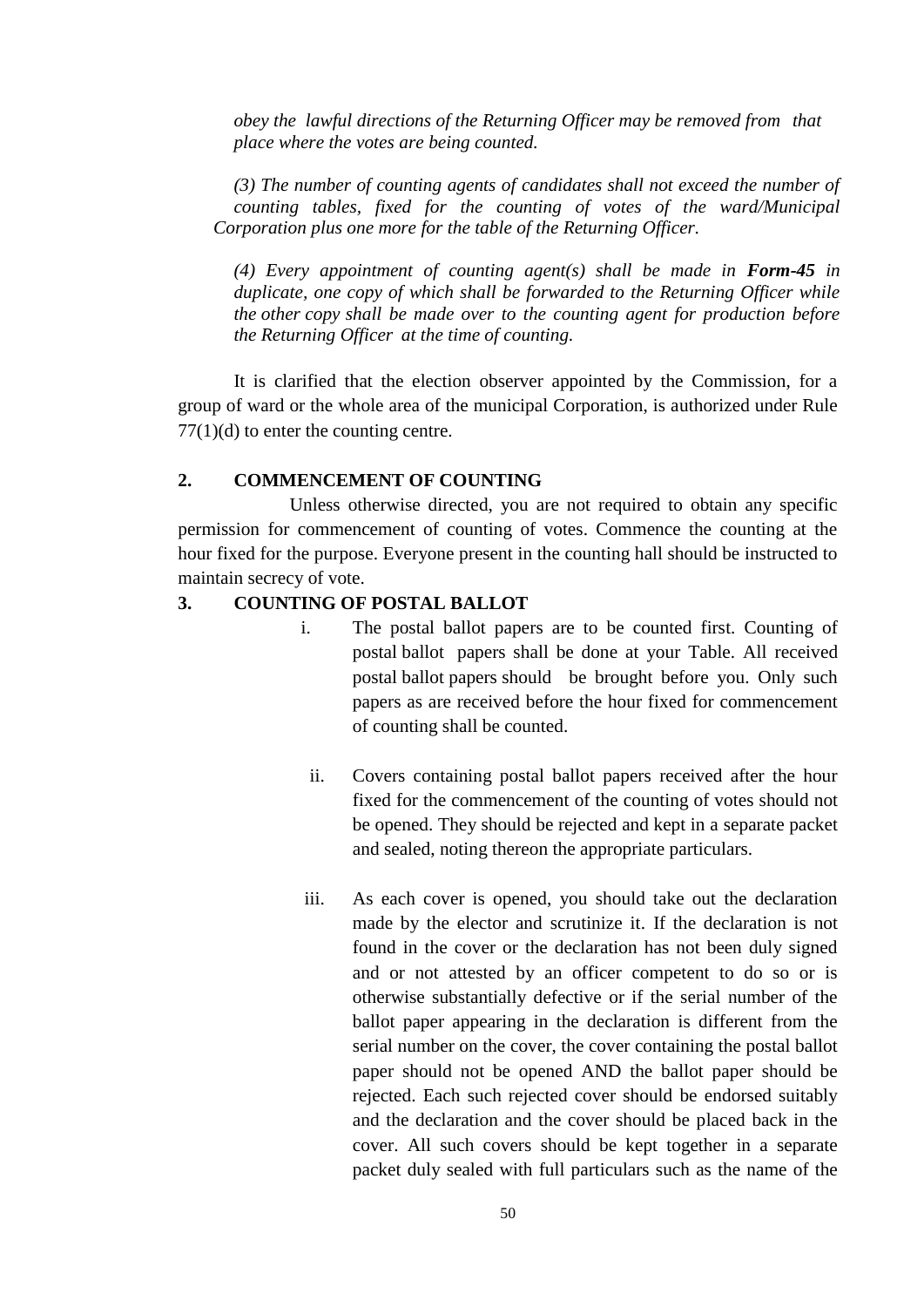*obey the lawful directions of the Returning Officer may be removed from that place where the votes are being counted.*

*(3) The number of counting agents of candidates shall not exceed the number of counting tables, fixed for the counting of votes of the ward/Municipal Corporation plus one more for the table of the Returning Officer.*

*(4) Every appointment of counting agent(s) shall be made in **Form-45** in duplicate, one copy of which shall be forwarded to the Returning Officer while the other copy shall be made over to the counting agent for production before the Returning Officer at the time of counting.*

It is clarified that the election observer appointed by the Commission, for a group of ward or the whole area of the municipal Corporation, is authorized under Rule 77(1)(d) to enter the counting centre.

**2. COMMENCEMENT OF COUNTING**

Unless otherwise directed, you are not required to obtain any specific permission for commencement of counting of votes. Commence the counting at the hour fixed for the purpose. Everyone present in the counting hall should be instructed to maintain secrecy of vote.

**3. COUNTING OF POSTAL BALLOT**

i. The postal ballot papers are to be counted first. Counting of postal ballot papers shall be done at your Table. All received postal ballot papers should be brought before you. Only such papers as are received before the hour fixed for commencement of counting shall be counted.

ii. Covers containing postal ballot papers received after the hour fixed for the commencement of the counting of votes should not be opened. They should be rejected and kept in a separate packet and sealed, noting thereon the appropriate particulars.

iii. As each cover is opened, you should take out the declaration made by the elector and scrutinize it. If the declaration is not found in the cover or the declaration has not been duly signed and or not attested by an officer competent to do so or is otherwise substantially defective or if the serial number of the ballot paper appearing in the declaration is different from the serial number on the cover, the cover containing the postal ballot paper should not be opened AND the ballot paper should be rejected. Each such rejected cover should be endorsed suitably and the declaration and the cover should be placed back in the cover. All such covers should be kept together in a separate packet duly sealed with full particulars such as the name of the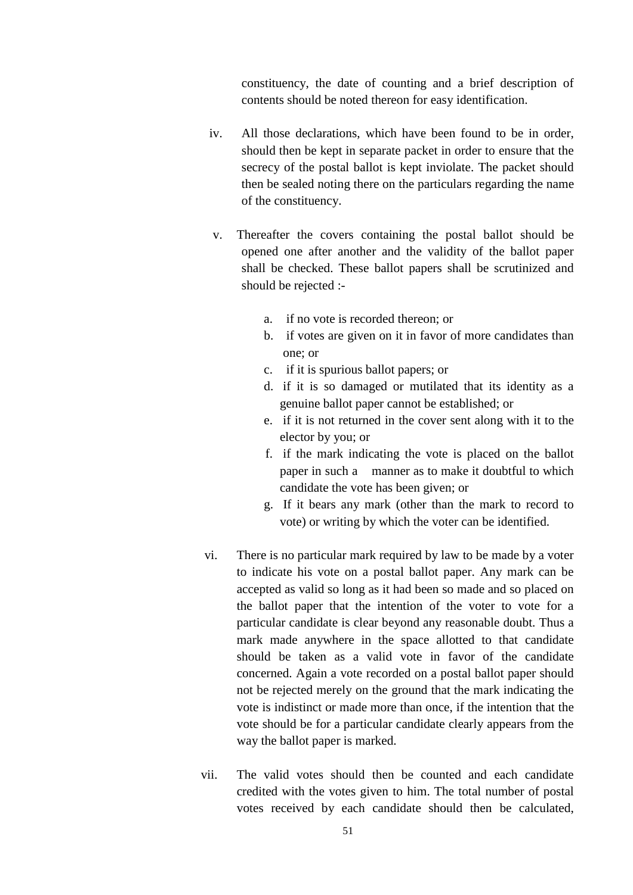constituency, the date of counting and a brief description of contents should be noted thereon for easy identification.

iv. All those declarations, which have been found to be in order, should then be kept in separate packet in order to ensure that the secrecy of the postal ballot is kept inviolate. The packet should then be sealed noting there on the particulars regarding the name of the constituency.

v. Thereafter the covers containing the postal ballot should be opened one after another and the validity of the ballot paper shall be checked. These ballot papers shall be scrutinized and should be rejected :-

   a. if no vote is recorded thereon; or
   b. if votes are given on it in favor of more candidates than one; or
   c. if it is spurious ballot papers; or
   d. if it is so damaged or mutilated that its identity as a genuine ballot paper cannot be established; or
   e. if it is not returned in the cover sent along with it to the elector by you; or
   f. if the mark indicating the vote is placed on the ballot paper in such a manner as to make it doubtful to which candidate the vote has been given; or
   g. If it bears any mark (other than the mark to record to vote) or writing by which the voter can be identified.

vi. There is no particular mark required by law to be made by a voter to indicate his vote on a postal ballot paper. Any mark can be accepted as valid so long as it had been so made and so placed on the ballot paper that the intention of the voter to vote for a particular candidate is clear beyond any reasonable doubt. Thus a mark made anywhere in the space allotted to that candidate should be taken as a valid vote in favor of the candidate concerned. Again a vote recorded on a postal ballot paper should not be rejected merely on the ground that the mark indicating the vote is indistinct or made more than once, if the intention that the vote should be for a particular candidate clearly appears from the way the ballot paper is marked.

vii. The valid votes should then be counted and each candidate credited with the votes given to him. The total number of postal votes received by each candidate should then be calculated,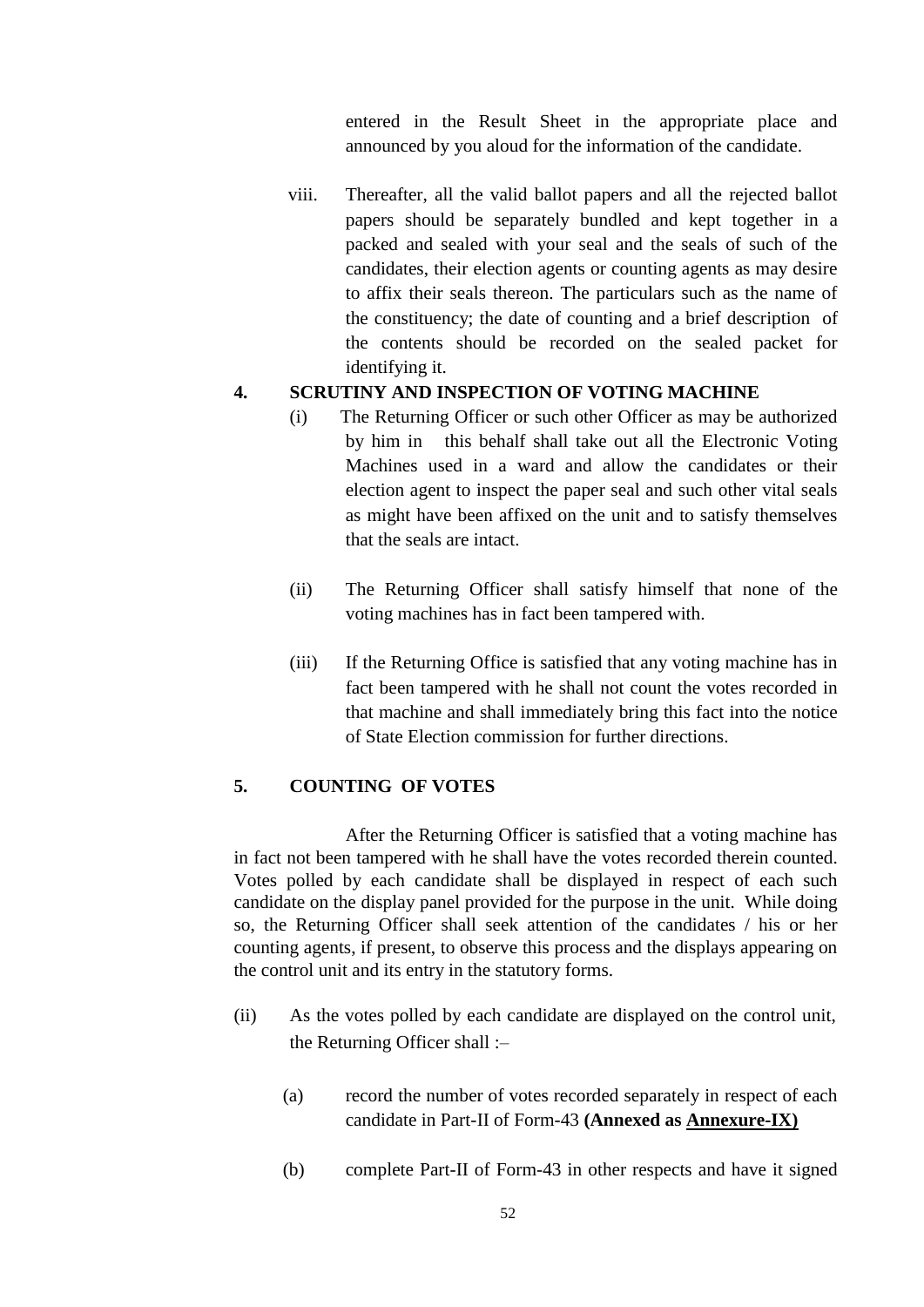entered in the Result Sheet in the appropriate place and announced by you aloud for the information of the candidate.

viii. Thereafter, all the valid ballot papers and all the rejected ballot papers should be separately bundled and kept together in a packed and sealed with your seal and the seals of such of the candidates, their election agents or counting agents as may desire to affix their seals thereon. The particulars such as the name of the constituency; the date of counting and a brief description of the contents should be recorded on the sealed packet for identifying it.

## 4. SCRUTINY AND INSPECTION OF VOTING MACHINE

(i) The Returning Officer or such other Officer as may be authorized by him in this behalf shall take out all the Electronic Voting Machines used in a ward and allow the candidates or their election agent to inspect the paper seal and such other vital seals as might have been affixed on the unit and to satisfy themselves that the seals are intact.

(ii) The Returning Officer shall satisfy himself that none of the voting machines has in fact been tampered with.

(iii) If the Returning Office is satisfied that any voting machine has in fact been tampered with he shall not count the votes recorded in that machine and shall immediately bring this fact into the notice of State Election commission for further directions.

## 5. COUNTING OF VOTES

After the Returning Officer is satisfied that a voting machine has in fact not been tampered with he shall have the votes recorded therein counted. Votes polled by each candidate shall be displayed in respect of each such candidate on the display panel provided for the purpose in the unit. While doing so, the Returning Officer shall seek attention of the candidates / his or her counting agents, if present, to observe this process and the displays appearing on the control unit and its entry in the statutory forms.

(ii) As the votes polled by each candidate are displayed on the control unit, the Returning Officer shall :–

(a) record the number of votes recorded separately in respect of each candidate in Part-II of Form-43 **(Annexed as Annexure-IX)**

(b) complete Part-II of Form-43 in other respects and have it signed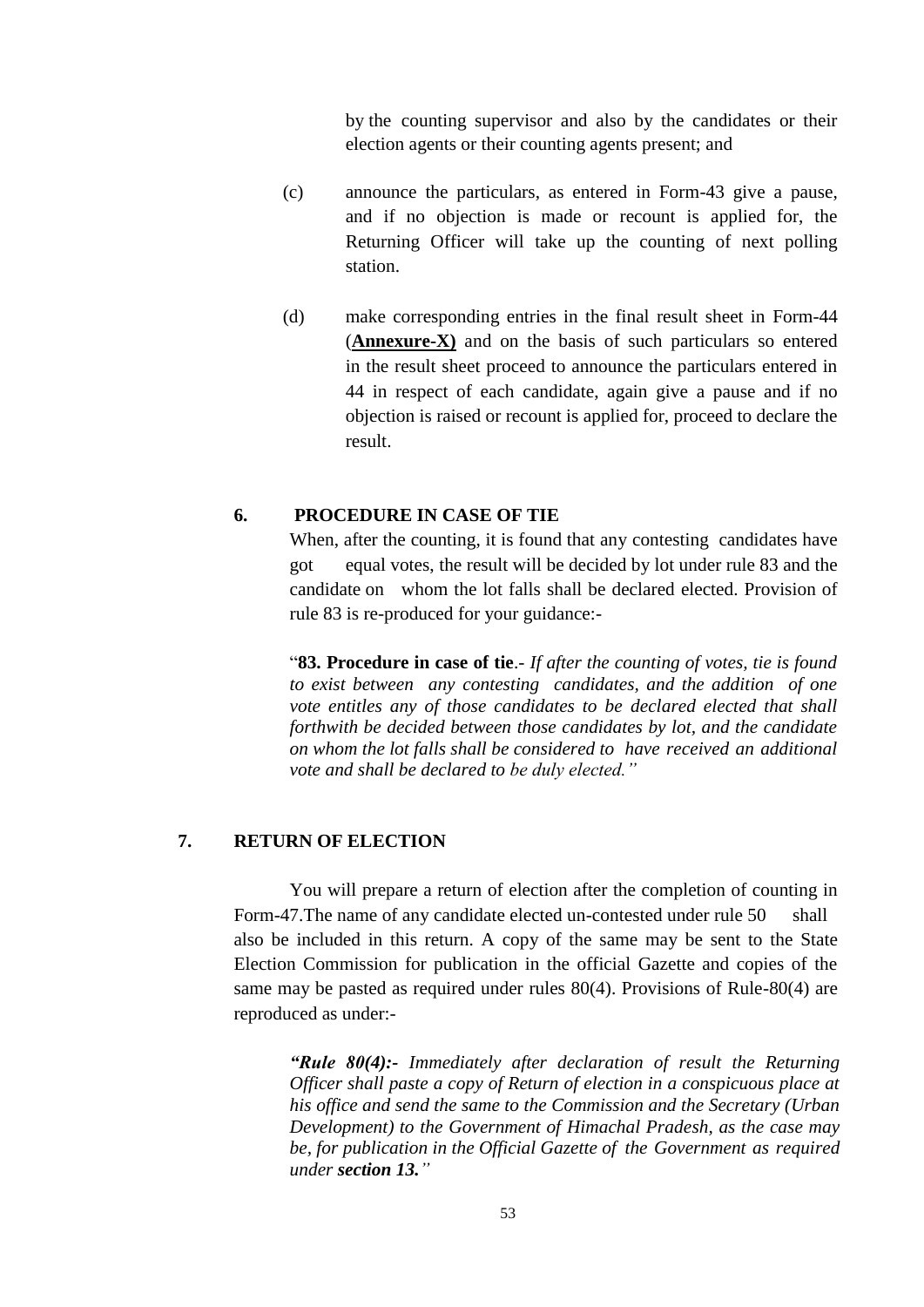by the counting supervisor and also by the candidates or their election agents or their counting agents present; and

(c) announce the particulars, as entered in Form-43 give a pause, and if no objection is made or recount is applied for, the Returning Officer will take up the counting of next polling station.

(d) make corresponding entries in the final result sheet in Form-44 (**Annexure-X)** and on the basis of such particulars so entered in the result sheet proceed to announce the particulars entered in 44 in respect of each candidate, again give a pause and if no objection is raised or recount is applied for, proceed to declare the result.

## 6. PROCEDURE IN CASE OF TIE

When, after the counting, it is found that any contesting candidates have got equal votes, the result will be decided by lot under rule 83 and the candidate on whom the lot falls shall be declared elected. Provision of rule 83 is re-produced for your guidance:-

"**83. Procedure in case of tie**.- *If after the counting of votes, tie is found to exist between any contesting candidates, and the addition of one vote entitles any of those candidates to be declared elected that shall forthwith be decided between those candidates by lot, and the candidate on whom the lot falls shall be considered to have received an additional vote and shall be declared to be duly elected."*

## 7. RETURN OF ELECTION

You will prepare a return of election after the completion of counting in Form-47.The name of any candidate elected un-contested under rule 50 shall also be included in this return. A copy of the same may be sent to the State Election Commission for publication in the official Gazette and copies of the same may be pasted as required under rules 80(4). Provisions of Rule-80(4) are reproduced as under:-

***"Rule 80(4):-*** *Immediately after declaration of result the Returning Officer shall paste a copy of Return of election in a conspicuous place at his office and send the same to the Commission and the Secretary (Urban Development) to the Government of Himachal Pradesh, as the case may be, for publication in the Official Gazette of the Government as required under* ***section 13.****"*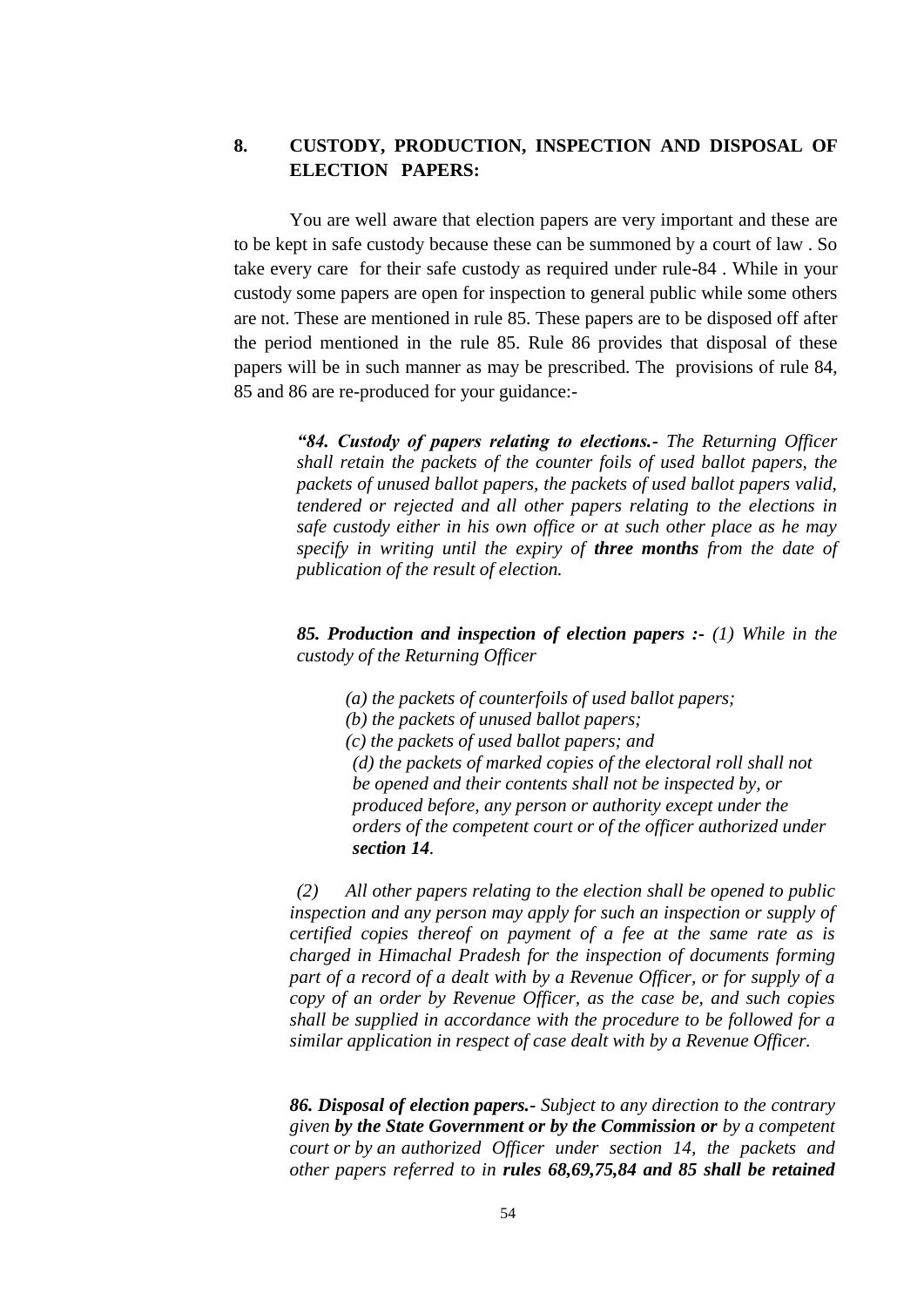## 8. CUSTODY, PRODUCTION, INSPECTION AND DISPOSAL OF ELECTION PAPERS:

You are well aware that election papers are very important and these are to be kept in safe custody because these can be summoned by a court of law . So take every care for their safe custody as required under rule-84 . While in your custody some papers are open for inspection to general public while some others are not. These are mentioned in rule 85. These papers are to be disposed off after the period mentioned in the rule 85. Rule 86 provides that disposal of these papers will be in such manner as may be prescribed. The provisions of rule 84, 85 and 86 are re-produced for your guidance:-

> ***"84. Custody of papers relating to elections.-*** *The Returning Officer shall retain the packets of the counter foils of used ballot papers, the packets of unused ballot papers, the packets of used ballot papers valid, tendered or rejected and all other papers relating to the elections in safe custody either in his own office or at such other place as he may specify in writing until the expiry of* ***three months*** *from the date of publication of the result of election.*
>
> ***85. Production and inspection of election papers :-*** *(1) While in the custody of the Returning Officer*
>
> *(a) the packets of counterfoils of used ballot papers;*
> *(b) the packets of unused ballot papers;*
> *(c) the packets of used ballot papers; and*
> *(d) the packets of marked copies of the electoral roll shall not be opened and their contents shall not be inspected by, or produced before, any person or authority except under the orders of the competent court or of the officer authorized under* ***section 14****.*
>
> *(2) All other papers relating to the election shall be opened to public inspection and any person may apply for such an inspection or supply of certified copies thereof on payment of a fee at the same rate as is charged in Himachal Pradesh for the inspection of documents forming part of a record of a dealt with by a Revenue Officer, or for supply of a copy of an order by Revenue Officer, as the case be, and such copies shall be supplied in accordance with the procedure to be followed for a similar application in respect of case dealt with by a Revenue Officer.*
>
> ***86. Disposal of election papers.-*** *Subject to any direction to the contrary given* ***by the State Government or by the Commission or*** *by a competent court or by an authorized Officer under section 14, the packets and other papers referred to in* ***rules 68,69,75,84 and 85 shall be retained***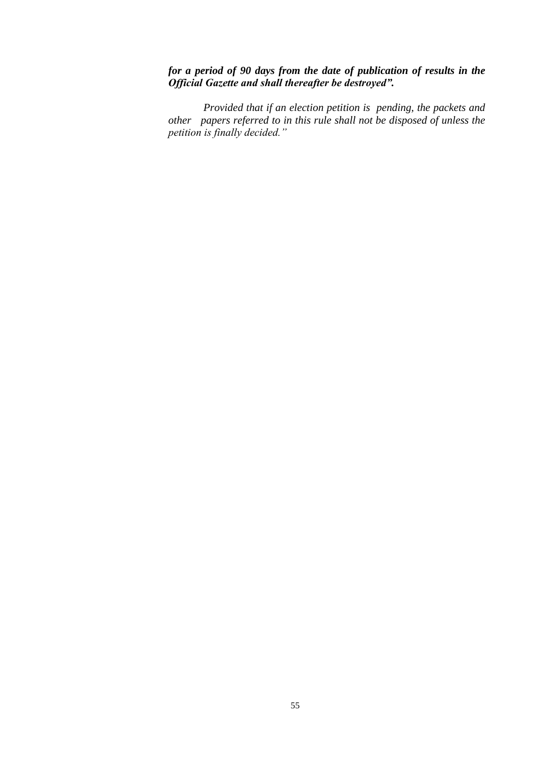***for a period of 90 days from the date of publication of results in the Official Gazette and shall thereafter be destroyed".***

*Provided that if an election petition is pending, the packets and other papers referred to in this rule shall not be disposed of unless the petition is finally decided."*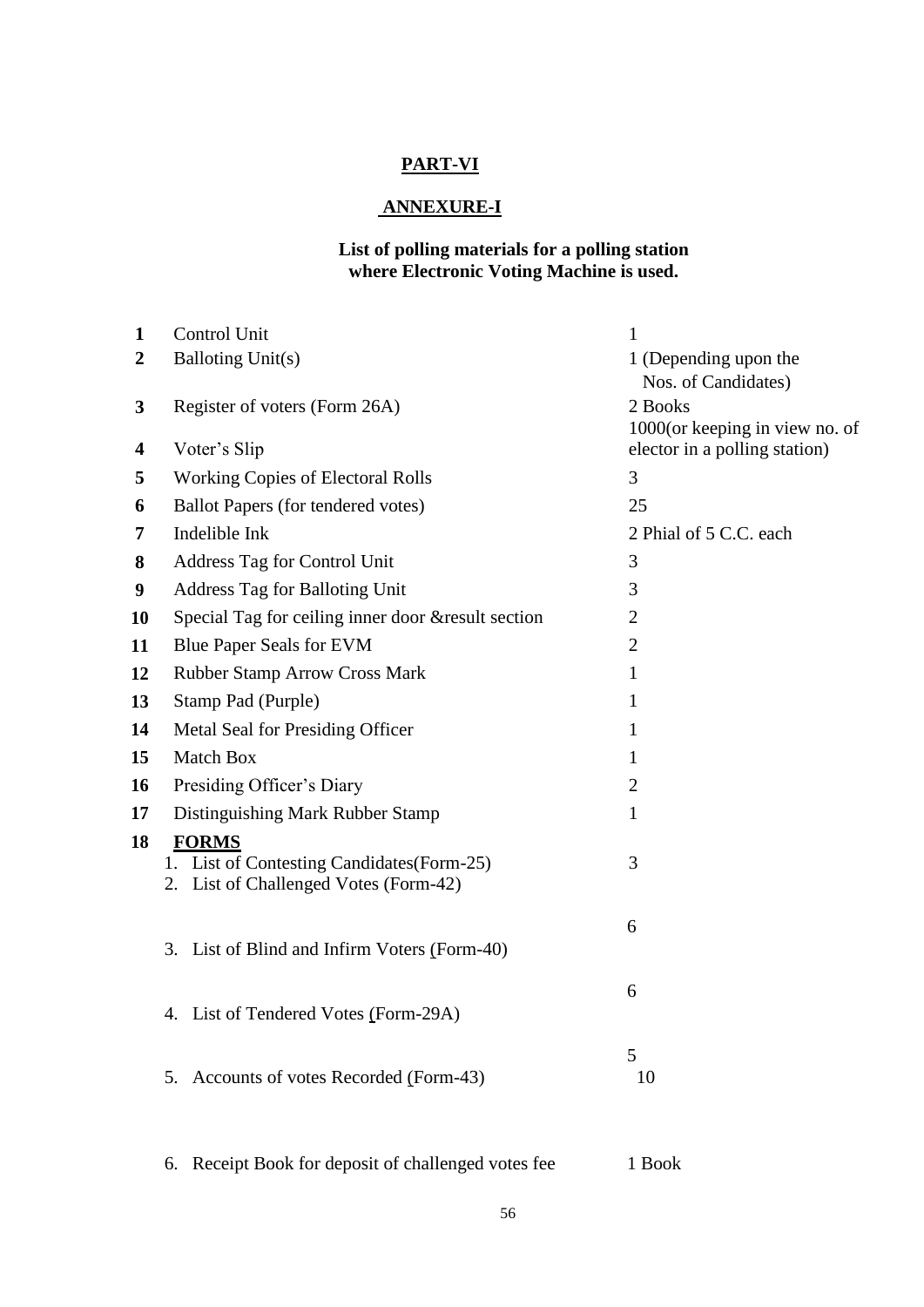## PART-VI

## ANNEXURE-I

**List of polling materials for a polling station where Electronic Voting Machine is used.**

| No. | Item | Quantity |
|---|---|---|
| **1** | Control Unit | 1 |
| **2** | Balloting Unit(s) | 1 (Depending upon the Nos. of Candidates) |
| **3** | Register of voters (Form 26A) | 2 Books |
| **4** | Voter's Slip | 1000(or keeping in view no. of elector in a polling station) |
| **5** | Working Copies of Electoral Rolls | 3 |
| **6** | Ballot Papers (for tendered votes) | 25 |
| **7** | Indelible Ink | 2 Phial of 5 C.C. each |
| **8** | Address Tag for Control Unit | 3 |
| **9** | Address Tag for Balloting Unit | 3 |
| **10** | Special Tag for ceiling inner door &result section | 2 |
| **11** | Blue Paper Seals for EVM | 2 |
| **12** | Rubber Stamp Arrow Cross Mark | 1 |
| **13** | Stamp Pad (Purple) | 1 |
| **14** | Metal Seal for Presiding Officer | 1 |
| **15** | Match Box | 1 |
| **16** | Presiding Officer's Diary | 2 |
| **17** | Distinguishing Mark Rubber Stamp | 1 |
| **18** | **FORMS** | |
| | 1. List of Contesting Candidates(Form-25) | 3 |
| | 2. List of Challenged Votes (Form-42) | 6 |
| | 3. List of Blind and Infirm Voters (Form-40) | 6 |
| | 4. List of Tendered Votes (Form-29A) | 5 |
| | 5. Accounts of votes Recorded (Form-43) | 10 |
| | 6. Receipt Book for deposit of challenged votes fee | 1 Book |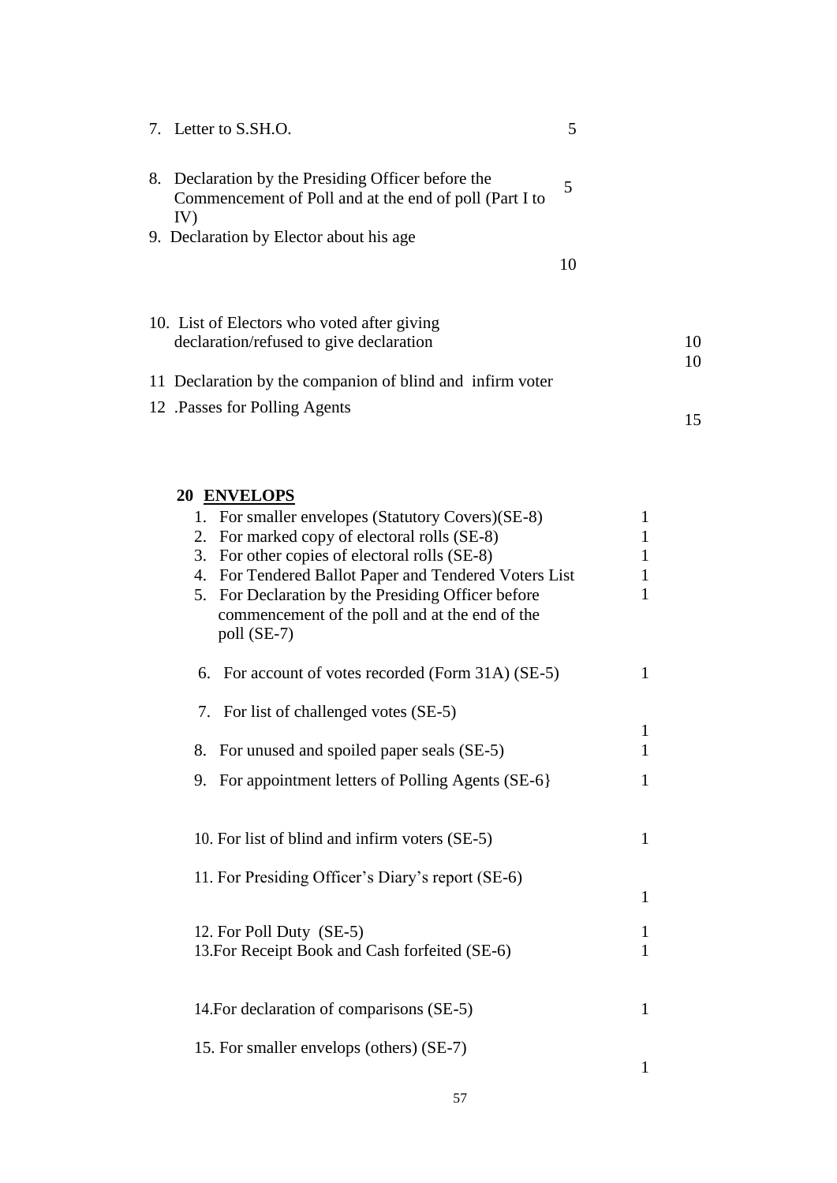| | |
|---|---|
| 7. Letter to S.SH.O. | 5 |
| 8. Declaration by the Presiding Officer before the Commencement of Poll and at the end of poll (Part I to IV) | 5 |
| 9. Declaration by Elector about his age | 10 |
| 10. List of Electors who voted after giving declaration/refused to give declaration | 10 |
| 11 Declaration by the companion of blind and infirm voter | 10 |
| 12 .Passes for Polling Agents | 15 |

**20 ENVELOPS**

| | |
|---|---|
| 1. For smaller envelopes (Statutory Covers)(SE-8) | 1 |
| 2. For marked copy of electoral rolls (SE-8) | 1 |
| 3. For other copies of electoral rolls (SE-8) | 1 |
| 4. For Tendered Ballot Paper and Tendered Voters List | 1 |
| 5. For Declaration by the Presiding Officer before commencement of the poll and at the end of the poll (SE-7) | 1 |
| 6. For account of votes recorded (Form 31A) (SE-5) | 1 |
| 7. For list of challenged votes (SE-5) | 1 |
| 8. For unused and spoiled paper seals (SE-5) | 1 |
| 9. For appointment letters of Polling Agents (SE-6} | 1 |
| 10. For list of blind and infirm voters (SE-5) | 1 |
| 11. For Presiding Officer's Diary's report (SE-6) | 1 |
| 12. For Poll Duty (SE-5) | 1 |
| 13.For Receipt Book and Cash forfeited (SE-6) | 1 |
| 14.For declaration of comparisons (SE-5) | 1 |
| 15. For smaller envelops (others) (SE-7) | 1 |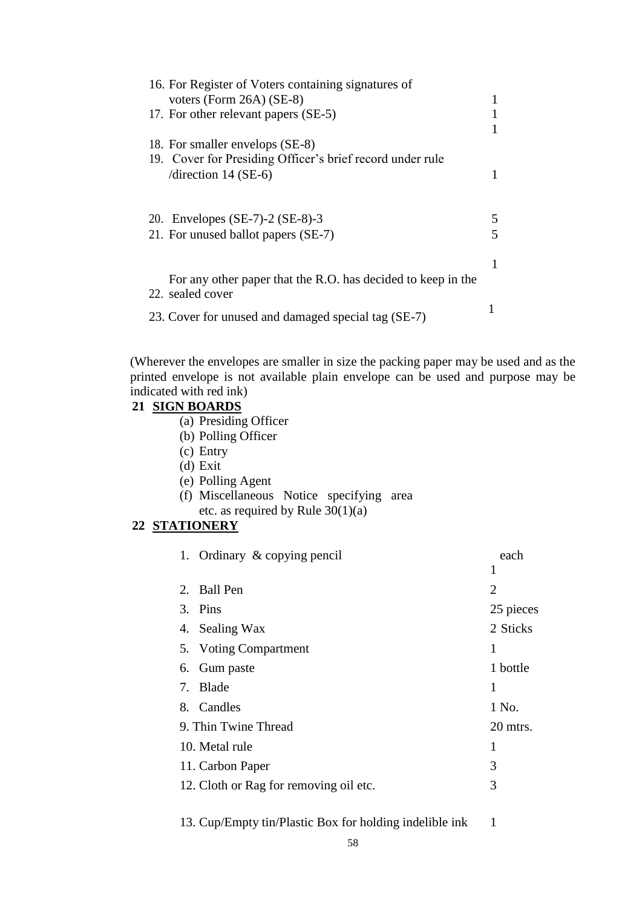| | |
|---|---|
| 16. For Register of Voters containing signatures of voters (Form 26A) (SE-8) | 1 |
| 17. For other relevant papers (SE-5) | 1 |
| 18. For smaller envelops (SE-8) | 1 |
| 19. Cover for Presiding Officer's brief record under rule /direction 14 (SE-6) | 1 |
| 20. Envelopes (SE-7)-2 (SE-8)-3 | 5 |
| 21. For unused ballot papers (SE-7) | 5 |
| 22. For any other paper that the R.O. has decided to keep in the sealed cover | 1 |
| 23. Cover for unused and damaged special tag (SE-7) | 1 |

(Wherever the envelopes are smaller in size the packing paper may be used and as the printed envelope is not available plain envelope can be used and purpose may be indicated with red ink)

**21 SIGN BOARDS**

(a) Presiding Officer
(b) Polling Officer
(c) Entry
(d) Exit
(e) Polling Agent
(f) Miscellaneous Notice specifying area etc. as required by Rule 30(1)(a)

**22 STATIONERY**

| | |
|---|---|
| 1. Ordinary & copying pencil | each 1 |
| 2. Ball Pen | 2 |
| 3. Pins | 25 pieces |
| 4. Sealing Wax | 2 Sticks |
| 5. Voting Compartment | 1 |
| 6. Gum paste | 1 bottle |
| 7. Blade | 1 |
| 8. Candles | 1 No. |
| 9. Thin Twine Thread | 20 mtrs. |
| 10. Metal rule | 1 |
| 11. Carbon Paper | 3 |
| 12. Cloth or Rag for removing oil etc. | 3 |
| 13. Cup/Empty tin/Plastic Box for holding indelible ink | 1 |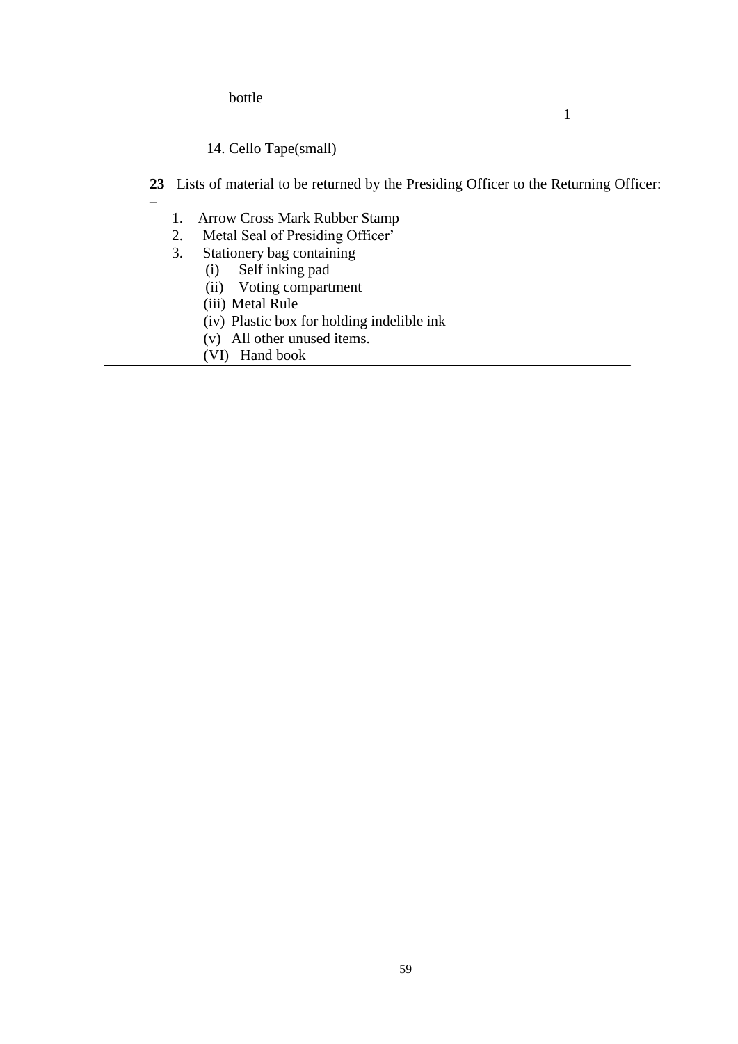bottle

1

14. Cello Tape(small)

**23** Lists of material to be returned by the Presiding Officer to the Returning Officer: –

1. Arrow Cross Mark Rubber Stamp
2. Metal Seal of Presiding Officer'
3. Stationery bag containing
   - (i) Self inking pad
   - (ii) Voting compartment
   - (iii) Metal Rule
   - (iv) Plastic box for holding indelible ink
   - (v) All other unused items.
   - (VI) Hand book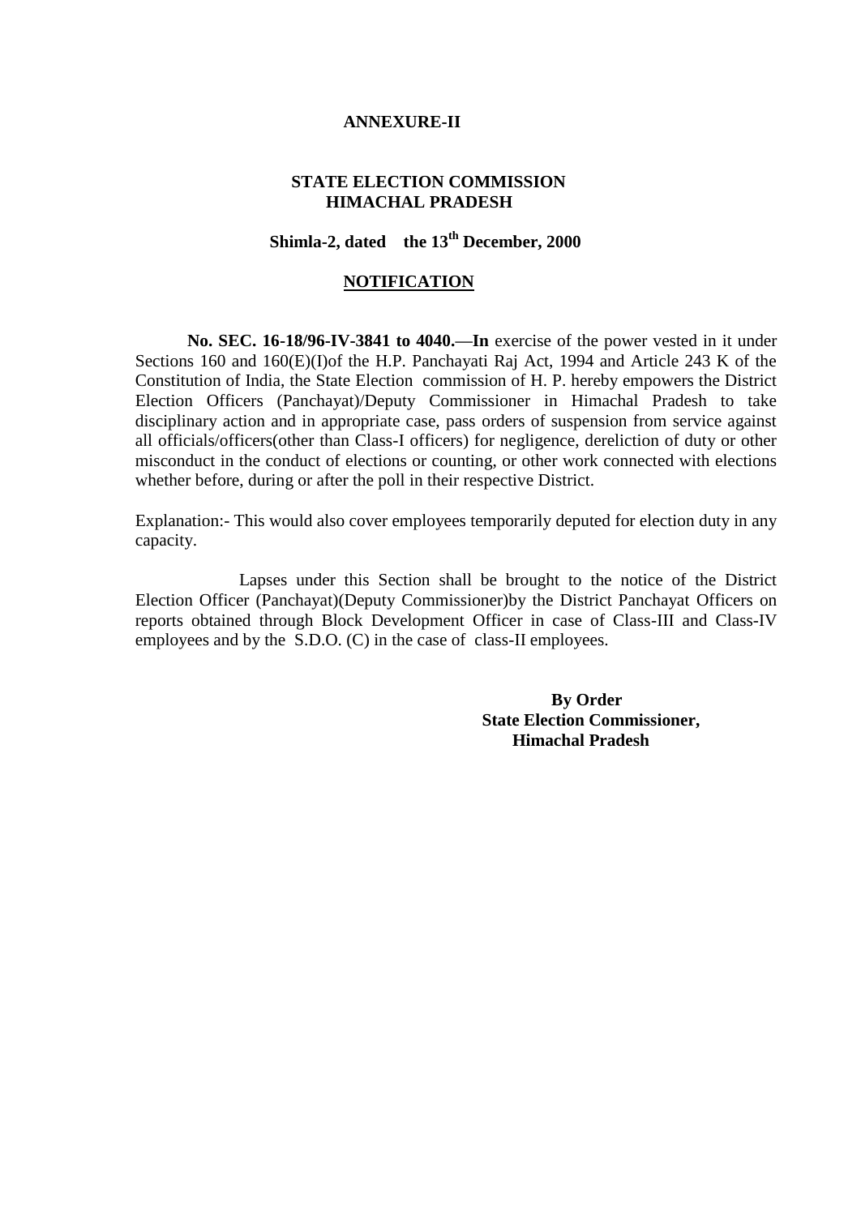**ANNEXURE-II**

**STATE ELECTION COMMISSION**
**HIMACHAL PRADESH**

**Shimla-2, dated the 13th December, 2000**

**NOTIFICATION**

**No. SEC. 16-18/96-IV-3841 to 4040.—In** exercise of the power vested in it under Sections 160 and 160(E)(I)of the H.P. Panchayati Raj Act, 1994 and Article 243 K of the Constitution of India, the State Election commission of H. P. hereby empowers the District Election Officers (Panchayat)/Deputy Commissioner in Himachal Pradesh to take disciplinary action and in appropriate case, pass orders of suspension from service against all officials/officers(other than Class-I officers) for negligence, dereliction of duty or other misconduct in the conduct of elections or counting, or other work connected with elections whether before, during or after the poll in their respective District.

Explanation:- This would also cover employees temporarily deputed for election duty in any capacity.

Lapses under this Section shall be brought to the notice of the District Election Officer (Panchayat)(Deputy Commissioner)by the District Panchayat Officers on reports obtained through Block Development Officer in case of Class-III and Class-IV employees and by the S.D.O. (C) in the case of class-II employees.

**By Order**
**State Election Commissioner,**
**Himachal Pradesh**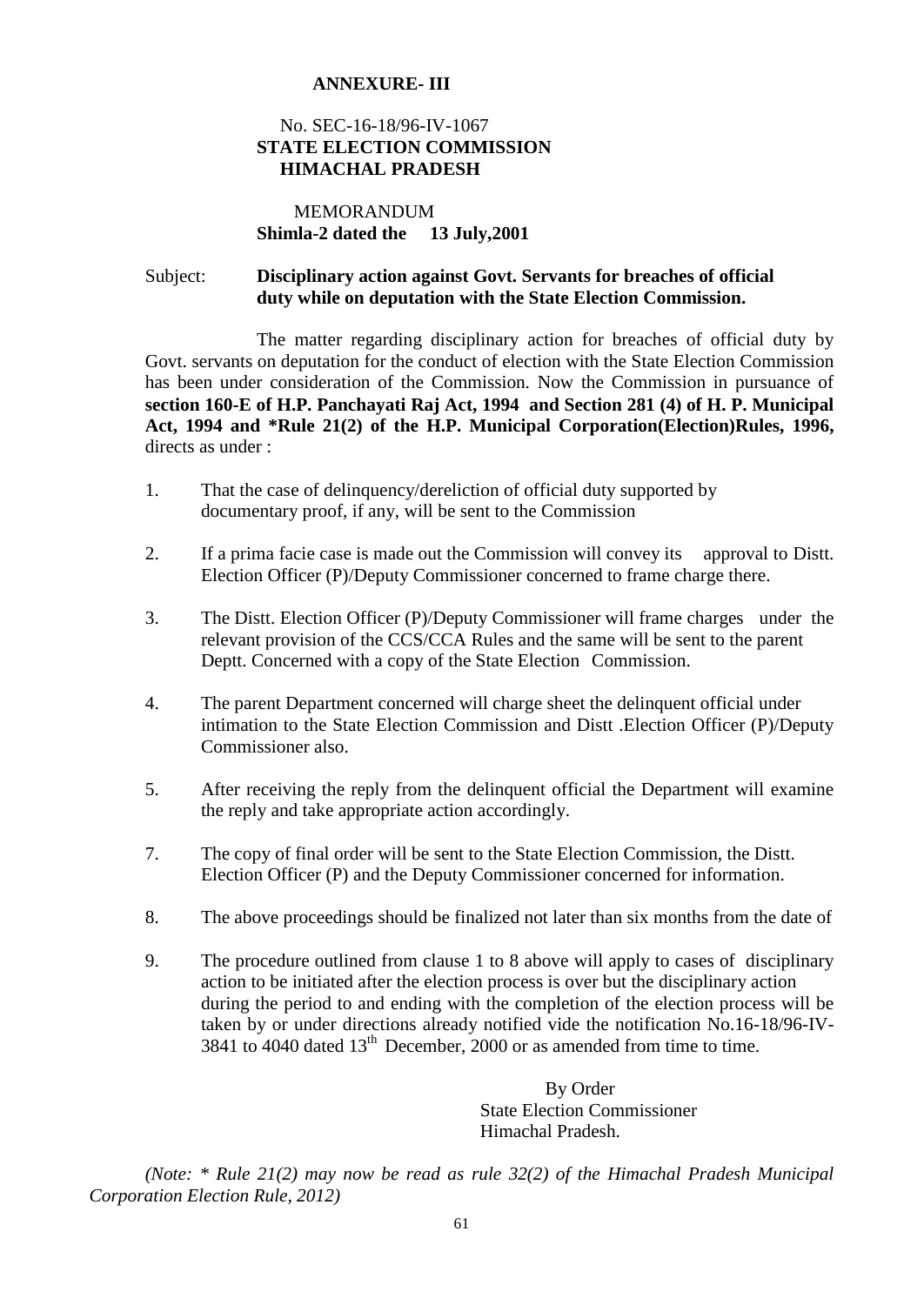**ANNEXURE- III**

No. SEC-16-18/96-IV-1067
**STATE ELECTION COMMISSION**
**HIMACHAL PRADESH**

MEMORANDUM
**Shimla-2 dated the 13 July,2001**

Subject: **Disciplinary action against Govt. Servants for breaches of official duty while on deputation with the State Election Commission.**

The matter regarding disciplinary action for breaches of official duty by Govt. servants on deputation for the conduct of election with the State Election Commission has been under consideration of the Commission. Now the Commission in pursuance of **section 160-E of H.P. Panchayati Raj Act, 1994 and Section 281 (4) of H. P. Municipal Act, 1994 and *Rule 21(2) of the H.P. Municipal Corporation(Election)Rules, 1996,** directs as under :

1. That the case of delinquency/dereliction of official duty supported by documentary proof, if any, will be sent to the Commission

2. If a prima facie case is made out the Commission will convey its approval to Distt. Election Officer (P)/Deputy Commissioner concerned to frame charge there.

3. The Distt. Election Officer (P)/Deputy Commissioner will frame charges under the relevant provision of the CCS/CCA Rules and the same will be sent to the parent Deptt. Concerned with a copy of the State Election Commission.

4. The parent Department concerned will charge sheet the delinquent official under intimation to the State Election Commission and Distt .Election Officer (P)/Deputy Commissioner also.

5. After receiving the reply from the delinquent official the Department will examine the reply and take appropriate action accordingly.

7. The copy of final order will be sent to the State Election Commission, the Distt. Election Officer (P) and the Deputy Commissioner concerned for information.

8. The above proceedings should be finalized not later than six months from the date of

9. The procedure outlined from clause 1 to 8 above will apply to cases of disciplinary action to be initiated after the election process is over but the disciplinary action during the period to and ending with the completion of the election process will be taken by or under directions already notified vide the notification No.16-18/96-IV-3841 to 4040 dated 13th December, 2000 or as amended from time to time.

By Order
State Election Commissioner
Himachal Pradesh.

*(Note: * Rule 21(2) may now be read as rule 32(2) of the Himachal Pradesh Municipal Corporation Election Rule, 2012)*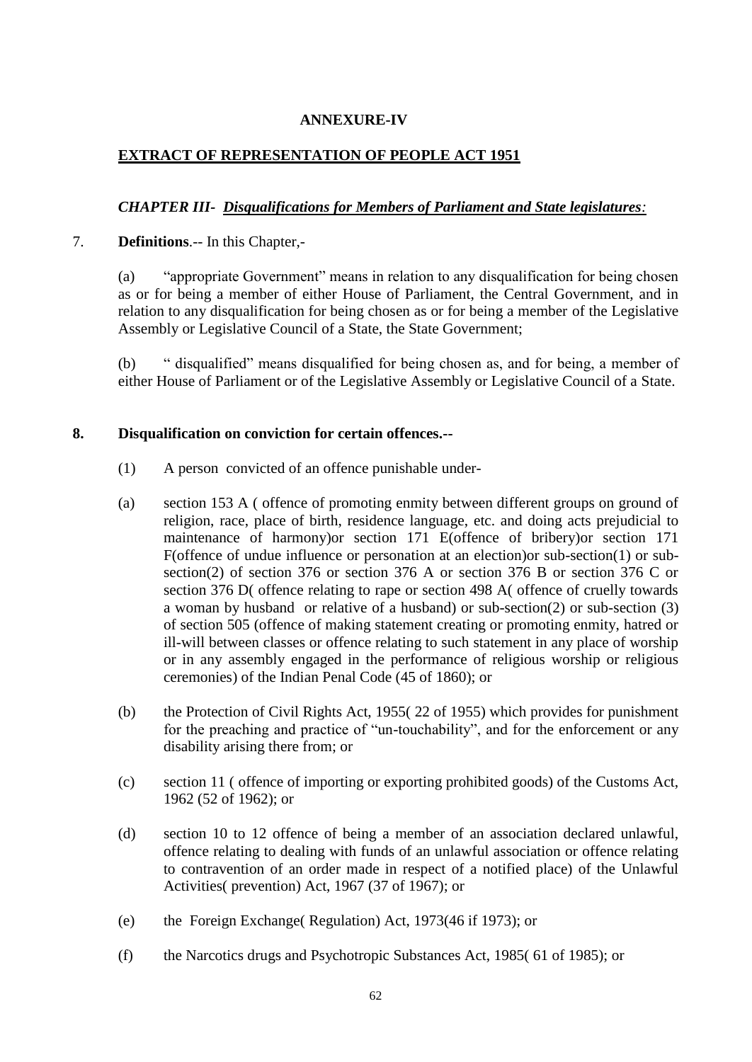**ANNEXURE-IV**

**EXTRACT OF REPRESENTATION OF PEOPLE ACT 1951**

***CHAPTER III- Disqualifications for Members of Parliament and State legislatures:***

7. **Definitions**.-- In this Chapter,-

(a) "appropriate Government" means in relation to any disqualification for being chosen as or for being a member of either House of Parliament, the Central Government, and in relation to any disqualification for being chosen as or for being a member of the Legislative Assembly or Legislative Council of a State, the State Government;

(b) " disqualified" means disqualified for being chosen as, and for being, a member of either House of Parliament or of the Legislative Assembly or Legislative Council of a State.

**8. Disqualification on conviction for certain offences.--**

(1) A person convicted of an offence punishable under-

(a) section 153 A ( offence of promoting enmity between different groups on ground of religion, race, place of birth, residence language, etc. and doing acts prejudicial to maintenance of harmony)or section 171 E(offence of bribery)or section 171 F(offence of undue influence or personation at an election)or sub-section(1) or sub-section(2) of section 376 or section 376 A or section 376 B or section 376 C or section 376 D( offence relating to rape or section 498 A( offence of cruelly towards a woman by husband or relative of a husband) or sub-section(2) or sub-section (3) of section 505 (offence of making statement creating or promoting enmity, hatred or ill-will between classes or offence relating to such statement in any place of worship or in any assembly engaged in the performance of religious worship or religious ceremonies) of the Indian Penal Code (45 of 1860); or

(b) the Protection of Civil Rights Act, 1955( 22 of 1955) which provides for punishment for the preaching and practice of "un-touchability", and for the enforcement or any disability arising there from; or

(c) section 11 ( offence of importing or exporting prohibited goods) of the Customs Act, 1962 (52 of 1962); or

(d) section 10 to 12 offence of being a member of an association declared unlawful, offence relating to dealing with funds of an unlawful association or offence relating to contravention of an order made in respect of a notified place) of the Unlawful Activities( prevention) Act, 1967 (37 of 1967); or

(e) the Foreign Exchange( Regulation) Act, 1973(46 if 1973); or

(f) the Narcotics drugs and Psychotropic Substances Act, 1985( 61 of 1985); or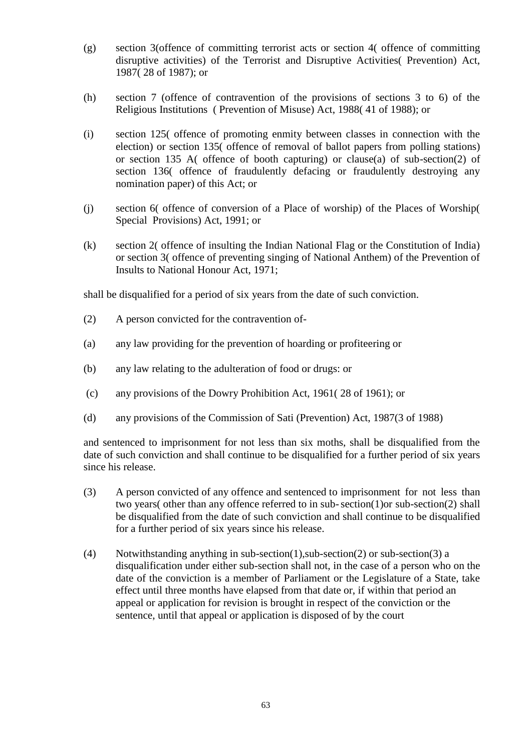(g) section 3(offence of committing terrorist acts or section 4( offence of committing disruptive activities) of the Terrorist and Disruptive Activities( Prevention) Act, 1987( 28 of 1987); or

(h) section 7 (offence of contravention of the provisions of sections 3 to 6) of the Religious Institutions ( Prevention of Misuse) Act, 1988( 41 of 1988); or

(i) section 125( offence of promoting enmity between classes in connection with the election) or section 135( offence of removal of ballot papers from polling stations) or section 135 A( offence of booth capturing) or clause(a) of sub-section(2) of section 136( offence of fraudulently defacing or fraudulently destroying any nomination paper) of this Act; or

(j) section 6( offence of conversion of a Place of worship) of the Places of Worship( Special Provisions) Act, 1991; or

(k) section 2( offence of insulting the Indian National Flag or the Constitution of India) or section 3( offence of preventing singing of National Anthem) of the Prevention of Insults to National Honour Act, 1971;

shall be disqualified for a period of six years from the date of such conviction.

(2) A person convicted for the contravention of-

(a) any law providing for the prevention of hoarding or profiteering or

(b) any law relating to the adulteration of food or drugs: or

(c) any provisions of the Dowry Prohibition Act, 1961( 28 of 1961); or

(d) any provisions of the Commission of Sati (Prevention) Act, 1987(3 of 1988)

and sentenced to imprisonment for not less than six moths, shall be disqualified from the date of such conviction and shall continue to be disqualified for a further period of six years since his release.

(3) A person convicted of any offence and sentenced to imprisonment for not less than two years( other than any offence referred to in sub-section(1)or sub-section(2) shall be disqualified from the date of such conviction and shall continue to be disqualified for a further period of six years since his release.

(4) Notwithstanding anything in sub-section(1),sub-section(2) or sub-section(3) a disqualification under either sub-section shall not, in the case of a person who on the date of the conviction is a member of Parliament or the Legislature of a State, take effect until three months have elapsed from that date or, if within that period an appeal or application for revision is brought in respect of the conviction or the sentence, until that appeal or application is disposed of by the court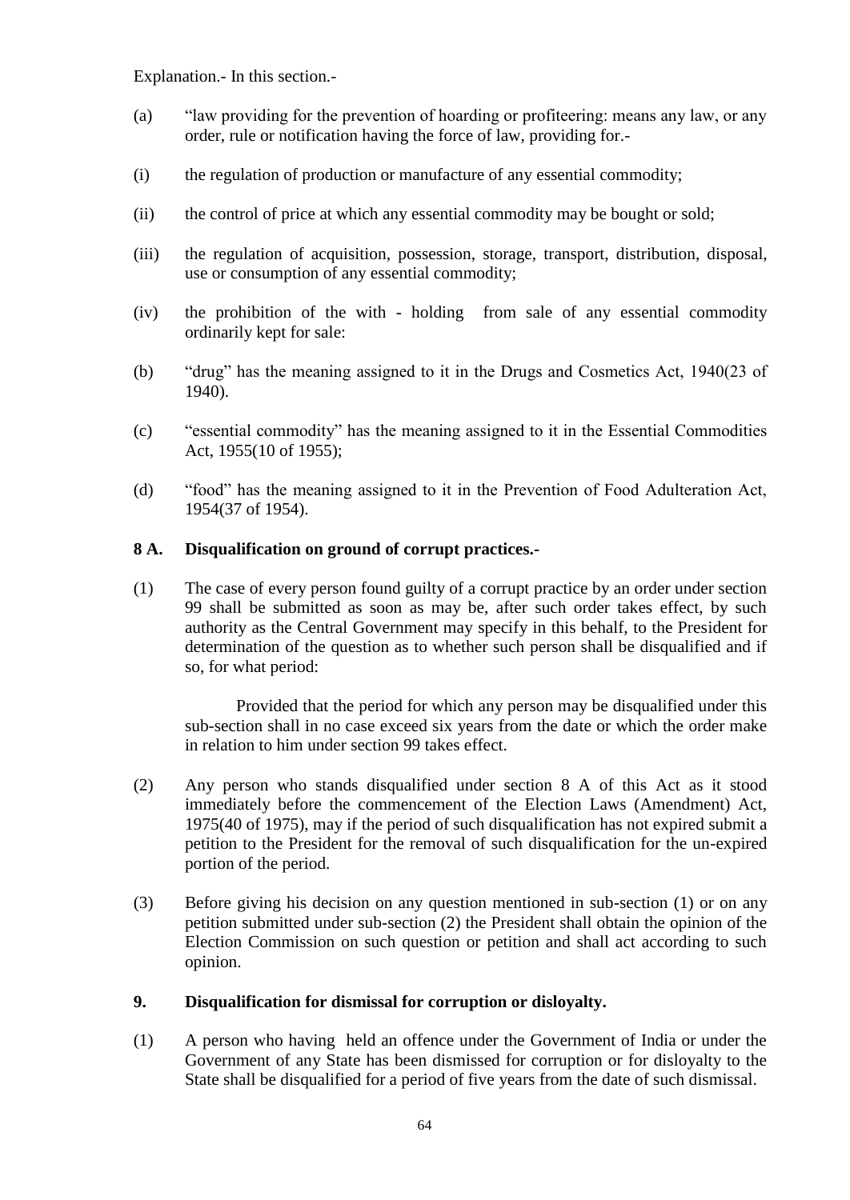Explanation.- In this section.-

(a) "law providing for the prevention of hoarding or profiteering: means any law, or any order, rule or notification having the force of law, providing for.-

(i) the regulation of production or manufacture of any essential commodity;

(ii) the control of price at which any essential commodity may be bought or sold;

(iii) the regulation of acquisition, possession, storage, transport, distribution, disposal, use or consumption of any essential commodity;

(iv) the prohibition of the with - holding from sale of any essential commodity ordinarily kept for sale:

(b) "drug" has the meaning assigned to it in the Drugs and Cosmetics Act, 1940(23 of 1940).

(c) "essential commodity" has the meaning assigned to it in the Essential Commodities Act, 1955(10 of 1955);

(d) "food" has the meaning assigned to it in the Prevention of Food Adulteration Act, 1954(37 of 1954).

**8 A. Disqualification on ground of corrupt practices.-**

(1) The case of every person found guilty of a corrupt practice by an order under section 99 shall be submitted as soon as may be, after such order takes effect, by such authority as the Central Government may specify in this behalf, to the President for determination of the question as to whether such person shall be disqualified and if so, for what period:

Provided that the period for which any person may be disqualified under this sub-section shall in no case exceed six years from the date or which the order make in relation to him under section 99 takes effect.

(2) Any person who stands disqualified under section 8 A of this Act as it stood immediately before the commencement of the Election Laws (Amendment) Act, 1975(40 of 1975), may if the period of such disqualification has not expired submit a petition to the President for the removal of such disqualification for the un-expired portion of the period.

(3) Before giving his decision on any question mentioned in sub-section (1) or on any petition submitted under sub-section (2) the President shall obtain the opinion of the Election Commission on such question or petition and shall act according to such opinion.

**9. Disqualification for dismissal for corruption or disloyalty.**

(1) A person who having held an offence under the Government of India or under the Government of any State has been dismissed for corruption or for disloyalty to the State shall be disqualified for a period of five years from the date of such dismissal.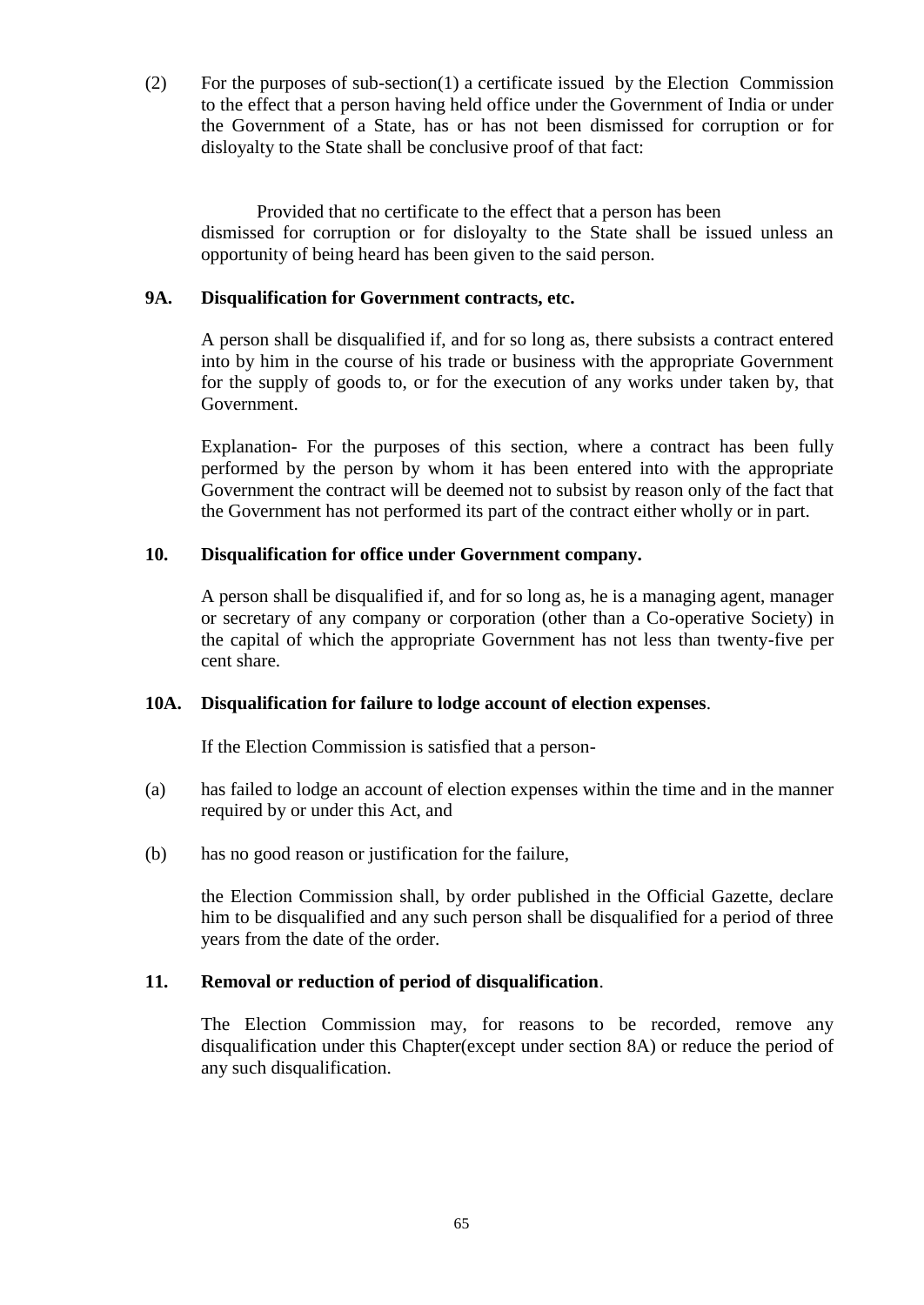(2) For the purposes of sub-section(1) a certificate issued by the Election Commission to the effect that a person having held office under the Government of India or under the Government of a State, has or has not been dismissed for corruption or for disloyalty to the State shall be conclusive proof of that fact:

Provided that no certificate to the effect that a person has been dismissed for corruption or for disloyalty to the State shall be issued unless an opportunity of being heard has been given to the said person.

**9A. Disqualification for Government contracts, etc.**

A person shall be disqualified if, and for so long as, there subsists a contract entered into by him in the course of his trade or business with the appropriate Government for the supply of goods to, or for the execution of any works under taken by, that Government.

Explanation- For the purposes of this section, where a contract has been fully performed by the person by whom it has been entered into with the appropriate Government the contract will be deemed not to subsist by reason only of the fact that the Government has not performed its part of the contract either wholly or in part.

**10. Disqualification for office under Government company.**

A person shall be disqualified if, and for so long as, he is a managing agent, manager or secretary of any company or corporation (other than a Co-operative Society) in the capital of which the appropriate Government has not less than twenty-five per cent share.

**10A. Disqualification for failure to lodge account of election expenses**.

If the Election Commission is satisfied that a person-

(a) has failed to lodge an account of election expenses within the time and in the manner required by or under this Act, and

(b) has no good reason or justification for the failure,

the Election Commission shall, by order published in the Official Gazette, declare him to be disqualified and any such person shall be disqualified for a period of three years from the date of the order.

**11. Removal or reduction of period of disqualification**.

The Election Commission may, for reasons to be recorded, remove any disqualification under this Chapter(except under section 8A) or reduce the period of any such disqualification.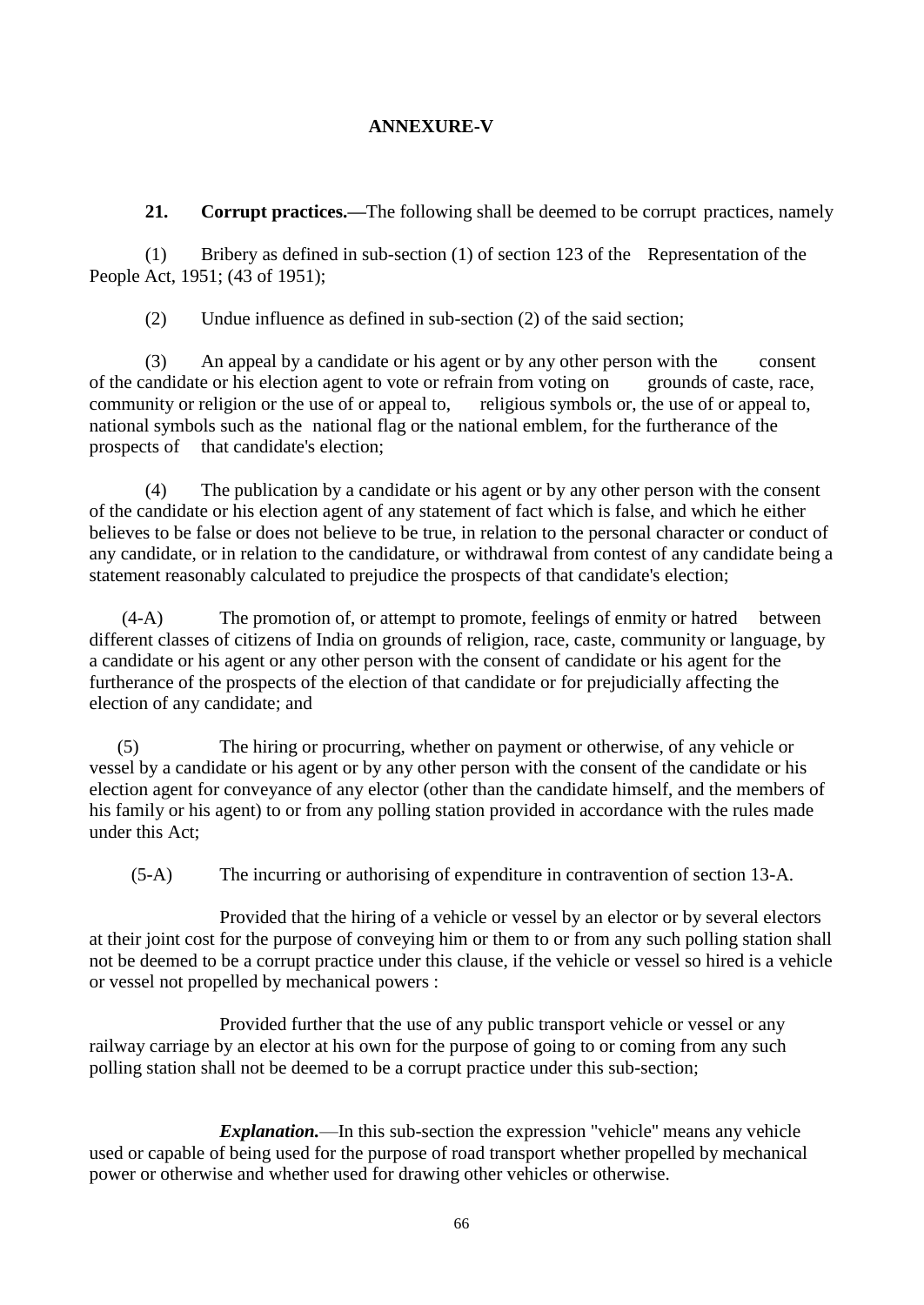## ANNEXURE-V

**21. Corrupt practices.—**The following shall be deemed to be corrupt practices, namely

(1) Bribery as defined in sub-section (1) of section 123 of the Representation of the People Act, 1951; (43 of 1951);

(2) Undue influence as defined in sub-section (2) of the said section;

(3) An appeal by a candidate or his agent or by any other person with the consent of the candidate or his election agent to vote or refrain from voting on grounds of caste, race, community or religion or the use of or appeal to, religious symbols or, the use of or appeal to, national symbols such as the national flag or the national emblem, for the furtherance of the prospects of that candidate's election;

(4) The publication by a candidate or his agent or by any other person with the consent of the candidate or his election agent of any statement of fact which is false, and which he either believes to be false or does not believe to be true, in relation to the personal character or conduct of any candidate, or in relation to the candidature, or withdrawal from contest of any candidate being a statement reasonably calculated to prejudice the prospects of that candidate's election;

(4-A) The promotion of, or attempt to promote, feelings of enmity or hatred between different classes of citizens of India on grounds of religion, race, caste, community or language, by a candidate or his agent or any other person with the consent of candidate or his agent for the furtherance of the prospects of the election of that candidate or for prejudicially affecting the election of any candidate; and

(5) The hiring or procurring, whether on payment or otherwise, of any vehicle or vessel by a candidate or his agent or by any other person with the consent of the candidate or his election agent for conveyance of any elector (other than the candidate himself, and the members of his family or his agent) to or from any polling station provided in accordance with the rules made under this Act;

(5-A) The incurring or authorising of expenditure in contravention of section 13-A.

Provided that the hiring of a vehicle or vessel by an elector or by several electors at their joint cost for the purpose of conveying him or them to or from any such polling station shall not be deemed to be a corrupt practice under this clause, if the vehicle or vessel so hired is a vehicle or vessel not propelled by mechanical powers :

Provided further that the use of any public transport vehicle or vessel or any railway carriage by an elector at his own for the purpose of going to or coming from any such polling station shall not be deemed to be a corrupt practice under this sub-section;

***Explanation.***—In this sub-section the expression "vehicle" means any vehicle used or capable of being used for the purpose of road transport whether propelled by mechanical power or otherwise and whether used for drawing other vehicles or otherwise.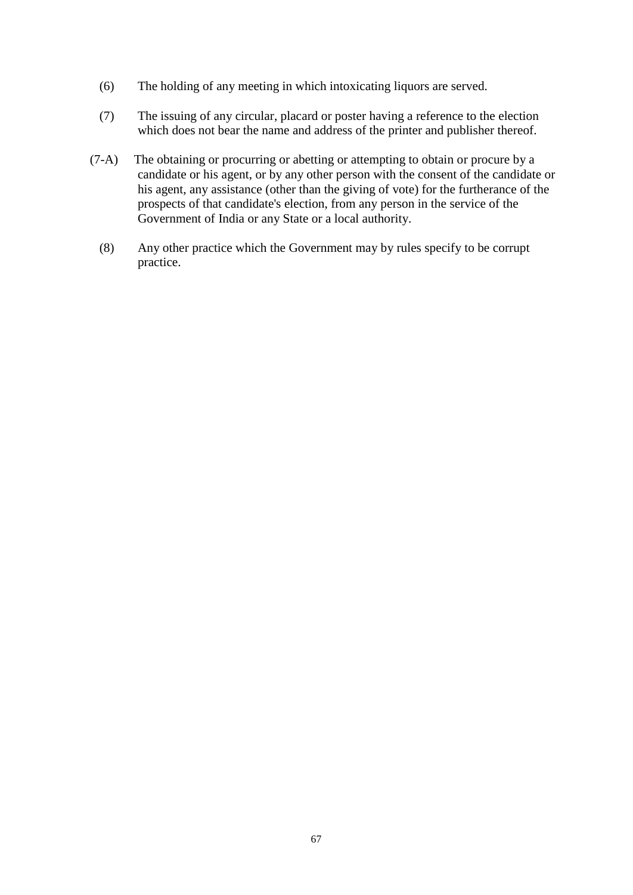(6) The holding of any meeting in which intoxicating liquors are served.

(7) The issuing of any circular, placard or poster having a reference to the election which does not bear the name and address of the printer and publisher thereof.

(7-A) The obtaining or procurring or abetting or attempting to obtain or procure by a candidate or his agent, or by any other person with the consent of the candidate or his agent, any assistance (other than the giving of vote) for the furtherance of the prospects of that candidate's election, from any person in the service of the Government of India or any State or a local authority.

(8) Any other practice which the Government may by rules specify to be corrupt practice.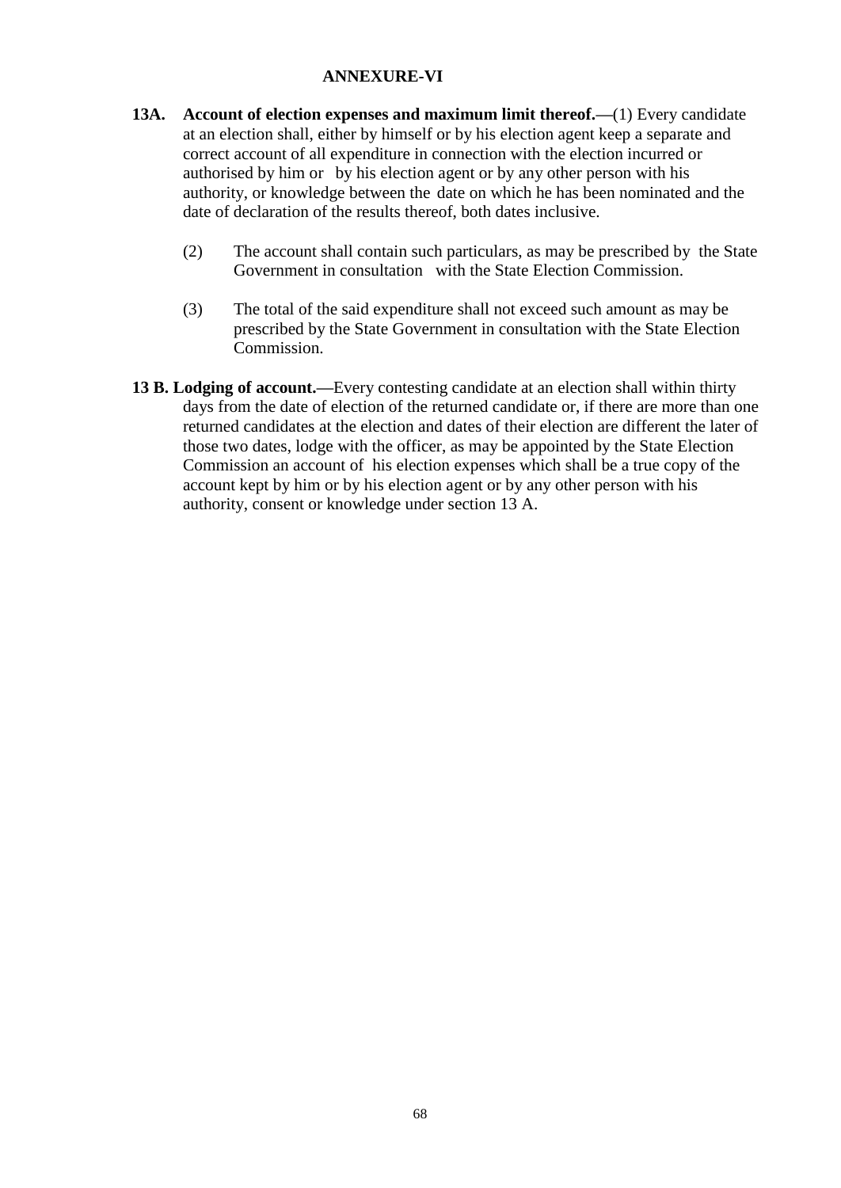## ANNEXURE-VI

**13A. Account of election expenses and maximum limit thereof.—**(1) Every candidate at an election shall, either by himself or by his election agent keep a separate and correct account of all expenditure in connection with the election incurred or authorised by him or by his election agent or by any other person with his authority, or knowledge between the date on which he has been nominated and the date of declaration of the results thereof, both dates inclusive.

(2) The account shall contain such particulars, as may be prescribed by the State Government in consultation with the State Election Commission.

(3) The total of the said expenditure shall not exceed such amount as may be prescribed by the State Government in consultation with the State Election Commission.

**13 B. Lodging of account.—**Every contesting candidate at an election shall within thirty days from the date of election of the returned candidate or, if there are more than one returned candidates at the election and dates of their election are different the later of those two dates, lodge with the officer, as may be appointed by the State Election Commission an account of his election expenses which shall be a true copy of the account kept by him or by his election agent or by any other person with his authority, consent or knowledge under section 13 A.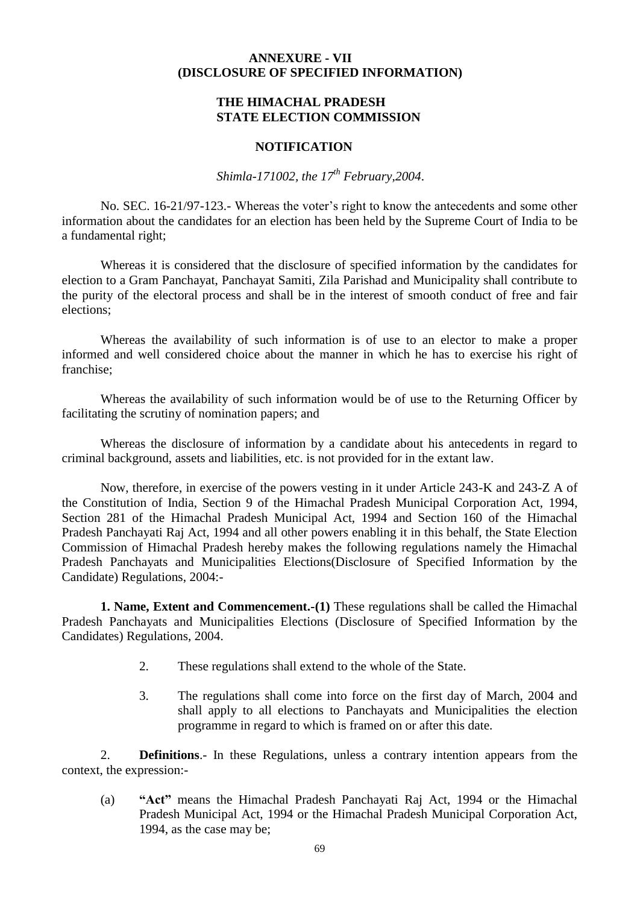# ANNEXURE - VII
## (DISCLOSURE OF SPECIFIED INFORMATION)

### THE HIMACHAL PRADESH STATE ELECTION COMMISSION

### NOTIFICATION

*Shimla-171002, the 17th February,2004.*

No. SEC. 16-21/97-123.- Whereas the voter's right to know the antecedents and some other information about the candidates for an election has been held by the Supreme Court of India to be a fundamental right;

Whereas it is considered that the disclosure of specified information by the candidates for election to a Gram Panchayat, Panchayat Samiti, Zila Parishad and Municipality shall contribute to the purity of the electoral process and shall be in the interest of smooth conduct of free and fair elections;

Whereas the availability of such information is of use to an elector to make a proper informed and well considered choice about the manner in which he has to exercise his right of franchise;

Whereas the availability of such information would be of use to the Returning Officer by facilitating the scrutiny of nomination papers; and

Whereas the disclosure of information by a candidate about his antecedents in regard to criminal background, assets and liabilities, etc. is not provided for in the extant law.

Now, therefore, in exercise of the powers vesting in it under Article 243-K and 243-Z A of the Constitution of India, Section 9 of the Himachal Pradesh Municipal Corporation Act, 1994, Section 281 of the Himachal Pradesh Municipal Act, 1994 and Section 160 of the Himachal Pradesh Panchayati Raj Act, 1994 and all other powers enabling it in this behalf, the State Election Commission of Himachal Pradesh hereby makes the following regulations namely the Himachal Pradesh Panchayats and Municipalities Elections(Disclosure of Specified Information by the Candidate) Regulations, 2004:-

**1. Name, Extent and Commencement.-(1)** These regulations shall be called the Himachal Pradesh Panchayats and Municipalities Elections (Disclosure of Specified Information by the Candidates) Regulations, 2004.

2. These regulations shall extend to the whole of the State.

3. The regulations shall come into force on the first day of March, 2004 and shall apply to all elections to Panchayats and Municipalities the election programme in regard to which is framed on or after this date.

2. **Definitions**.- In these Regulations, unless a contrary intention appears from the context, the expression:-

(a) **"Act"** means the Himachal Pradesh Panchayati Raj Act, 1994 or the Himachal Pradesh Municipal Act, 1994 or the Himachal Pradesh Municipal Corporation Act, 1994, as the case may be;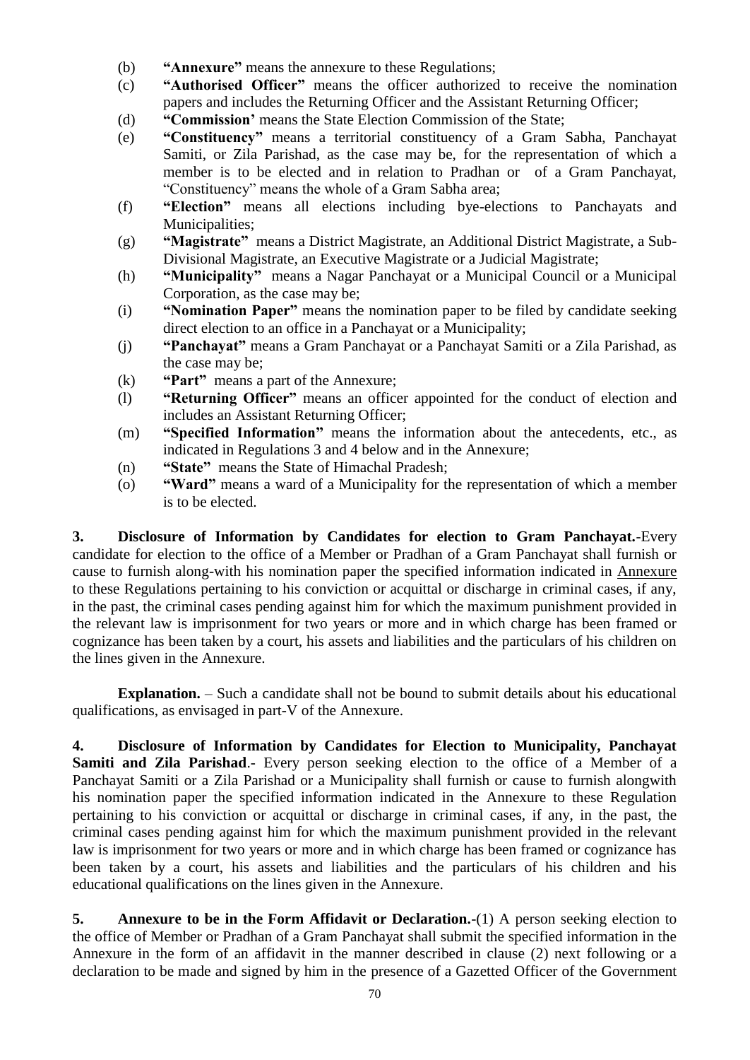- (b) **"Annexure"** means the annexure to these Regulations;
- (c) **"Authorised Officer"** means the officer authorized to receive the nomination papers and includes the Returning Officer and the Assistant Returning Officer;
- (d) **"Commission'** means the State Election Commission of the State;
- (e) **"Constituency"** means a territorial constituency of a Gram Sabha, Panchayat Samiti, or Zila Parishad, as the case may be, for the representation of which a member is to be elected and in relation to Pradhan or of a Gram Panchayat, "Constituency" means the whole of a Gram Sabha area;
- (f) **"Election"** means all elections including bye-elections to Panchayats and Municipalities;
- (g) **"Magistrate"** means a District Magistrate, an Additional District Magistrate, a Sub-Divisional Magistrate, an Executive Magistrate or a Judicial Magistrate;
- (h) **"Municipality"** means a Nagar Panchayat or a Municipal Council or a Municipal Corporation, as the case may be;
- (i) **"Nomination Paper"** means the nomination paper to be filed by candidate seeking direct election to an office in a Panchayat or a Municipality;
- (j) **"Panchayat"** means a Gram Panchayat or a Panchayat Samiti or a Zila Parishad, as the case may be;
- (k) **"Part"** means a part of the Annexure;
- (l) **"Returning Officer"** means an officer appointed for the conduct of election and includes an Assistant Returning Officer;
- (m) **"Specified Information"** means the information about the antecedents, etc., as indicated in Regulations 3 and 4 below and in the Annexure;
- (n) **"State"** means the State of Himachal Pradesh;
- (o) **"Ward"** means a ward of a Municipality for the representation of which a member is to be elected.

**3. Disclosure of Information by Candidates for election to Gram Panchayat.**-Every candidate for election to the office of a Member or Pradhan of a Gram Panchayat shall furnish or cause to furnish along-with his nomination paper the specified information indicated in Annexure to these Regulations pertaining to his conviction or acquittal or discharge in criminal cases, if any, in the past, the criminal cases pending against him for which the maximum punishment provided in the relevant law is imprisonment for two years or more and in which charge has been framed or cognizance has been taken by a court, his assets and liabilities and the particulars of his children on the lines given in the Annexure.

**Explanation.** – Such a candidate shall not be bound to submit details about his educational qualifications, as envisaged in part-V of the Annexure.

**4. Disclosure of Information by Candidates for Election to Municipality, Panchayat Samiti and Zila Parishad**.- Every person seeking election to the office of a Member of a Panchayat Samiti or a Zila Parishad or a Municipality shall furnish or cause to furnish alongwith his nomination paper the specified information indicated in the Annexure to these Regulation pertaining to his conviction or acquittal or discharge in criminal cases, if any, in the past, the criminal cases pending against him for which the maximum punishment provided in the relevant law is imprisonment for two years or more and in which charge has been framed or cognizance has been taken by a court, his assets and liabilities and the particulars of his children and his educational qualifications on the lines given in the Annexure.

**5. Annexure to be in the Form Affidavit or Declaration.**-(1) A person seeking election to the office of Member or Pradhan of a Gram Panchayat shall submit the specified information in the Annexure in the form of an affidavit in the manner described in clause (2) next following or a declaration to be made and signed by him in the presence of a Gazetted Officer of the Government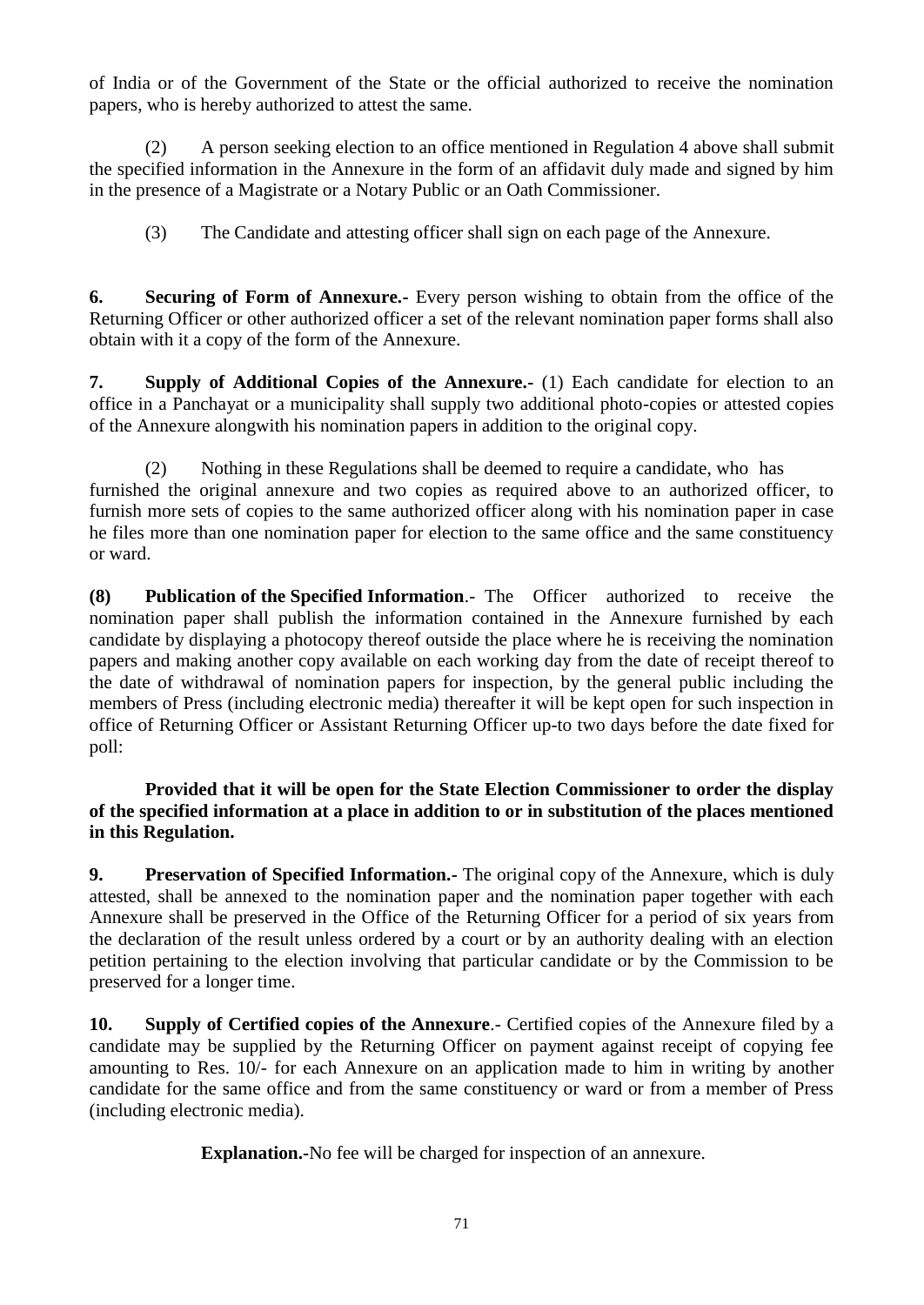of India or of the Government of the State or the official authorized to receive the nomination papers, who is hereby authorized to attest the same.

(2) A person seeking election to an office mentioned in Regulation 4 above shall submit the specified information in the Annexure in the form of an affidavit duly made and signed by him in the presence of a Magistrate or a Notary Public or an Oath Commissioner.

(3) The Candidate and attesting officer shall sign on each page of the Annexure.

**6. Securing of Form of Annexure.-** Every person wishing to obtain from the office of the Returning Officer or other authorized officer a set of the relevant nomination paper forms shall also obtain with it a copy of the form of the Annexure.

**7. Supply of Additional Copies of the Annexure.-** (1) Each candidate for election to an office in a Panchayat or a municipality shall supply two additional photo-copies or attested copies of the Annexure alongwith his nomination papers in addition to the original copy.

(2) Nothing in these Regulations shall be deemed to require a candidate, who has furnished the original annexure and two copies as required above to an authorized officer, to furnish more sets of copies to the same authorized officer along with his nomination paper in case he files more than one nomination paper for election to the same office and the same constituency or ward.

**(8) Publication of the Specified Information**.- The Officer authorized to receive the nomination paper shall publish the information contained in the Annexure furnished by each candidate by displaying a photocopy thereof outside the place where he is receiving the nomination papers and making another copy available on each working day from the date of receipt thereof to the date of withdrawal of nomination papers for inspection, by the general public including the members of Press (including electronic media) thereafter it will be kept open for such inspection in office of Returning Officer or Assistant Returning Officer up-to two days before the date fixed for poll:

**Provided that it will be open for the State Election Commissioner to order the display of the specified information at a place in addition to or in substitution of the places mentioned in this Regulation.**

**9. Preservation of Specified Information.-** The original copy of the Annexure, which is duly attested, shall be annexed to the nomination paper and the nomination paper together with each Annexure shall be preserved in the Office of the Returning Officer for a period of six years from the declaration of the result unless ordered by a court or by an authority dealing with an election petition pertaining to the election involving that particular candidate or by the Commission to be preserved for a longer time.

**10. Supply of Certified copies of the Annexure**.- Certified copies of the Annexure filed by a candidate may be supplied by the Returning Officer on payment against receipt of copying fee amounting to Res. 10/- for each Annexure on an application made to him in writing by another candidate for the same office and from the same constituency or ward or from a member of Press (including electronic media).

**Explanation.-**No fee will be charged for inspection of an annexure.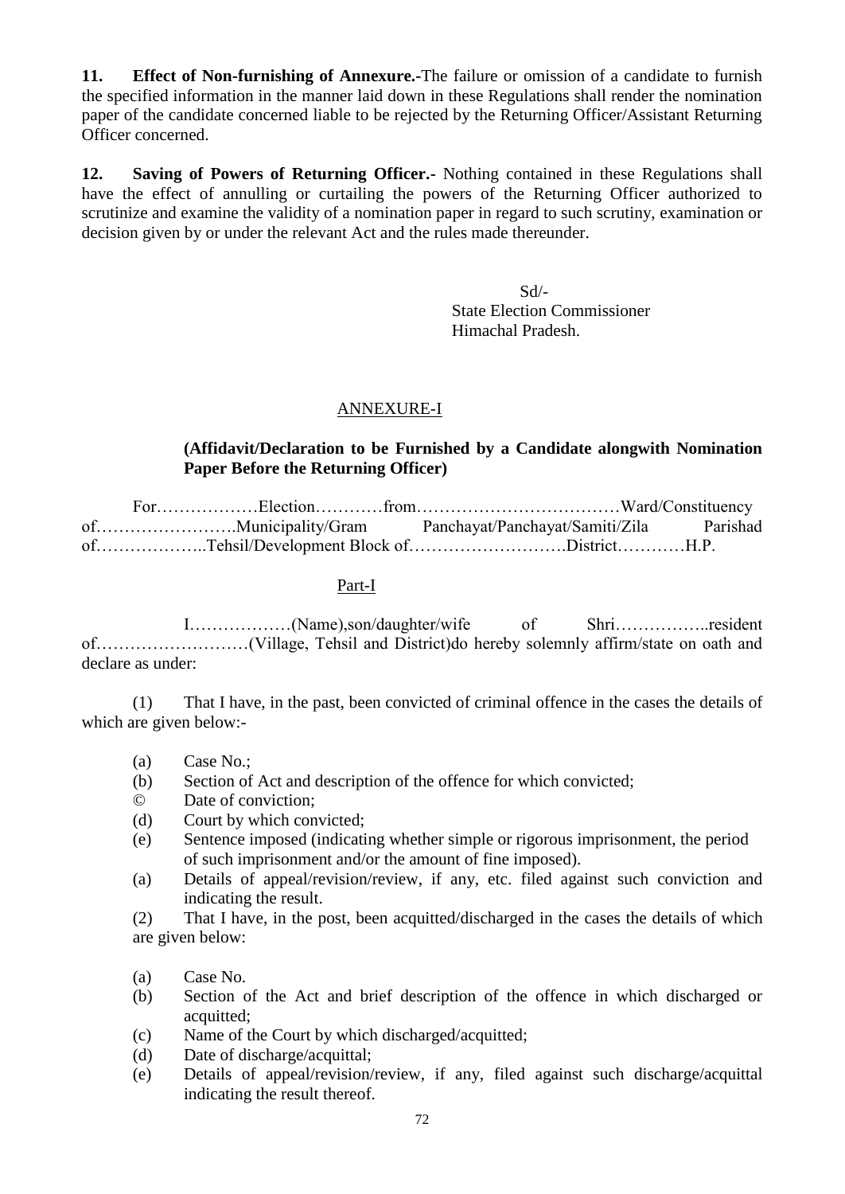**11. Effect of Non-furnishing of Annexure.-**The failure or omission of a candidate to furnish the specified information in the manner laid down in these Regulations shall render the nomination paper of the candidate concerned liable to be rejected by the Returning Officer/Assistant Returning Officer concerned.

**12. Saving of Powers of Returning Officer.-** Nothing contained in these Regulations shall have the effect of annulling or curtailing the powers of the Returning Officer authorized to scrutinize and examine the validity of a nomination paper in regard to such scrutiny, examination or decision given by or under the relevant Act and the rules made thereunder.

Sd/-
State Election Commissioner
Himachal Pradesh.

## ANNEXURE-I

**(Affidavit/Declaration to be Furnished by a Candidate alongwith Nomination Paper Before the Returning Officer)**

For………………Election…………from………………………………Ward/Constituency of……………………..Municipality/Gram Panchayat/Panchayat/Samiti/Zila Parishad of………………..Tehsil/Development Block of……………………….District…………H.P.

### Part-I

I………………(Name),son/daughter/wife of Shri……………..resident of………………………(Village, Tehsil and District)do hereby solemnly affirm/state on oath and declare as under:

(1) That I have, in the past, been convicted of criminal offence in the cases the details of which are given below:-

- (a) Case No.;
- (b) Section of Act and description of the offence for which convicted;
- © Date of conviction;
- (d) Court by which convicted;
- (e) Sentence imposed (indicating whether simple or rigorous imprisonment, the period of such imprisonment and/or the amount of fine imposed).
- (a) Details of appeal/revision/review, if any, etc. filed against such conviction and indicating the result.

(2) That I have, in the post, been acquitted/discharged in the cases the details of which are given below:

- (a) Case No.
- (b) Section of the Act and brief description of the offence in which discharged or acquitted;
- (c) Name of the Court by which discharged/acquitted;
- (d) Date of discharge/acquittal;
- (e) Details of appeal/revision/review, if any, filed against such discharge/acquittal indicating the result thereof.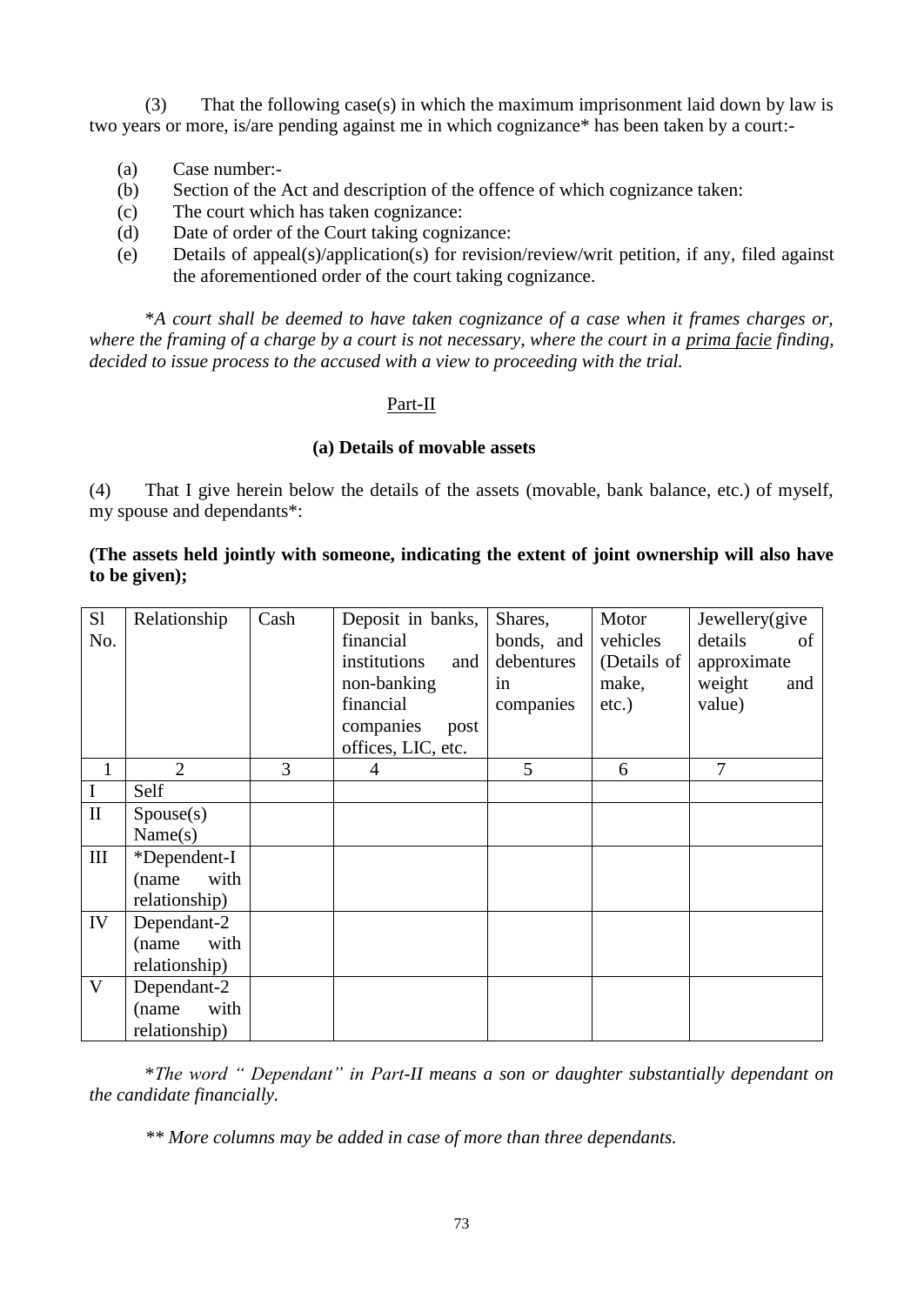(3) That the following case(s) in which the maximum imprisonment laid down by law is two years or more, is/are pending against me in which cognizance* has been taken by a court:-

(a) Case number:-
(b) Section of the Act and description of the offence of which cognizance taken:
(c) The court which has taken cognizance:
(d) Date of order of the Court taking cognizance:
(e) Details of appeal(s)/application(s) for revision/review/writ petition, if any, filed against the aforementioned order of the court taking cognizance.

**A court shall be deemed to have taken cognizance of a case when it frames charges or, where the framing of a charge by a court is not necessary, where the court in a prima facie finding, decided to issue process to the accused with a view to proceeding with the trial.*

## Part-II

### (a) Details of movable assets

(4) That I give herein below the details of the assets (movable, bank balance, etc.) of myself, my spouse and dependants*:

**(The assets held jointly with someone, indicating the extent of joint ownership will also have to be given);**

| Sl No. | Relationship | Cash | Deposit in banks, financial institutions and non-banking financial companies post offices, LIC, etc. | Shares, bonds, and debentures in companies | Motor vehicles (Details of make, etc.) | Jewellery(give details of approximate weight and value) |
|---|---|---|---|---|---|---|
| 1 | 2 | 3 | 4 | 5 | 6 | 7 |
| I | Self | | | | | |
| II | Spouse(s) Name(s) | | | | | |
| III | *Dependent-I (name with relationship) | | | | | |
| IV | Dependant-2 (name with relationship) | | | | | |
| V | Dependant-2 (name with relationship) | | | | | |

**The word " Dependant" in Part-II means a son or daughter substantially dependant on the candidate financially.*

*** More columns may be added in case of more than three dependants.*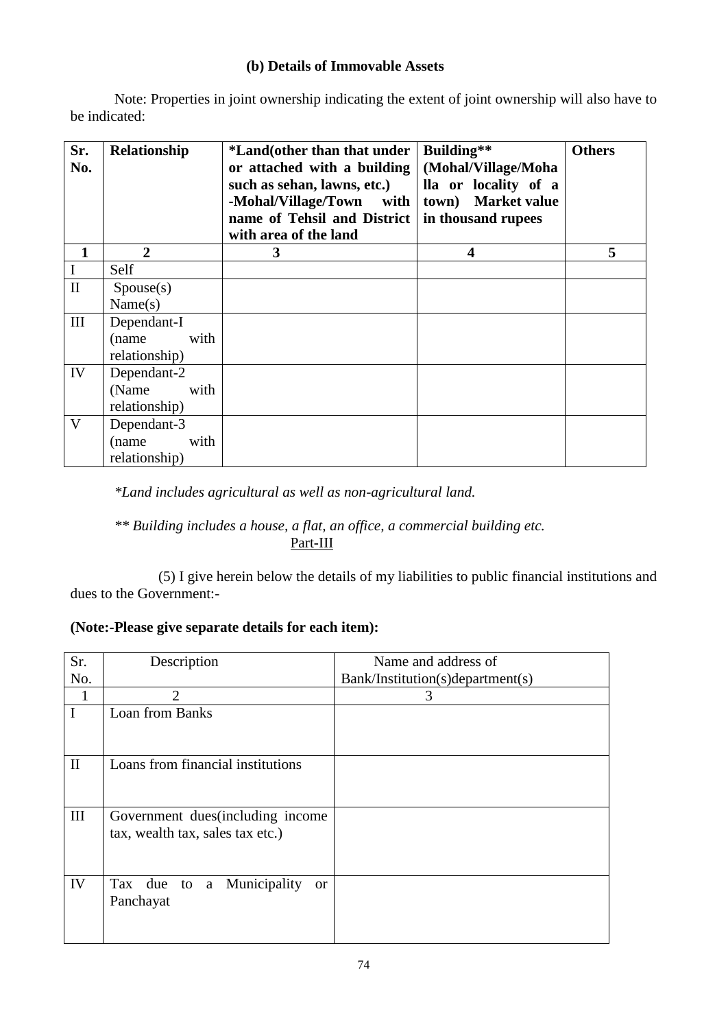### (b) Details of Immovable Assets

Note: Properties in joint ownership indicating the extent of joint ownership will also have to be indicated:

| Sr. No. | Relationship | *Land(other than that under or attached with a building such as sehan, lawns, etc.) -Mohal/Village/Town with name of Tehsil and District with area of the land | Building** (Mohal/Village/Mohalla or locality of a town) Market value in thousand rupees | Others |
|---|---|---|---|---|
| 1 | 2 | 3 | 4 | 5 |
| I | Self | | | |
| II | Spouse(s) Name(s) | | | |
| III | Dependant-I (name with relationship) | | | |
| IV | Dependant-2 (Name with relationship) | | | |
| V | Dependant-3 (name with relationship) | | | |

*\*Land includes agricultural as well as non-agricultural land.*

*\*\* Building includes a house, a flat, an office, a commercial building etc.*

Part-III

(5) I give herein below the details of my liabilities to public financial institutions and dues to the Government:-

**(Note:-Please give separate details for each item):**

| Sr. No. | Description | Name and address of Bank/Institution(s)department(s) |
|---|---|---|
| 1 | 2 | 3 |
| I | Loan from Banks | |
| II | Loans from financial institutions | |
| III | Government dues(including income tax, wealth tax, sales tax etc.) | |
| IV | Tax due to a Municipality or Panchayat | |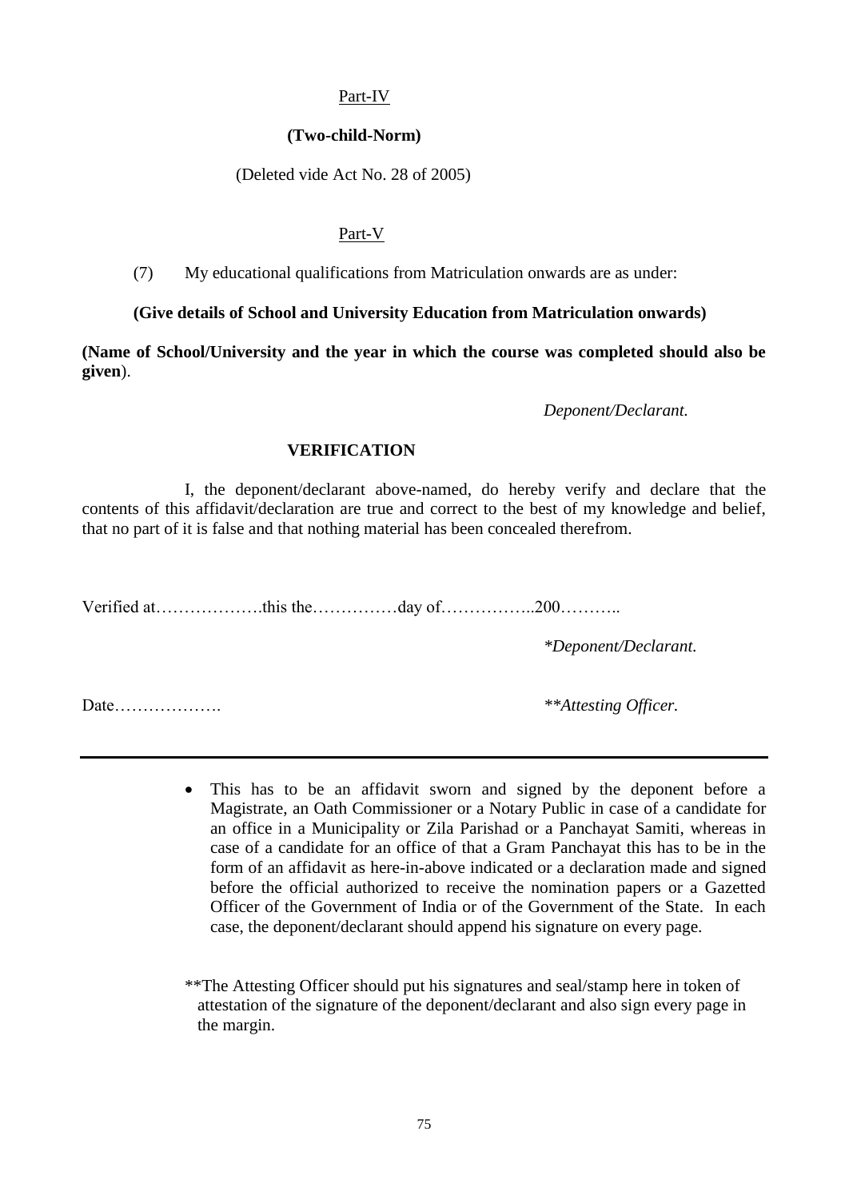<u>Part-IV</u>

**(Two-child-Norm)**

(Deleted vide Act No. 28 of 2005)

<u>Part-V</u>

(7) My educational qualifications from Matriculation onwards are as under:

**(Give details of School and University Education from Matriculation onwards)**

**(Name of School/University and the year in which the course was completed should also be given**).

*Deponent/Declarant.*

**VERIFICATION**

I, the deponent/declarant above-named, do hereby verify and declare that the contents of this affidavit/declaration are true and correct to the best of my knowledge and belief, that no part of it is false and that nothing material has been concealed therefrom.

Verified at……………….this the……………day of……………..200………..

*\*Deponent/Declarant.*

Date……………….

*\*\*Attesting Officer.*

---

- This has to be an affidavit sworn and signed by the deponent before a Magistrate, an Oath Commissioner or a Notary Public in case of a candidate for an office in a Municipality or Zila Parishad or a Panchayat Samiti, whereas in case of a candidate for an office of that a Gram Panchayat this has to be in the form of an affidavit as here-in-above indicated or a declaration made and signed before the official authorized to receive the nomination papers or a Gazetted Officer of the Government of India or of the Government of the State. In each case, the deponent/declarant should append his signature on every page.

**The Attesting Officer should put his signatures and seal/stamp here in token of attestation of the signature of the deponent/declarant and also sign every page in the margin.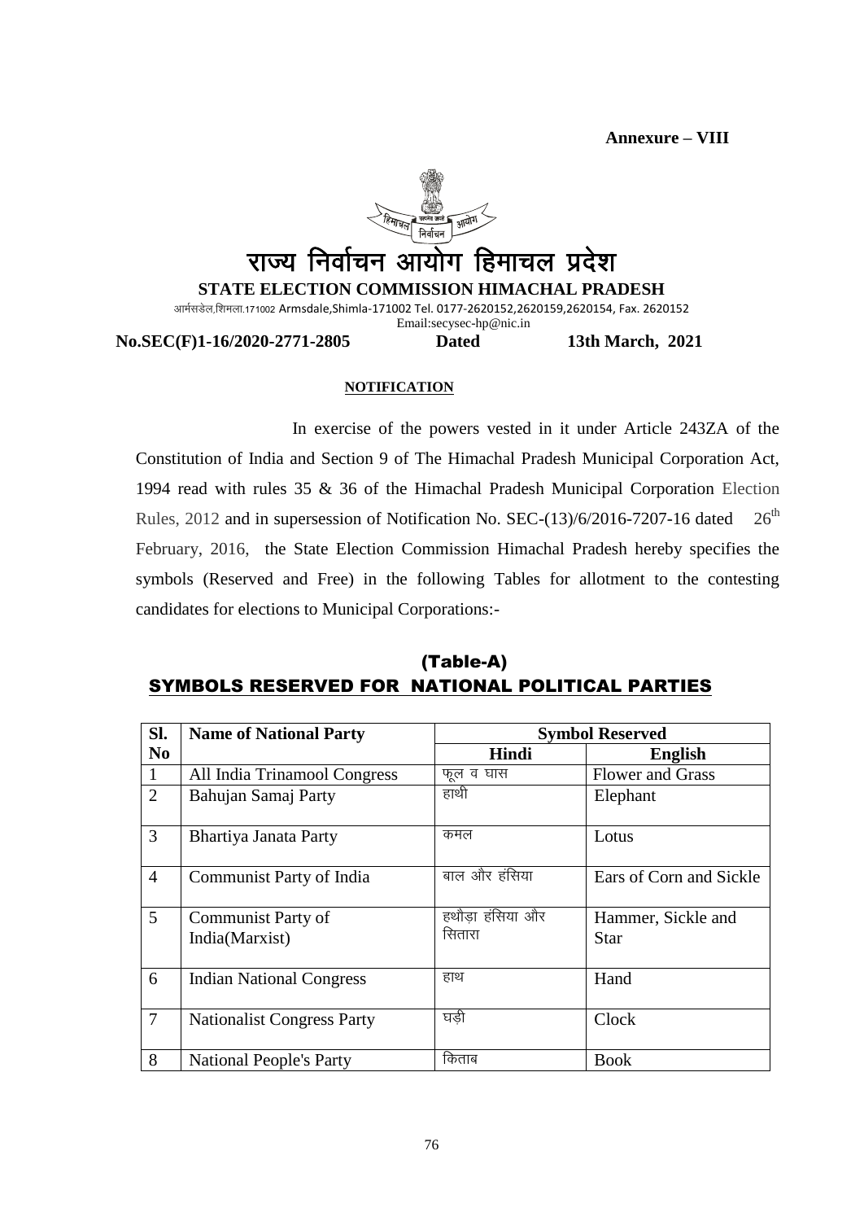**Annexure – VIII**

# राज्य निर्वाचन आयोग हिमाचल प्रदेश

**STATE ELECTION COMMISSION HIMACHAL PRADESH**

आर्मसडेल,शिमला.171002 Armsdale,Shimla-171002 Tel. 0177-2620152,2620159,2620154, Fax. 2620152
Email:secysec-hp@nic.in

**No.SEC(F)1-16/2020-2771-2805** **Dated** **13th March, 2021**

**NOTIFICATION**

In exercise of the powers vested in it under Article 243ZA of the Constitution of India and Section 9 of The Himachal Pradesh Municipal Corporation Act, 1994 read with rules 35 & 36 of the Himachal Pradesh Municipal Corporation Election Rules, 2012 and in supersession of Notification No. SEC-(13)/6/2016-7207-16 dated 26th February, 2016, the State Election Commission Himachal Pradesh hereby specifies the symbols (Reserved and Free) in the following Tables for allotment to the contesting candidates for elections to Municipal Corporations:-

## (Table-A)
## SYMBOLS RESERVED FOR NATIONAL POLITICAL PARTIES

| Sl. No | Name of National Party | Symbol Reserved | |
|---|---|---|---|
| | | **Hindi** | **English** |
| 1 | All India Trinamool Congress | फूल व घास | Flower and Grass |
| 2 | Bahujan Samaj Party | हाथी | Elephant |
| 3 | Bhartiya Janata Party | कमल | Lotus |
| 4 | Communist Party of India | बाल और हंसिया | Ears of Corn and Sickle |
| 5 | Communist Party of India(Marxist) | हथौड़ा हंसिया और सितारा | Hammer, Sickle and Star |
| 6 | Indian National Congress | हाथ | Hand |
| 7 | Nationalist Congress Party | घड़ी | Clock |
| 8 | National People's Party | किताब | Book |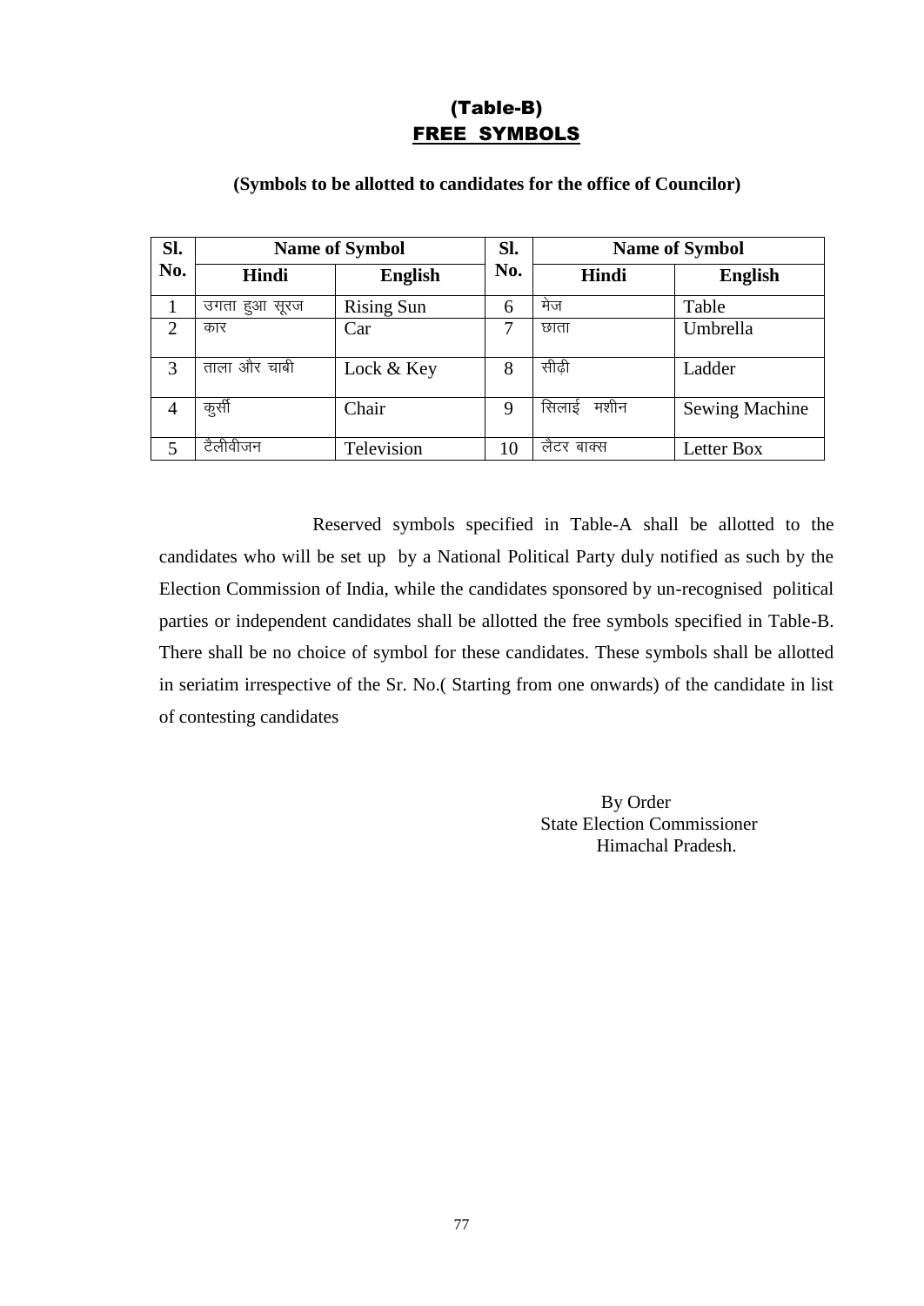## (Table-B)
## FREE SYMBOLS

**(Symbols to be allotted to candidates for the office of Councilor)**

| Sl. No. | Name of Symbol | | Sl. No. | Name of Symbol | |
|---|---|---|---|---|---|
| | **Hindi** | **English** | | **Hindi** | **English** |
| 1 | उगता हुआ सूरज | Rising Sun | 6 | मेज | Table |
| 2 | कार | Car | 7 | छाता | Umbrella |
| 3 | ताला और चाबी | Lock & Key | 8 | सीढ़ी | Ladder |
| 4 | कुर्सी | Chair | 9 | सिलाई मशीन | Sewing Machine |
| 5 | टैलीवीजन | Television | 10 | लैटर बाक्स | Letter Box |

Reserved symbols specified in Table-A shall be allotted to the candidates who will be set up by a National Political Party duly notified as such by the Election Commission of India, while the candidates sponsored by un-recognised political parties or independent candidates shall be allotted the free symbols specified in Table-B. There shall be no choice of symbol for these candidates. These symbols shall be allotted in seriatim irrespective of the Sr. No.( Starting from one onwards) of the candidate in list of contesting candidates

By Order
State Election Commissioner
Himachal Pradesh.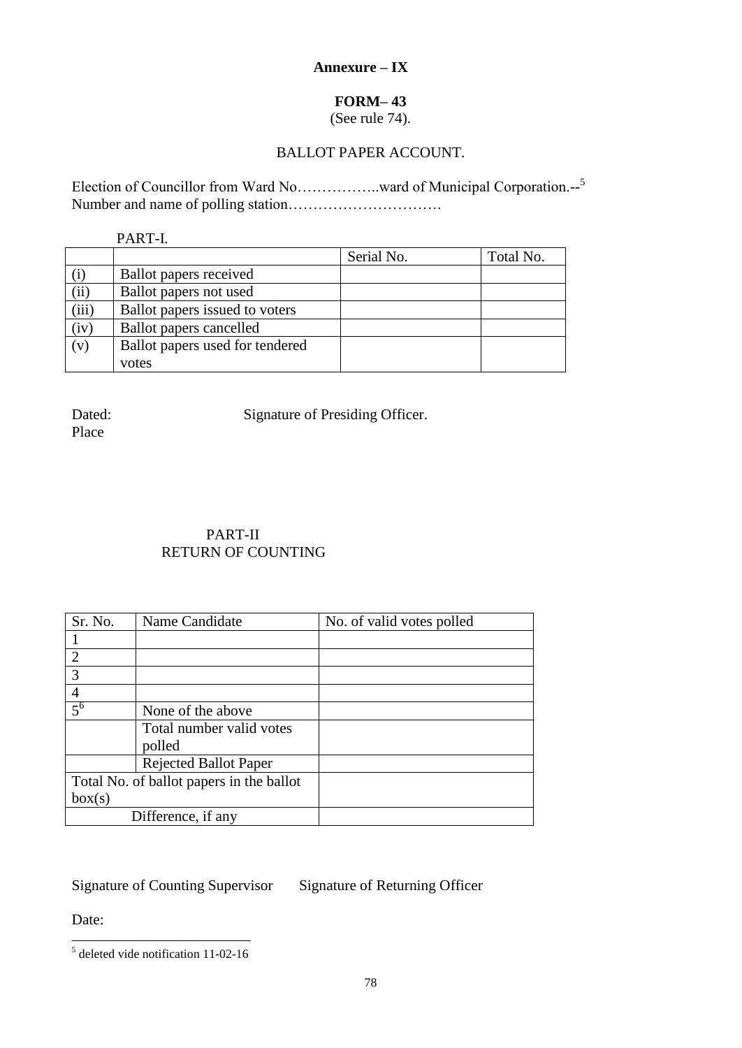**Annexure – IX**

**FORM– 43**

(See rule 74).

BALLOT PAPER ACCOUNT.

Election of Councillor from Ward No……………..ward of Municipal Corporation.--[5]
Number and name of polling station………………………….

PART-I.

| | | Serial No. | Total No. |
|---|---|---|---|
| (i) | Ballot papers received | | |
| (ii) | Ballot papers not used | | |
| (iii) | Ballot papers issued to voters | | |
| (iv) | Ballot papers cancelled | | |
| (v) | Ballot papers used for tendered votes | | |

Dated: Signature of Presiding Officer.
Place

PART-II
RETURN OF COUNTING

| Sr. No. | Name Candidate | No. of valid votes polled |
|---|---|---|
| 1 | | |
| 2 | | |
| 3 | | |
| 4 | | |
| 5[6] | None of the above | |
| | Total number valid votes polled | |
| | Rejected Ballot Paper | |
| Total No. of ballot papers in the ballot box(s) | | |
| Difference, if any | | |

Signature of Counting Supervisor Signature of Returning Officer

Date:

[5] deleted vide notification 11-02-16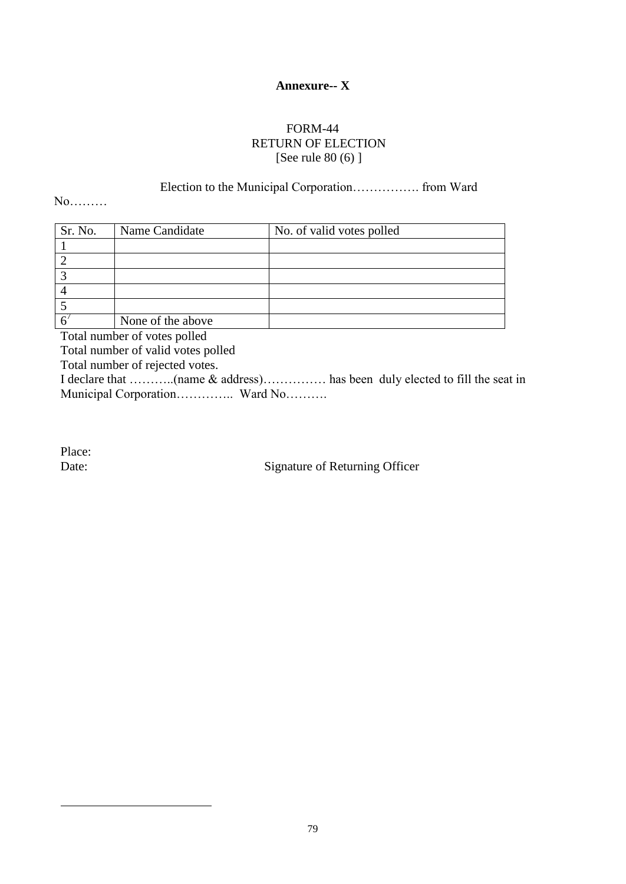**Annexure-- X**

FORM-44
RETURN OF ELECTION
[See rule 80 (6) ]

Election to the Municipal Corporation……………. from Ward No………

| Sr. No. | Name Candidate | No. of valid votes polled |
|---|---|---|
| 1 | | |
| 2 | | |
| 3 | | |
| 4 | | |
| 5 | | |
| 6[7] | None of the above | |

Total number of votes polled

Total number of valid votes polled

Total number of rejected votes.

I declare that ………..(name & address)…………… has been duly elected to fill the seat in Municipal Corporation………….. Ward No……….

Place:

Date: Signature of Returning Officer